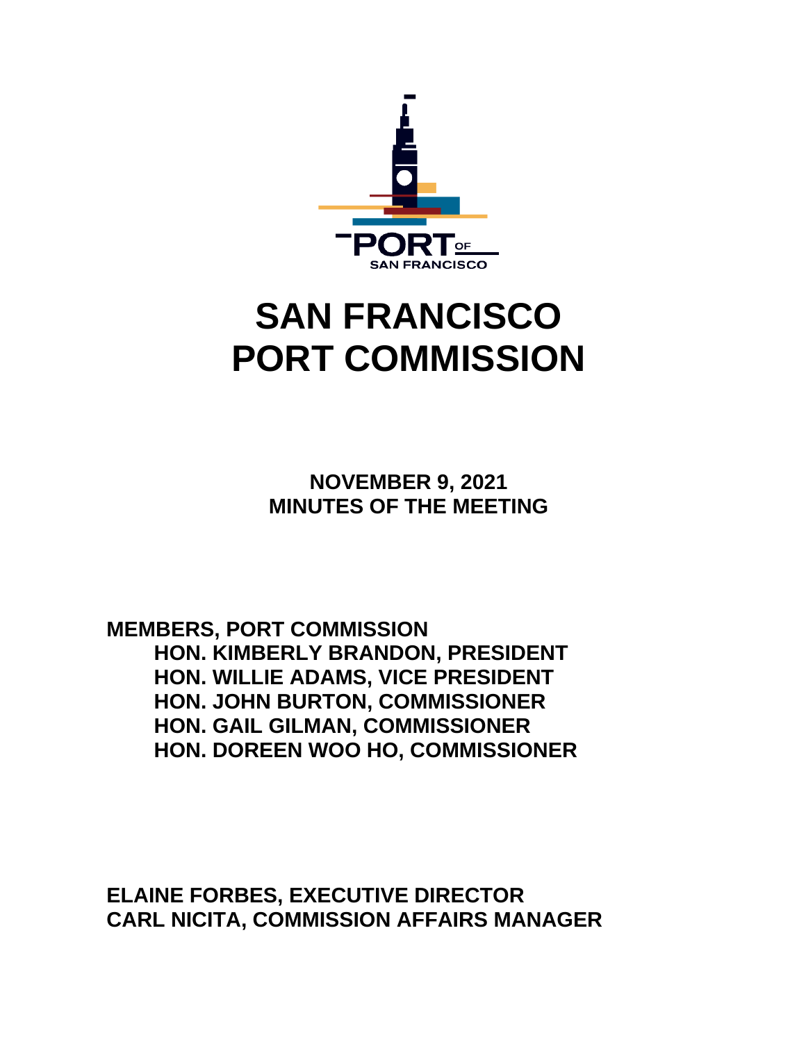# SAN FRANCISCO PORT COMMISSION

**NOVEMBER 9, 2021**
**MINUTES OF THE MEETING**

**MEMBERS, PORT COMMISSION**

**HON. KIMBERLY BRANDON, PRESIDENT**
**HON. WILLIE ADAMS, VICE PRESIDENT**
**HON. JOHN BURTON, COMMISSIONER**
**HON. GAIL GILMAN, COMMISSIONER**
**HON. DOREEN WOO HO, COMMISSIONER**

**ELAINE FORBES, EXECUTIVE DIRECTOR**
**CARL NICITA, COMMISSION AFFAIRS MANAGER**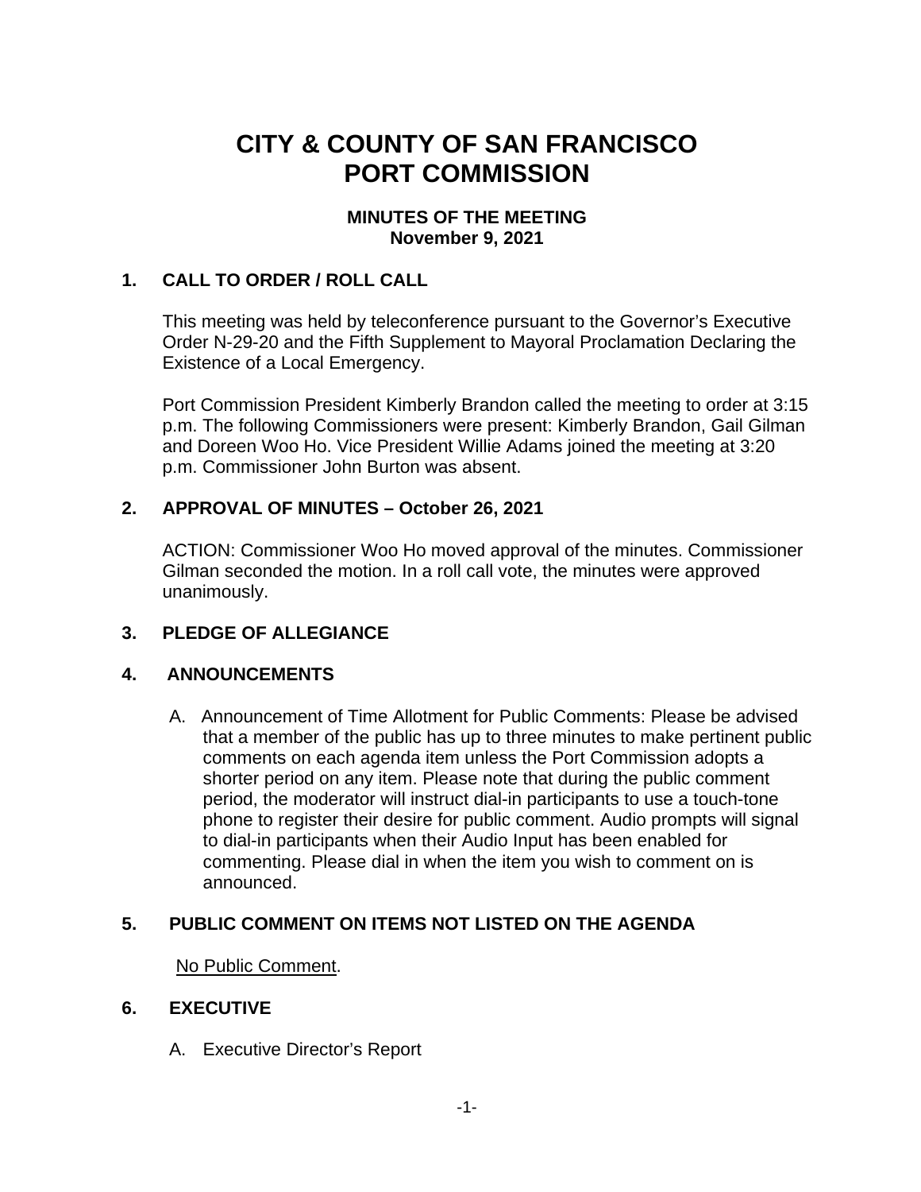# CITY & COUNTY OF SAN FRANCISCO
# PORT COMMISSION

### MINUTES OF THE MEETING
### November 9, 2021

## 1. CALL TO ORDER / ROLL CALL

This meeting was held by teleconference pursuant to the Governor's Executive Order N-29-20 and the Fifth Supplement to Mayoral Proclamation Declaring the Existence of a Local Emergency.

Port Commission President Kimberly Brandon called the meeting to order at 3:15 p.m. The following Commissioners were present: Kimberly Brandon, Gail Gilman and Doreen Woo Ho. Vice President Willie Adams joined the meeting at 3:20 p.m. Commissioner John Burton was absent.

## 2. APPROVAL OF MINUTES – October 26, 2021

ACTION: Commissioner Woo Ho moved approval of the minutes. Commissioner Gilman seconded the motion. In a roll call vote, the minutes were approved unanimously.

## 3. PLEDGE OF ALLEGIANCE

## 4. ANNOUNCEMENTS

A. Announcement of Time Allotment for Public Comments: Please be advised that a member of the public has up to three minutes to make pertinent public comments on each agenda item unless the Port Commission adopts a shorter period on any item. Please note that during the public comment period, the moderator will instruct dial-in participants to use a touch-tone phone to register their desire for public comment. Audio prompts will signal to dial-in participants when their Audio Input has been enabled for commenting. Please dial in when the item you wish to comment on is announced.

## 5. PUBLIC COMMENT ON ITEMS NOT LISTED ON THE AGENDA

No Public Comment.

## 6. EXECUTIVE

A. Executive Director's Report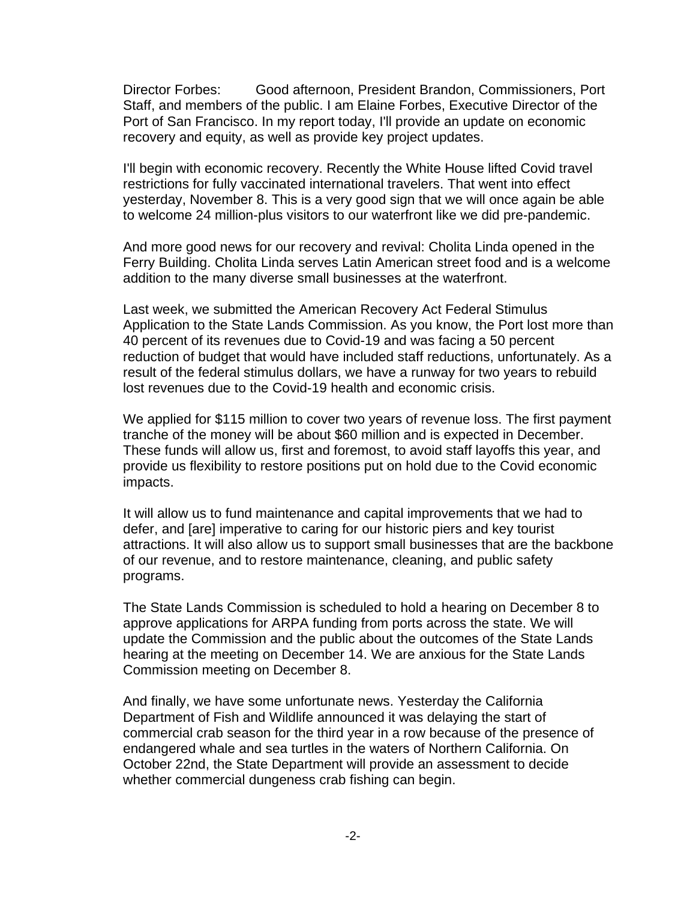Director Forbes: Good afternoon, President Brandon, Commissioners, Port Staff, and members of the public. I am Elaine Forbes, Executive Director of the Port of San Francisco. In my report today, I'll provide an update on economic recovery and equity, as well as provide key project updates.

I'll begin with economic recovery. Recently the White House lifted Covid travel restrictions for fully vaccinated international travelers. That went into effect yesterday, November 8. This is a very good sign that we will once again be able to welcome 24 million-plus visitors to our waterfront like we did pre-pandemic.

And more good news for our recovery and revival: Cholita Linda opened in the Ferry Building. Cholita Linda serves Latin American street food and is a welcome addition to the many diverse small businesses at the waterfront.

Last week, we submitted the American Recovery Act Federal Stimulus Application to the State Lands Commission. As you know, the Port lost more than 40 percent of its revenues due to Covid-19 and was facing a 50 percent reduction of budget that would have included staff reductions, unfortunately. As a result of the federal stimulus dollars, we have a runway for two years to rebuild lost revenues due to the Covid-19 health and economic crisis.

We applied for $115 million to cover two years of revenue loss. The first payment tranche of the money will be about $60 million and is expected in December. These funds will allow us, first and foremost, to avoid staff layoffs this year, and provide us flexibility to restore positions put on hold due to the Covid economic impacts.

It will allow us to fund maintenance and capital improvements that we had to defer, and [are] imperative to caring for our historic piers and key tourist attractions. It will also allow us to support small businesses that are the backbone of our revenue, and to restore maintenance, cleaning, and public safety programs.

The State Lands Commission is scheduled to hold a hearing on December 8 to approve applications for ARPA funding from ports across the state. We will update the Commission and the public about the outcomes of the State Lands hearing at the meeting on December 14. We are anxious for the State Lands Commission meeting on December 8.

And finally, we have some unfortunate news. Yesterday the California Department of Fish and Wildlife announced it was delaying the start of commercial crab season for the third year in a row because of the presence of endangered whale and sea turtles in the waters of Northern California. On October 22nd, the State Department will provide an assessment to decide whether commercial dungeness crab fishing can begin.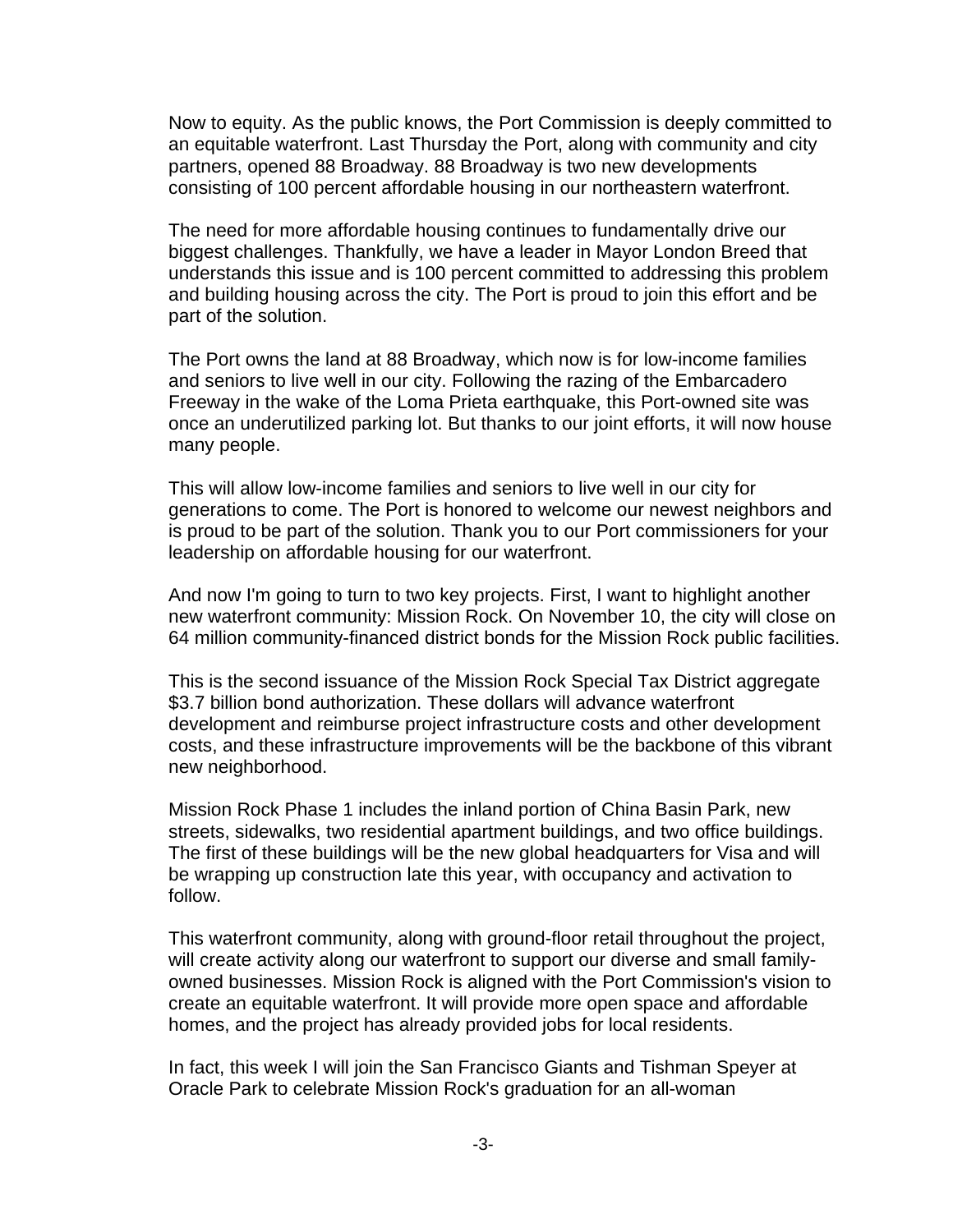Now to equity. As the public knows, the Port Commission is deeply committed to an equitable waterfront. Last Thursday the Port, along with community and city partners, opened 88 Broadway. 88 Broadway is two new developments consisting of 100 percent affordable housing in our northeastern waterfront.

The need for more affordable housing continues to fundamentally drive our biggest challenges. Thankfully, we have a leader in Mayor London Breed that understands this issue and is 100 percent committed to addressing this problem and building housing across the city. The Port is proud to join this effort and be part of the solution.

The Port owns the land at 88 Broadway, which now is for low-income families and seniors to live well in our city. Following the razing of the Embarcadero Freeway in the wake of the Loma Prieta earthquake, this Port-owned site was once an underutilized parking lot. But thanks to our joint efforts, it will now house many people.

This will allow low-income families and seniors to live well in our city for generations to come. The Port is honored to welcome our newest neighbors and is proud to be part of the solution. Thank you to our Port commissioners for your leadership on affordable housing for our waterfront.

And now I'm going to turn to two key projects. First, I want to highlight another new waterfront community: Mission Rock. On November 10, the city will close on 64 million community-financed district bonds for the Mission Rock public facilities.

This is the second issuance of the Mission Rock Special Tax District aggregate $3.7 billion bond authorization. These dollars will advance waterfront development and reimburse project infrastructure costs and other development costs, and these infrastructure improvements will be the backbone of this vibrant new neighborhood.

Mission Rock Phase 1 includes the inland portion of China Basin Park, new streets, sidewalks, two residential apartment buildings, and two office buildings. The first of these buildings will be the new global headquarters for Visa and will be wrapping up construction late this year, with occupancy and activation to follow.

This waterfront community, along with ground-floor retail throughout the project, will create activity along our waterfront to support our diverse and small family-owned businesses. Mission Rock is aligned with the Port Commission's vision to create an equitable waterfront. It will provide more open space and affordable homes, and the project has already provided jobs for local residents.

In fact, this week I will join the San Francisco Giants and Tishman Speyer at Oracle Park to celebrate Mission Rock's graduation for an all-woman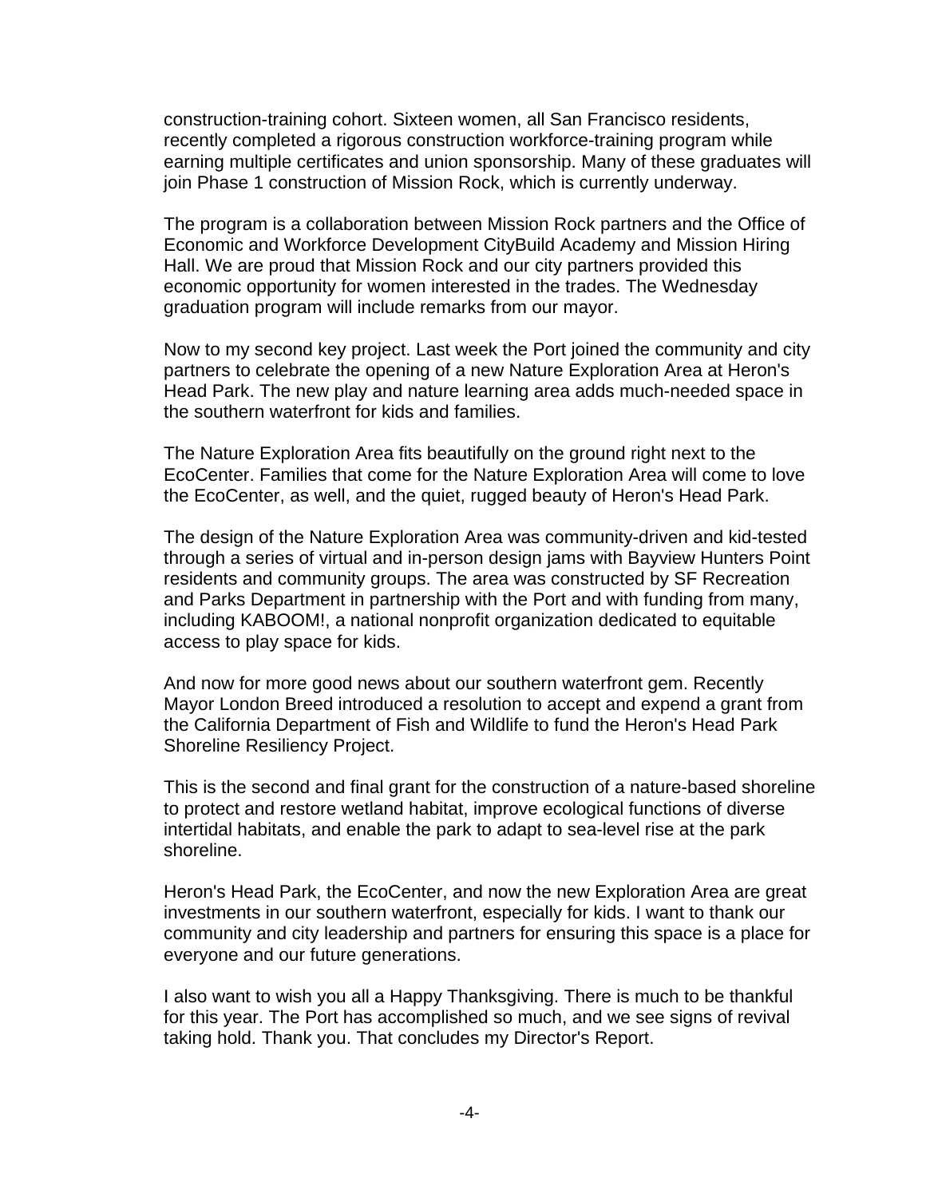construction-training cohort. Sixteen women, all San Francisco residents, recently completed a rigorous construction workforce-training program while earning multiple certificates and union sponsorship. Many of these graduates will join Phase 1 construction of Mission Rock, which is currently underway.

The program is a collaboration between Mission Rock partners and the Office of Economic and Workforce Development CityBuild Academy and Mission Hiring Hall. We are proud that Mission Rock and our city partners provided this economic opportunity for women interested in the trades. The Wednesday graduation program will include remarks from our mayor.

Now to my second key project. Last week the Port joined the community and city partners to celebrate the opening of a new Nature Exploration Area at Heron's Head Park. The new play and nature learning area adds much-needed space in the southern waterfront for kids and families.

The Nature Exploration Area fits beautifully on the ground right next to the EcoCenter. Families that come for the Nature Exploration Area will come to love the EcoCenter, as well, and the quiet, rugged beauty of Heron's Head Park.

The design of the Nature Exploration Area was community-driven and kid-tested through a series of virtual and in-person design jams with Bayview Hunters Point residents and community groups. The area was constructed by SF Recreation and Parks Department in partnership with the Port and with funding from many, including KABOOM!, a national nonprofit organization dedicated to equitable access to play space for kids.

And now for more good news about our southern waterfront gem. Recently Mayor London Breed introduced a resolution to accept and expend a grant from the California Department of Fish and Wildlife to fund the Heron's Head Park Shoreline Resiliency Project.

This is the second and final grant for the construction of a nature-based shoreline to protect and restore wetland habitat, improve ecological functions of diverse intertidal habitats, and enable the park to adapt to sea-level rise at the park shoreline.

Heron's Head Park, the EcoCenter, and now the new Exploration Area are great investments in our southern waterfront, especially for kids. I want to thank our community and city leadership and partners for ensuring this space is a place for everyone and our future generations.

I also want to wish you all a Happy Thanksgiving. There is much to be thankful for this year. The Port has accomplished so much, and we see signs of revival taking hold. Thank you. That concludes my Director's Report.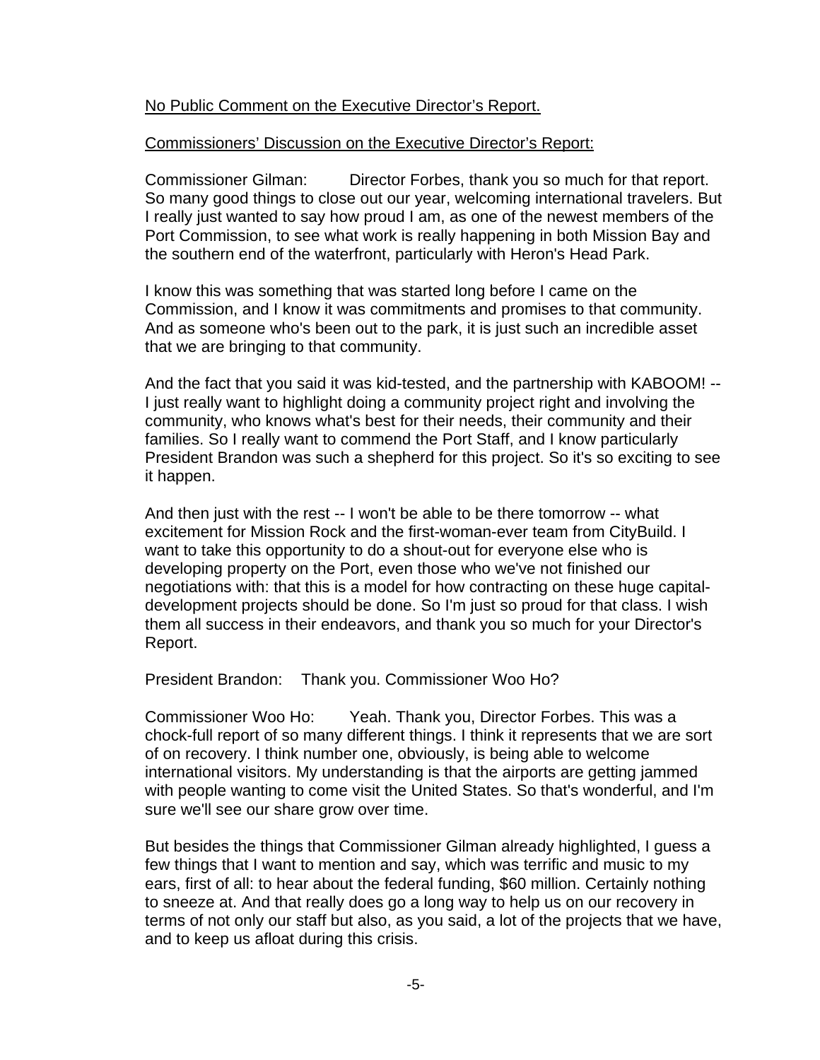No Public Comment on the Executive Director's Report.

Commissioners' Discussion on the Executive Director's Report:

Commissioner Gilman: Director Forbes, thank you so much for that report. So many good things to close out our year, welcoming international travelers. But I really just wanted to say how proud I am, as one of the newest members of the Port Commission, to see what work is really happening in both Mission Bay and the southern end of the waterfront, particularly with Heron's Head Park.

I know this was something that was started long before I came on the Commission, and I know it was commitments and promises to that community. And as someone who's been out to the park, it is just such an incredible asset that we are bringing to that community.

And the fact that you said it was kid-tested, and the partnership with KABOOM! -- I just really want to highlight doing a community project right and involving the community, who knows what's best for their needs, their community and their families. So I really want to commend the Port Staff, and I know particularly President Brandon was such a shepherd for this project. So it's so exciting to see it happen.

And then just with the rest -- I won't be able to be there tomorrow -- what excitement for Mission Rock and the first-woman-ever team from CityBuild. I want to take this opportunity to do a shout-out for everyone else who is developing property on the Port, even those who we've not finished our negotiations with: that this is a model for how contracting on these huge capital-development projects should be done. So I'm just so proud for that class. I wish them all success in their endeavors, and thank you so much for your Director's Report.

President Brandon: Thank you. Commissioner Woo Ho?

Commissioner Woo Ho: Yeah. Thank you, Director Forbes. This was a chock-full report of so many different things. I think it represents that we are sort of on recovery. I think number one, obviously, is being able to welcome international visitors. My understanding is that the airports are getting jammed with people wanting to come visit the United States. So that's wonderful, and I'm sure we'll see our share grow over time.

But besides the things that Commissioner Gilman already highlighted, I guess a few things that I want to mention and say, which was terrific and music to my ears, first of all: to hear about the federal funding, $60 million. Certainly nothing to sneeze at. And that really does go a long way to help us on our recovery in terms of not only our staff but also, as you said, a lot of the projects that we have, and to keep us afloat during this crisis.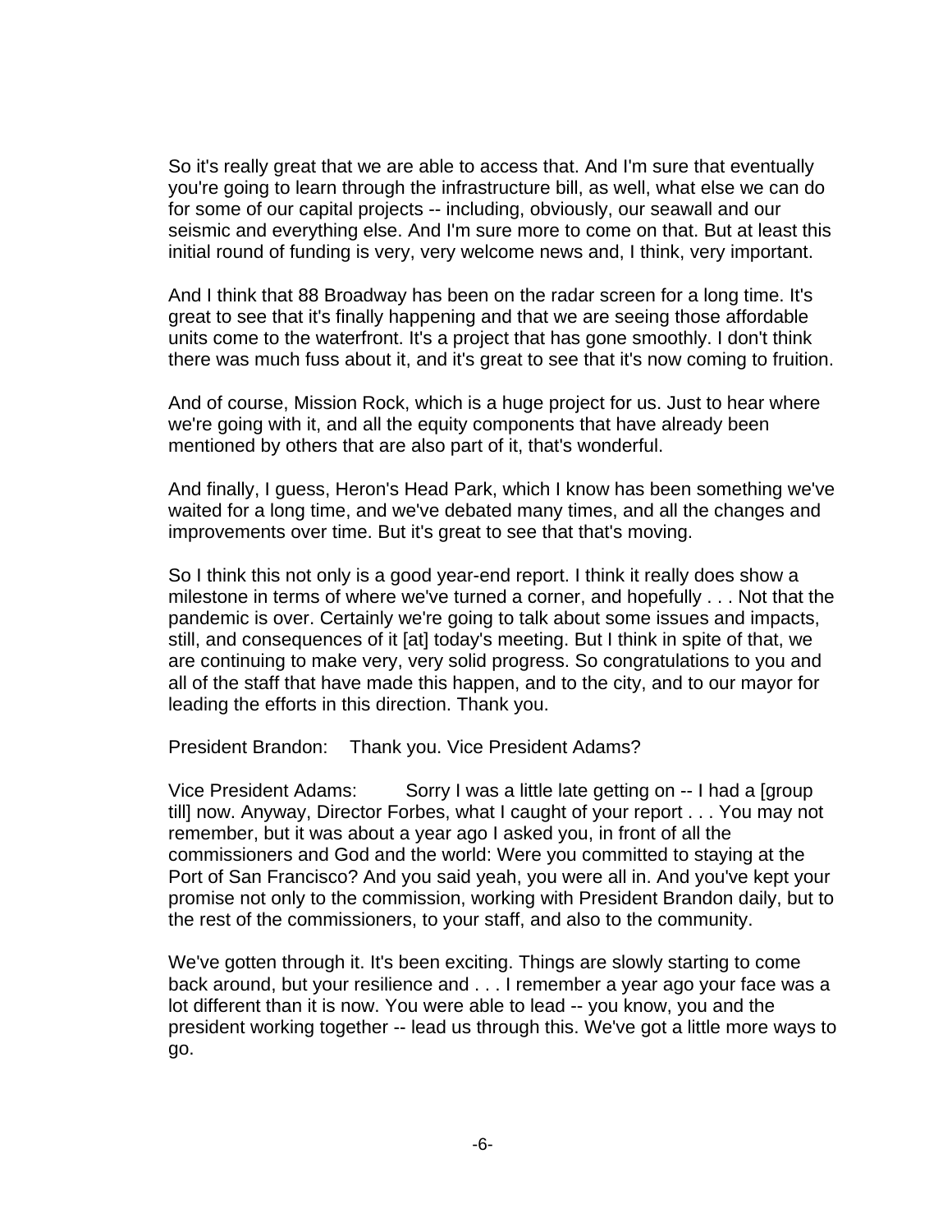So it's really great that we are able to access that. And I'm sure that eventually you're going to learn through the infrastructure bill, as well, what else we can do for some of our capital projects -- including, obviously, our seawall and our seismic and everything else. And I'm sure more to come on that. But at least this initial round of funding is very, very welcome news and, I think, very important.

And I think that 88 Broadway has been on the radar screen for a long time. It's great to see that it's finally happening and that we are seeing those affordable units come to the waterfront. It's a project that has gone smoothly. I don't think there was much fuss about it, and it's great to see that it's now coming to fruition.

And of course, Mission Rock, which is a huge project for us. Just to hear where we're going with it, and all the equity components that have already been mentioned by others that are also part of it, that's wonderful.

And finally, I guess, Heron's Head Park, which I know has been something we've waited for a long time, and we've debated many times, and all the changes and improvements over time. But it's great to see that that's moving.

So I think this not only is a good year-end report. I think it really does show a milestone in terms of where we've turned a corner, and hopefully . . . Not that the pandemic is over. Certainly we're going to talk about some issues and impacts, still, and consequences of it [at] today's meeting. But I think in spite of that, we are continuing to make very, very solid progress. So congratulations to you and all of the staff that have made this happen, and to the city, and to our mayor for leading the efforts in this direction. Thank you.

President Brandon: Thank you. Vice President Adams?

Vice President Adams: Sorry I was a little late getting on -- I had a [group till] now. Anyway, Director Forbes, what I caught of your report . . . You may not remember, but it was about a year ago I asked you, in front of all the commissioners and God and the world: Were you committed to staying at the Port of San Francisco? And you said yeah, you were all in. And you've kept your promise not only to the commission, working with President Brandon daily, but to the rest of the commissioners, to your staff, and also to the community.

We've gotten through it. It's been exciting. Things are slowly starting to come back around, but your resilience and . . . I remember a year ago your face was a lot different than it is now. You were able to lead -- you know, you and the president working together -- lead us through this. We've got a little more ways to go.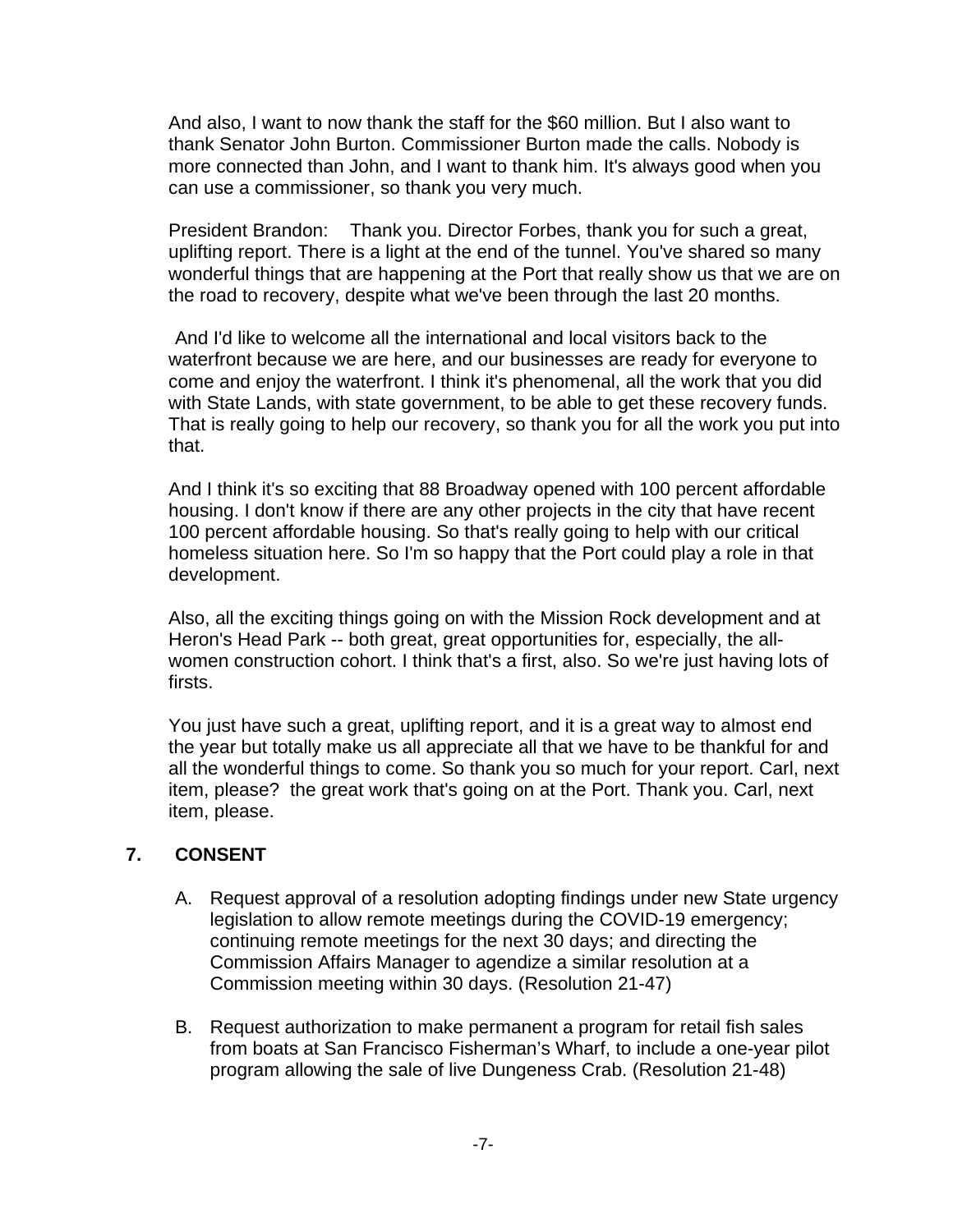And also, I want to now thank the staff for the $60 million. But I also want to thank Senator John Burton. Commissioner Burton made the calls. Nobody is more connected than John, and I want to thank him. It's always good when you can use a commissioner, so thank you very much.

President Brandon: Thank you. Director Forbes, thank you for such a great, uplifting report. There is a light at the end of the tunnel. You've shared so many wonderful things that are happening at the Port that really show us that we are on the road to recovery, despite what we've been through the last 20 months.

And I'd like to welcome all the international and local visitors back to the waterfront because we are here, and our businesses are ready for everyone to come and enjoy the waterfront. I think it's phenomenal, all the work that you did with State Lands, with state government, to be able to get these recovery funds. That is really going to help our recovery, so thank you for all the work you put into that.

And I think it's so exciting that 88 Broadway opened with 100 percent affordable housing. I don't know if there are any other projects in the city that have recent 100 percent affordable housing. So that's really going to help with our critical homeless situation here. So I'm so happy that the Port could play a role in that development.

Also, all the exciting things going on with the Mission Rock development and at Heron's Head Park -- both great, great opportunities for, especially, the all-women construction cohort. I think that's a first, also. So we're just having lots of firsts.

You just have such a great, uplifting report, and it is a great way to almost end the year but totally make us all appreciate all that we have to be thankful for and all the wonderful things to come. So thank you so much for your report. Carl, next item, please? the great work that's going on at the Port. Thank you. Carl, next item, please.

## 7. CONSENT

A. Request approval of a resolution adopting findings under new State urgency legislation to allow remote meetings during the COVID-19 emergency; continuing remote meetings for the next 30 days; and directing the Commission Affairs Manager to agendize a similar resolution at a Commission meeting within 30 days. (Resolution 21-47)

B. Request authorization to make permanent a program for retail fish sales from boats at San Francisco Fisherman's Wharf, to include a one-year pilot program allowing the sale of live Dungeness Crab. (Resolution 21-48)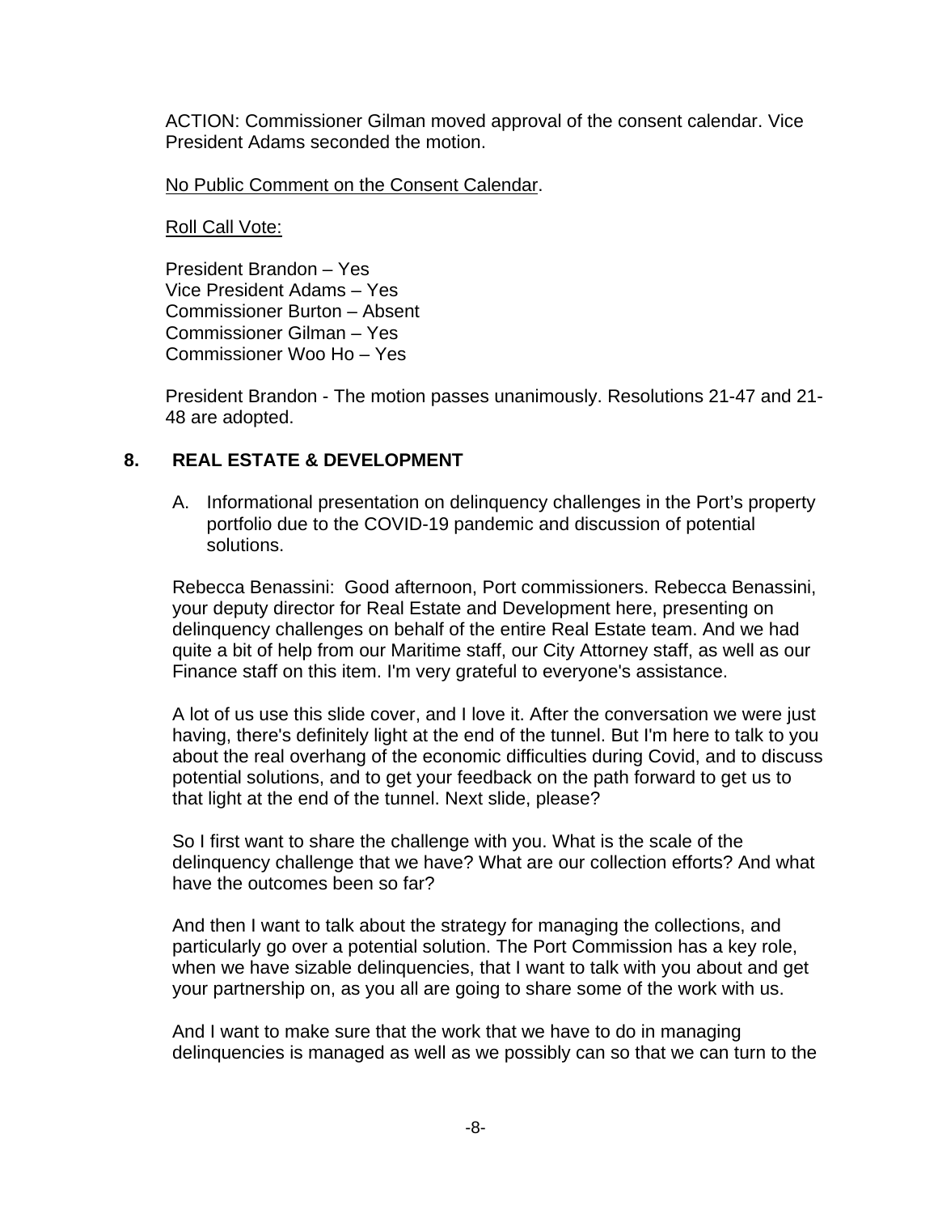ACTION: Commissioner Gilman moved approval of the consent calendar. Vice President Adams seconded the motion.

No Public Comment on the Consent Calendar.

Roll Call Vote:

President Brandon – Yes
Vice President Adams – Yes
Commissioner Burton – Absent
Commissioner Gilman – Yes
Commissioner Woo Ho – Yes

President Brandon - The motion passes unanimously. Resolutions 21-47 and 21-48 are adopted.

## 8. REAL ESTATE & DEVELOPMENT

A. Informational presentation on delinquency challenges in the Port's property portfolio due to the COVID-19 pandemic and discussion of potential solutions.

Rebecca Benassini: Good afternoon, Port commissioners. Rebecca Benassini, your deputy director for Real Estate and Development here, presenting on delinquency challenges on behalf of the entire Real Estate team. And we had quite a bit of help from our Maritime staff, our City Attorney staff, as well as our Finance staff on this item. I'm very grateful to everyone's assistance.

A lot of us use this slide cover, and I love it. After the conversation we were just having, there's definitely light at the end of the tunnel. But I'm here to talk to you about the real overhang of the economic difficulties during Covid, and to discuss potential solutions, and to get your feedback on the path forward to get us to that light at the end of the tunnel. Next slide, please?

So I first want to share the challenge with you. What is the scale of the delinquency challenge that we have? What are our collection efforts? And what have the outcomes been so far?

And then I want to talk about the strategy for managing the collections, and particularly go over a potential solution. The Port Commission has a key role, when we have sizable delinquencies, that I want to talk with you about and get your partnership on, as you all are going to share some of the work with us.

And I want to make sure that the work that we have to do in managing delinquencies is managed as well as we possibly can so that we can turn to the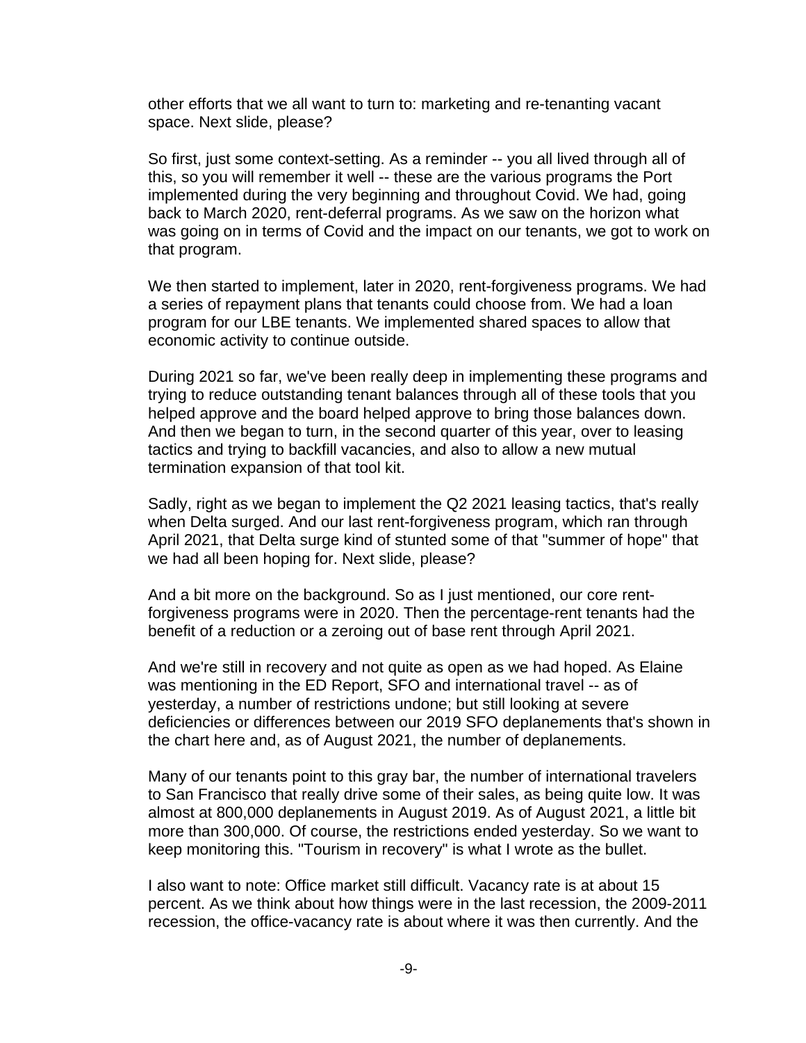other efforts that we all want to turn to: marketing and re-tenanting vacant space. Next slide, please?

So first, just some context-setting. As a reminder -- you all lived through all of this, so you will remember it well -- these are the various programs the Port implemented during the very beginning and throughout Covid. We had, going back to March 2020, rent-deferral programs. As we saw on the horizon what was going on in terms of Covid and the impact on our tenants, we got to work on that program.

We then started to implement, later in 2020, rent-forgiveness programs. We had a series of repayment plans that tenants could choose from. We had a loan program for our LBE tenants. We implemented shared spaces to allow that economic activity to continue outside.

During 2021 so far, we've been really deep in implementing these programs and trying to reduce outstanding tenant balances through all of these tools that you helped approve and the board helped approve to bring those balances down. And then we began to turn, in the second quarter of this year, over to leasing tactics and trying to backfill vacancies, and also to allow a new mutual termination expansion of that tool kit.

Sadly, right as we began to implement the Q2 2021 leasing tactics, that's really when Delta surged. And our last rent-forgiveness program, which ran through April 2021, that Delta surge kind of stunted some of that "summer of hope" that we had all been hoping for. Next slide, please?

And a bit more on the background. So as I just mentioned, our core rent-forgiveness programs were in 2020. Then the percentage-rent tenants had the benefit of a reduction or a zeroing out of base rent through April 2021.

And we're still in recovery and not quite as open as we had hoped. As Elaine was mentioning in the ED Report, SFO and international travel -- as of yesterday, a number of restrictions undone; but still looking at severe deficiencies or differences between our 2019 SFO deplanements that's shown in the chart here and, as of August 2021, the number of deplanements.

Many of our tenants point to this gray bar, the number of international travelers to San Francisco that really drive some of their sales, as being quite low. It was almost at 800,000 deplanements in August 2019. As of August 2021, a little bit more than 300,000. Of course, the restrictions ended yesterday. So we want to keep monitoring this. "Tourism in recovery" is what I wrote as the bullet.

I also want to note: Office market still difficult. Vacancy rate is at about 15 percent. As we think about how things were in the last recession, the 2009-2011 recession, the office-vacancy rate is about where it was then currently. And the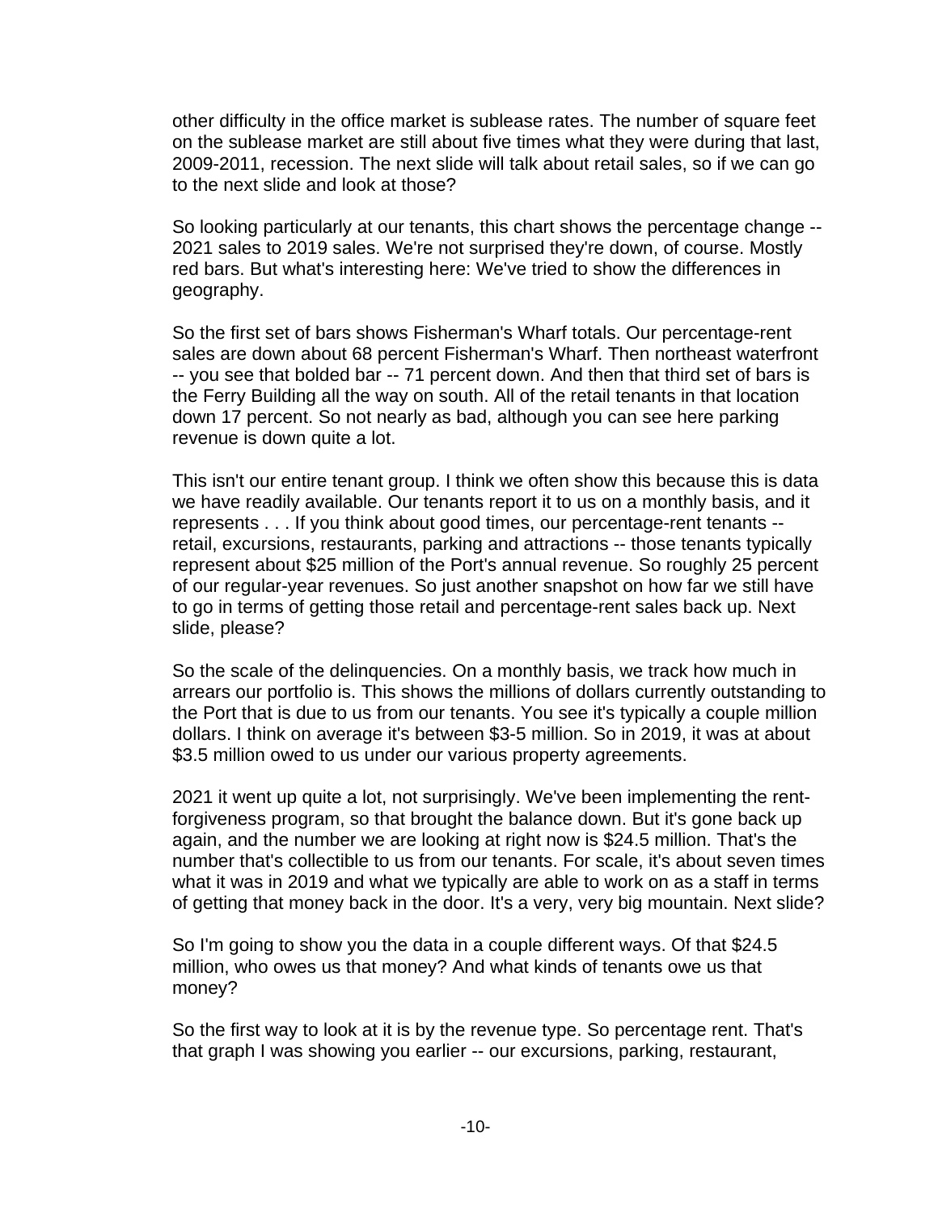other difficulty in the office market is sublease rates. The number of square feet on the sublease market are still about five times what they were during that last, 2009-2011, recession. The next slide will talk about retail sales, so if we can go to the next slide and look at those?

So looking particularly at our tenants, this chart shows the percentage change -- 2021 sales to 2019 sales. We're not surprised they're down, of course. Mostly red bars. But what's interesting here: We've tried to show the differences in geography.

So the first set of bars shows Fisherman's Wharf totals. Our percentage-rent sales are down about 68 percent Fisherman's Wharf. Then northeast waterfront -- you see that bolded bar -- 71 percent down. And then that third set of bars is the Ferry Building all the way on south. All of the retail tenants in that location down 17 percent. So not nearly as bad, although you can see here parking revenue is down quite a lot.

This isn't our entire tenant group. I think we often show this because this is data we have readily available. Our tenants report it to us on a monthly basis, and it represents . . . If you think about good times, our percentage-rent tenants -- retail, excursions, restaurants, parking and attractions -- those tenants typically represent about $25 million of the Port's annual revenue. So roughly 25 percent of our regular-year revenues. So just another snapshot on how far we still have to go in terms of getting those retail and percentage-rent sales back up. Next slide, please?

So the scale of the delinquencies. On a monthly basis, we track how much in arrears our portfolio is. This shows the millions of dollars currently outstanding to the Port that is due to us from our tenants. You see it's typically a couple million dollars. I think on average it's between $3-5 million. So in 2019, it was at about $3.5 million owed to us under our various property agreements.

2021 it went up quite a lot, not surprisingly. We've been implementing the rent-forgiveness program, so that brought the balance down. But it's gone back up again, and the number we are looking at right now is $24.5 million. That's the number that's collectible to us from our tenants. For scale, it's about seven times what it was in 2019 and what we typically are able to work on as a staff in terms of getting that money back in the door. It's a very, very big mountain. Next slide?

So I'm going to show you the data in a couple different ways. Of that $24.5 million, who owes us that money? And what kinds of tenants owe us that money?

So the first way to look at it is by the revenue type. So percentage rent. That's that graph I was showing you earlier -- our excursions, parking, restaurant,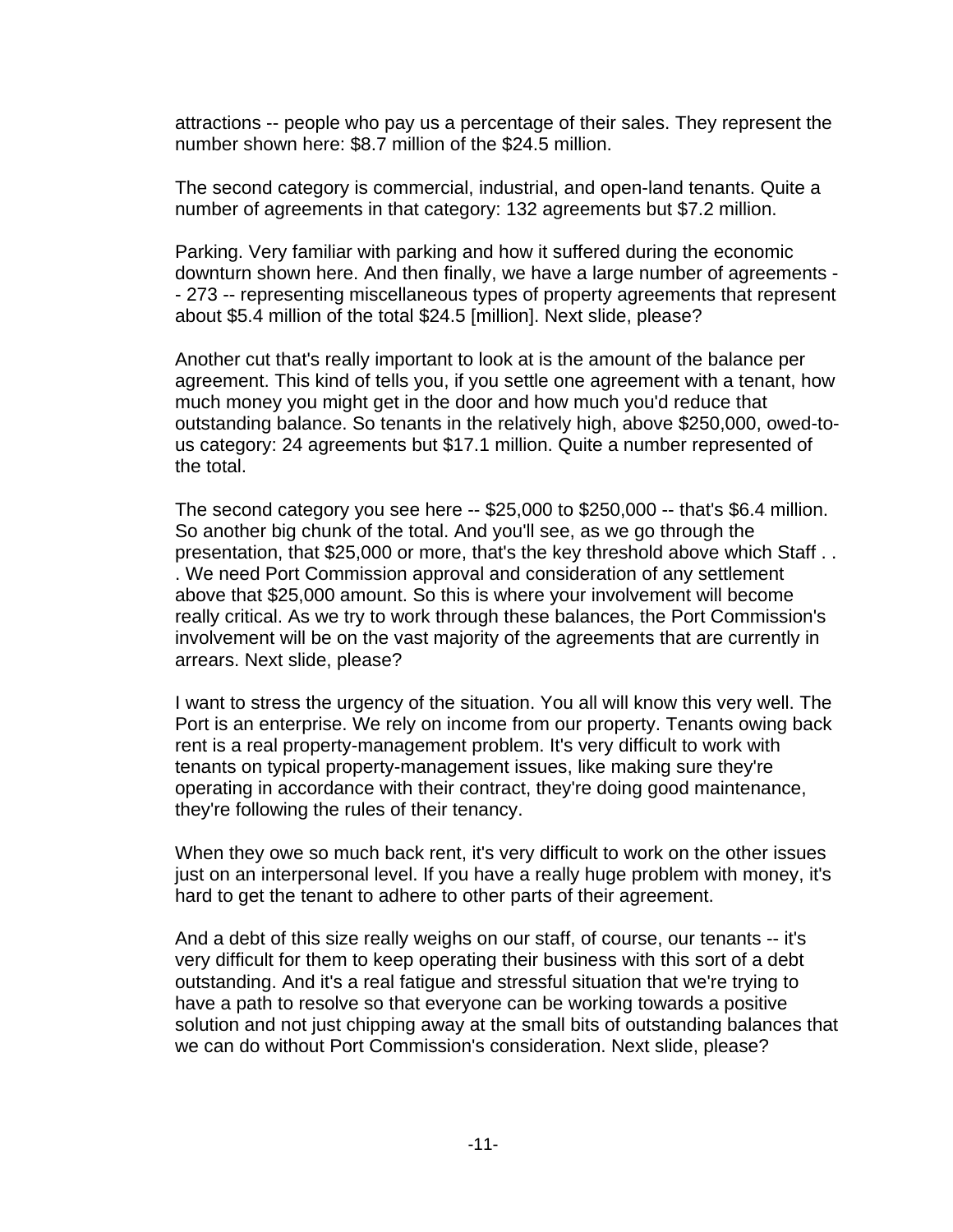attractions -- people who pay us a percentage of their sales. They represent the number shown here: $8.7 million of the $24.5 million.

The second category is commercial, industrial, and open-land tenants. Quite a number of agreements in that category: 132 agreements but $7.2 million.

Parking. Very familiar with parking and how it suffered during the economic downturn shown here. And then finally, we have a large number of agreements -- 273 -- representing miscellaneous types of property agreements that represent about $5.4 million of the total $24.5 [million]. Next slide, please?

Another cut that's really important to look at is the amount of the balance per agreement. This kind of tells you, if you settle one agreement with a tenant, how much money you might get in the door and how much you'd reduce that outstanding balance. So tenants in the relatively high, above $250,000, owed-to-us category: 24 agreements but $17.1 million. Quite a number represented of the total.

The second category you see here -- $25,000 to $250,000 -- that's $6.4 million. So another big chunk of the total. And you'll see, as we go through the presentation, that $25,000 or more, that's the key threshold above which Staff . . . We need Port Commission approval and consideration of any settlement above that $25,000 amount. So this is where your involvement will become really critical. As we try to work through these balances, the Port Commission's involvement will be on the vast majority of the agreements that are currently in arrears. Next slide, please?

I want to stress the urgency of the situation. You all will know this very well. The Port is an enterprise. We rely on income from our property. Tenants owing back rent is a real property-management problem. It's very difficult to work with tenants on typical property-management issues, like making sure they're operating in accordance with their contract, they're doing good maintenance, they're following the rules of their tenancy.

When they owe so much back rent, it's very difficult to work on the other issues just on an interpersonal level. If you have a really huge problem with money, it's hard to get the tenant to adhere to other parts of their agreement.

And a debt of this size really weighs on our staff, of course, our tenants -- it's very difficult for them to keep operating their business with this sort of a debt outstanding. And it's a real fatigue and stressful situation that we're trying to have a path to resolve so that everyone can be working towards a positive solution and not just chipping away at the small bits of outstanding balances that we can do without Port Commission's consideration. Next slide, please?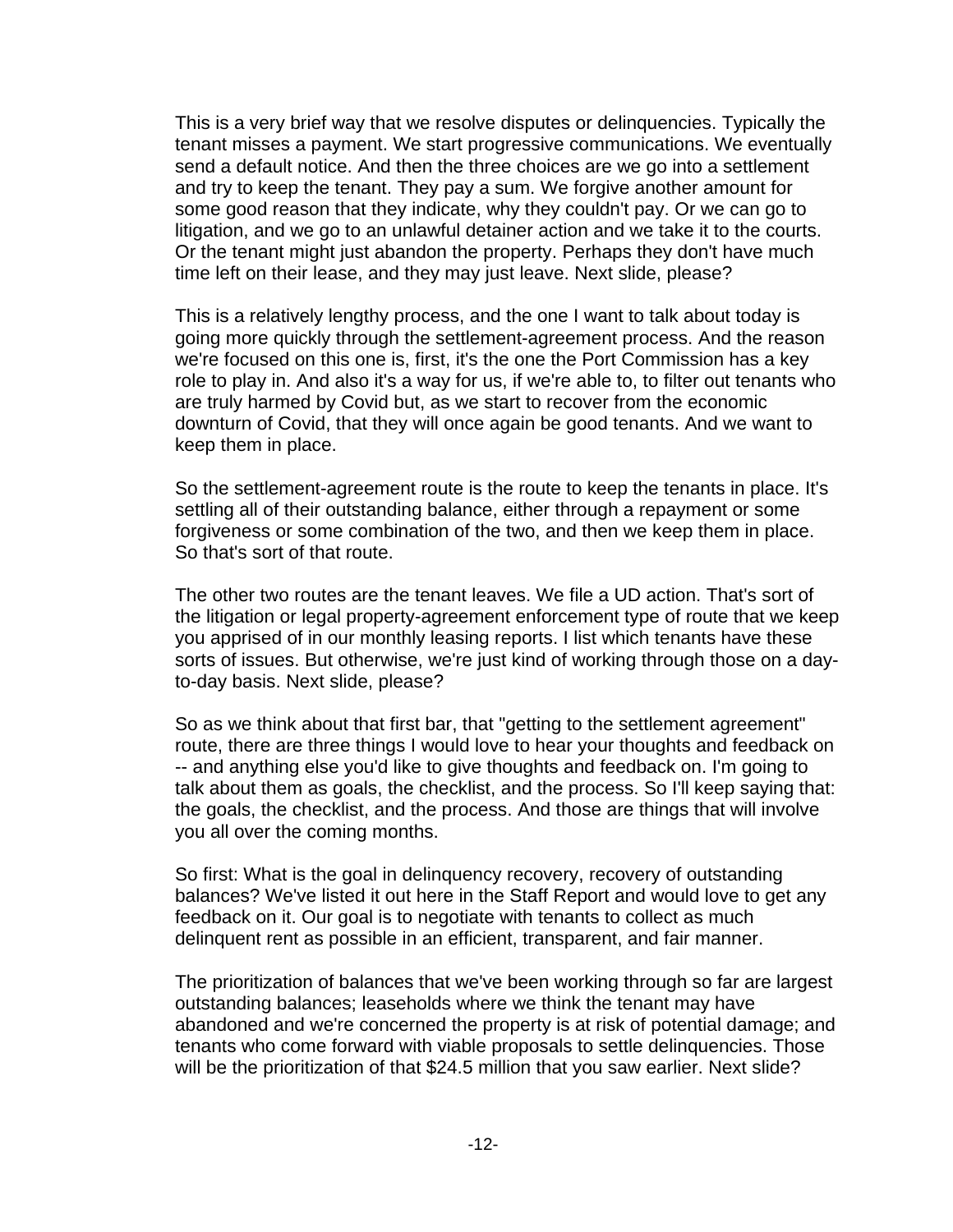This is a very brief way that we resolve disputes or delinquencies. Typically the tenant misses a payment. We start progressive communications. We eventually send a default notice. And then the three choices are we go into a settlement and try to keep the tenant. They pay a sum. We forgive another amount for some good reason that they indicate, why they couldn't pay. Or we can go to litigation, and we go to an unlawful detainer action and we take it to the courts. Or the tenant might just abandon the property. Perhaps they don't have much time left on their lease, and they may just leave. Next slide, please?

This is a relatively lengthy process, and the one I want to talk about today is going more quickly through the settlement-agreement process. And the reason we're focused on this one is, first, it's the one the Port Commission has a key role to play in. And also it's a way for us, if we're able to, to filter out tenants who are truly harmed by Covid but, as we start to recover from the economic downturn of Covid, that they will once again be good tenants. And we want to keep them in place.

So the settlement-agreement route is the route to keep the tenants in place. It's settling all of their outstanding balance, either through a repayment or some forgiveness or some combination of the two, and then we keep them in place. So that's sort of that route.

The other two routes are the tenant leaves. We file a UD action. That's sort of the litigation or legal property-agreement enforcement type of route that we keep you apprised of in our monthly leasing reports. I list which tenants have these sorts of issues. But otherwise, we're just kind of working through those on a day-to-day basis. Next slide, please?

So as we think about that first bar, that "getting to the settlement agreement" route, there are three things I would love to hear your thoughts and feedback on -- and anything else you'd like to give thoughts and feedback on. I'm going to talk about them as goals, the checklist, and the process. So I'll keep saying that: the goals, the checklist, and the process. And those are things that will involve you all over the coming months.

So first: What is the goal in delinquency recovery, recovery of outstanding balances? We've listed it out here in the Staff Report and would love to get any feedback on it. Our goal is to negotiate with tenants to collect as much delinquent rent as possible in an efficient, transparent, and fair manner.

The prioritization of balances that we've been working through so far are largest outstanding balances; leaseholds where we think the tenant may have abandoned and we're concerned the property is at risk of potential damage; and tenants who come forward with viable proposals to settle delinquencies. Those will be the prioritization of that $24.5 million that you saw earlier. Next slide?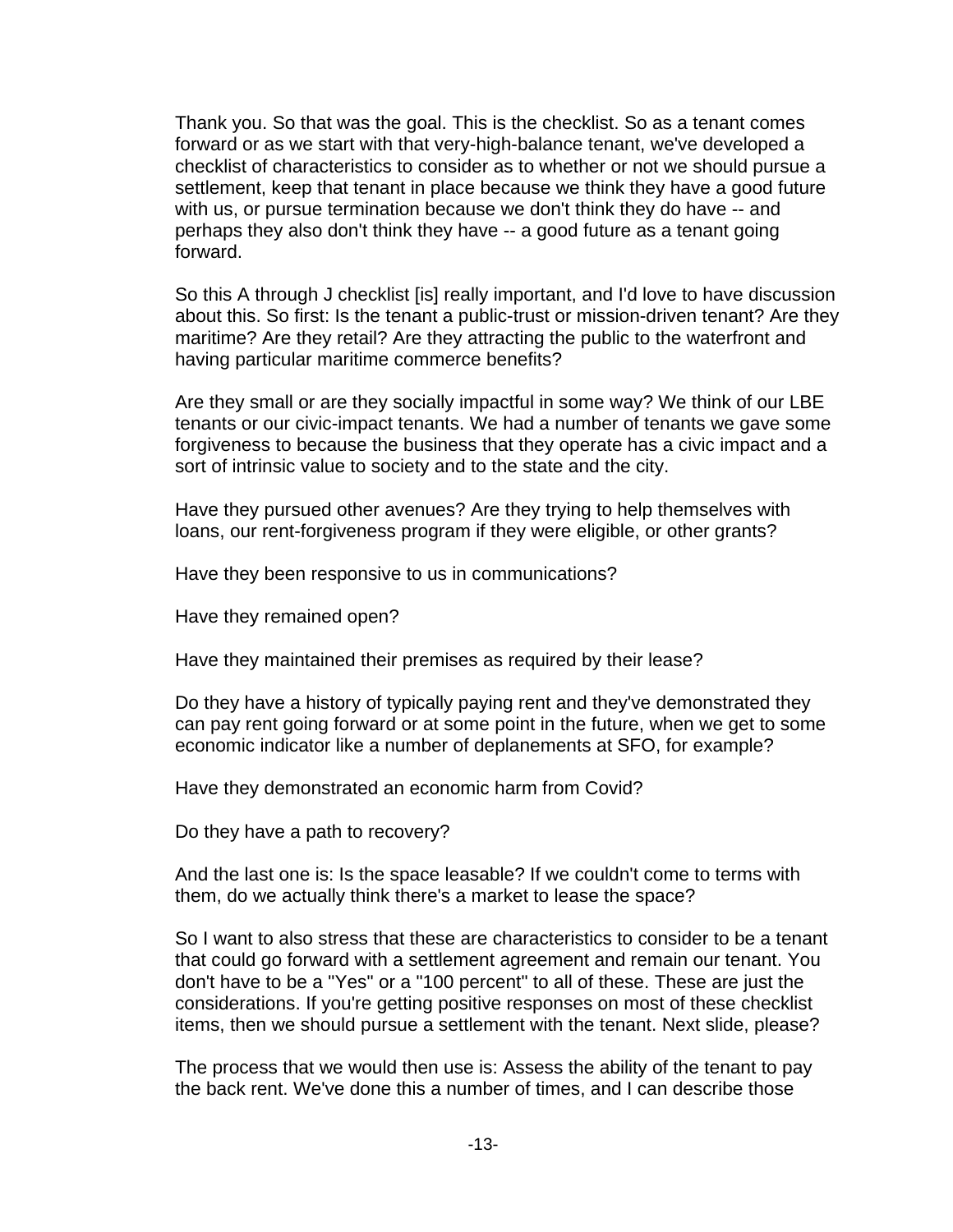Thank you. So that was the goal. This is the checklist. So as a tenant comes forward or as we start with that very-high-balance tenant, we've developed a checklist of characteristics to consider as to whether or not we should pursue a settlement, keep that tenant in place because we think they have a good future with us, or pursue termination because we don't think they do have -- and perhaps they also don't think they have -- a good future as a tenant going forward.

So this A through J checklist [is] really important, and I'd love to have discussion about this. So first: Is the tenant a public-trust or mission-driven tenant? Are they maritime? Are they retail? Are they attracting the public to the waterfront and having particular maritime commerce benefits?

Are they small or are they socially impactful in some way? We think of our LBE tenants or our civic-impact tenants. We had a number of tenants we gave some forgiveness to because the business that they operate has a civic impact and a sort of intrinsic value to society and to the state and the city.

Have they pursued other avenues? Are they trying to help themselves with loans, our rent-forgiveness program if they were eligible, or other grants?

Have they been responsive to us in communications?

Have they remained open?

Have they maintained their premises as required by their lease?

Do they have a history of typically paying rent and they've demonstrated they can pay rent going forward or at some point in the future, when we get to some economic indicator like a number of deplanements at SFO, for example?

Have they demonstrated an economic harm from Covid?

Do they have a path to recovery?

And the last one is: Is the space leasable? If we couldn't come to terms with them, do we actually think there's a market to lease the space?

So I want to also stress that these are characteristics to consider to be a tenant that could go forward with a settlement agreement and remain our tenant. You don't have to be a "Yes" or a "100 percent" to all of these. These are just the considerations. If you're getting positive responses on most of these checklist items, then we should pursue a settlement with the tenant. Next slide, please?

The process that we would then use is: Assess the ability of the tenant to pay the back rent. We've done this a number of times, and I can describe those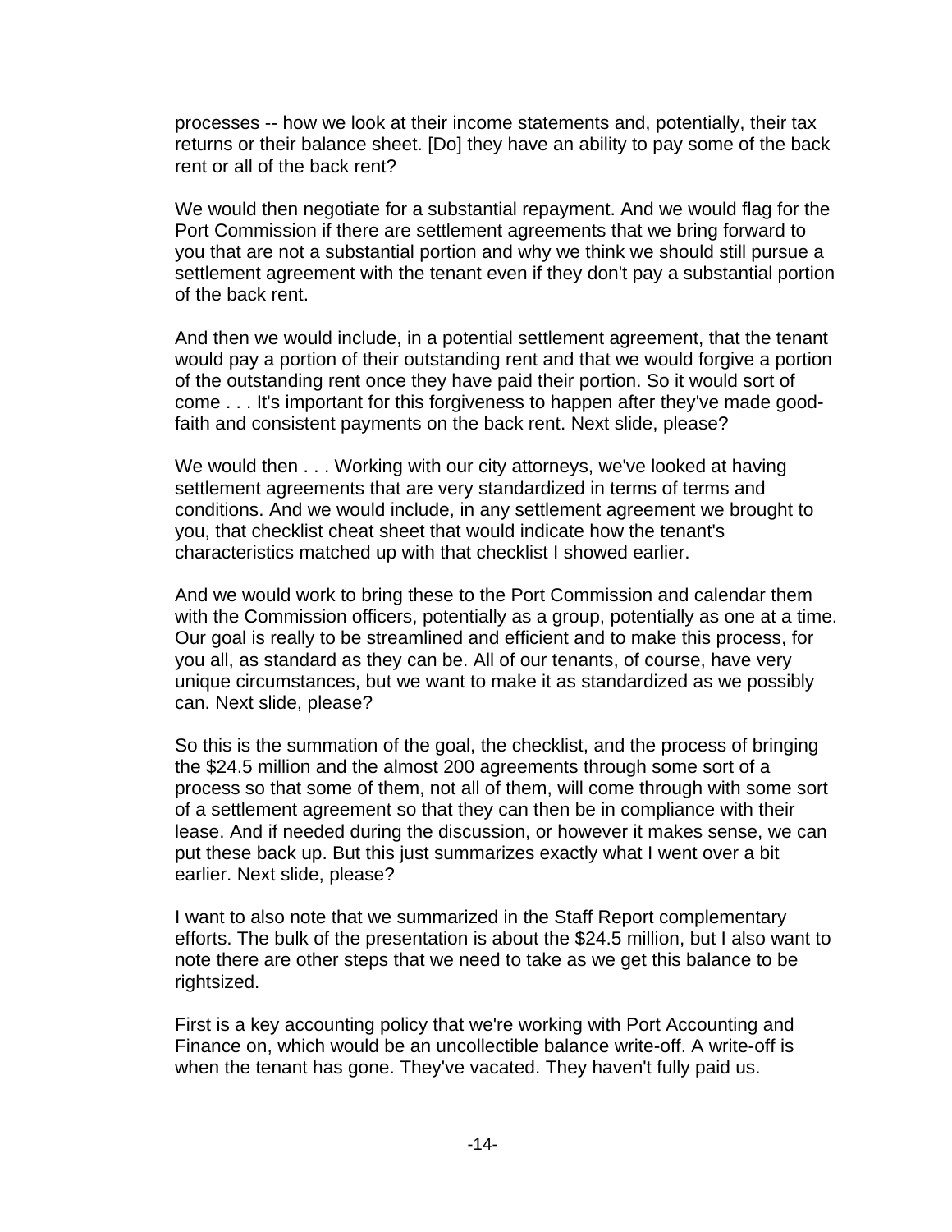processes -- how we look at their income statements and, potentially, their tax returns or their balance sheet. [Do] they have an ability to pay some of the back rent or all of the back rent?

We would then negotiate for a substantial repayment. And we would flag for the Port Commission if there are settlement agreements that we bring forward to you that are not a substantial portion and why we think we should still pursue a settlement agreement with the tenant even if they don't pay a substantial portion of the back rent.

And then we would include, in a potential settlement agreement, that the tenant would pay a portion of their outstanding rent and that we would forgive a portion of the outstanding rent once they have paid their portion. So it would sort of come . . . It's important for this forgiveness to happen after they've made good-faith and consistent payments on the back rent. Next slide, please?

We would then . . . Working with our city attorneys, we've looked at having settlement agreements that are very standardized in terms of terms and conditions. And we would include, in any settlement agreement we brought to you, that checklist cheat sheet that would indicate how the tenant's characteristics matched up with that checklist I showed earlier.

And we would work to bring these to the Port Commission and calendar them with the Commission officers, potentially as a group, potentially as one at a time. Our goal is really to be streamlined and efficient and to make this process, for you all, as standard as they can be. All of our tenants, of course, have very unique circumstances, but we want to make it as standardized as we possibly can. Next slide, please?

So this is the summation of the goal, the checklist, and the process of bringing the $24.5 million and the almost 200 agreements through some sort of a process so that some of them, not all of them, will come through with some sort of a settlement agreement so that they can then be in compliance with their lease. And if needed during the discussion, or however it makes sense, we can put these back up. But this just summarizes exactly what I went over a bit earlier. Next slide, please?

I want to also note that we summarized in the Staff Report complementary efforts. The bulk of the presentation is about the $24.5 million, but I also want to note there are other steps that we need to take as we get this balance to be rightsized.

First is a key accounting policy that we're working with Port Accounting and Finance on, which would be an uncollectible balance write-off. A write-off is when the tenant has gone. They've vacated. They haven't fully paid us.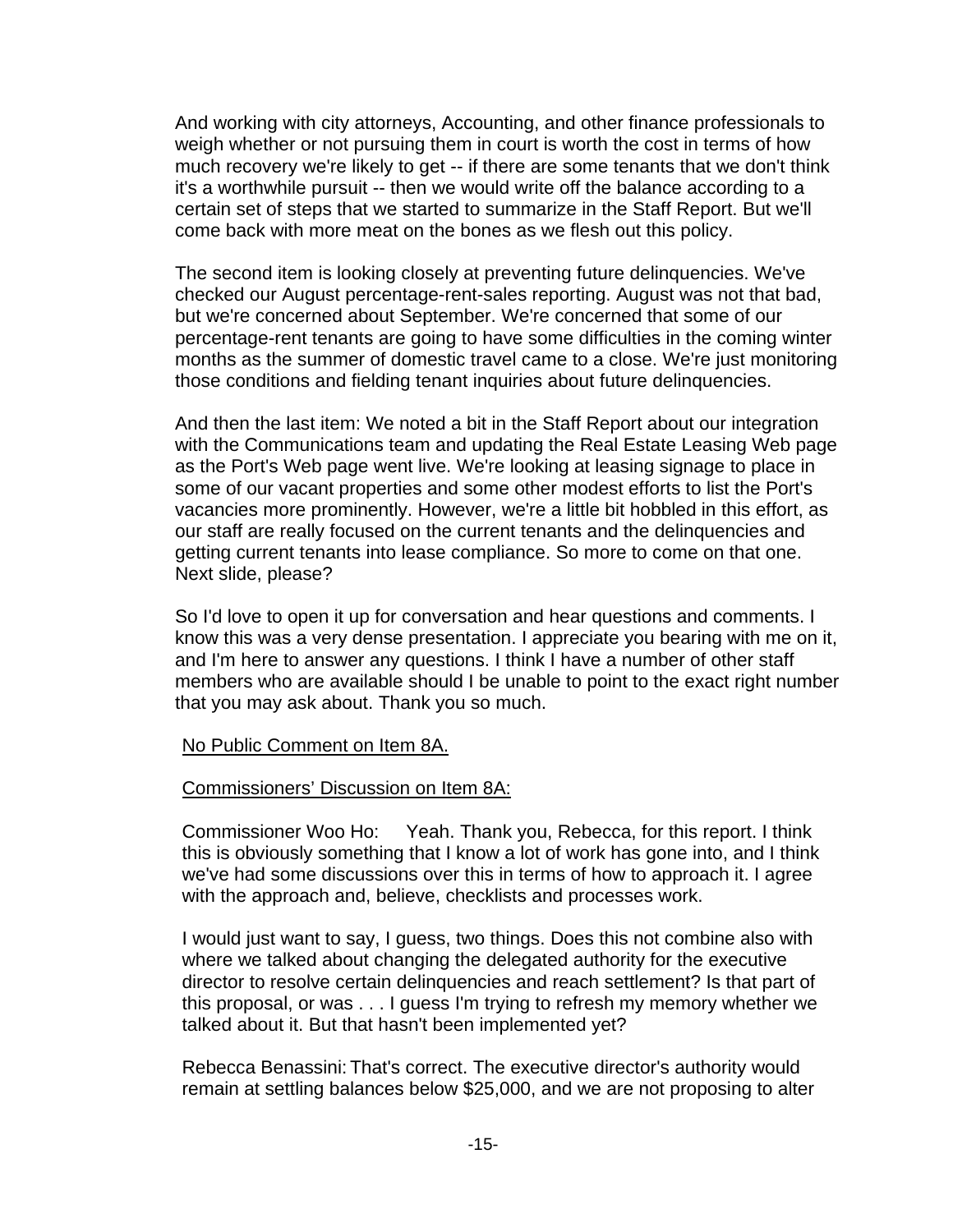And working with city attorneys, Accounting, and other finance professionals to weigh whether or not pursuing them in court is worth the cost in terms of how much recovery we're likely to get -- if there are some tenants that we don't think it's a worthwhile pursuit -- then we would write off the balance according to a certain set of steps that we started to summarize in the Staff Report. But we'll come back with more meat on the bones as we flesh out this policy.

The second item is looking closely at preventing future delinquencies. We've checked our August percentage-rent-sales reporting. August was not that bad, but we're concerned about September. We're concerned that some of our percentage-rent tenants are going to have some difficulties in the coming winter months as the summer of domestic travel came to a close. We're just monitoring those conditions and fielding tenant inquiries about future delinquencies.

And then the last item: We noted a bit in the Staff Report about our integration with the Communications team and updating the Real Estate Leasing Web page as the Port's Web page went live. We're looking at leasing signage to place in some of our vacant properties and some other modest efforts to list the Port's vacancies more prominently. However, we're a little bit hobbled in this effort, as our staff are really focused on the current tenants and the delinquencies and getting current tenants into lease compliance. So more to come on that one. Next slide, please?

So I'd love to open it up for conversation and hear questions and comments. I know this was a very dense presentation. I appreciate you bearing with me on it, and I'm here to answer any questions. I think I have a number of other staff members who are available should I be unable to point to the exact right number that you may ask about. Thank you so much.

<u>No Public Comment on Item 8A.</u>

<u>Commissioners' Discussion on Item 8A:</u>

Commissioner Woo Ho: Yeah. Thank you, Rebecca, for this report. I think this is obviously something that I know a lot of work has gone into, and I think we've had some discussions over this in terms of how to approach it. I agree with the approach and, believe, checklists and processes work.

I would just want to say, I guess, two things. Does this not combine also with where we talked about changing the delegated authority for the executive director to resolve certain delinquencies and reach settlement? Is that part of this proposal, or was . . . I guess I'm trying to refresh my memory whether we talked about it. But that hasn't been implemented yet?

Rebecca Benassini: That's correct. The executive director's authority would remain at settling balances below $25,000, and we are not proposing to alter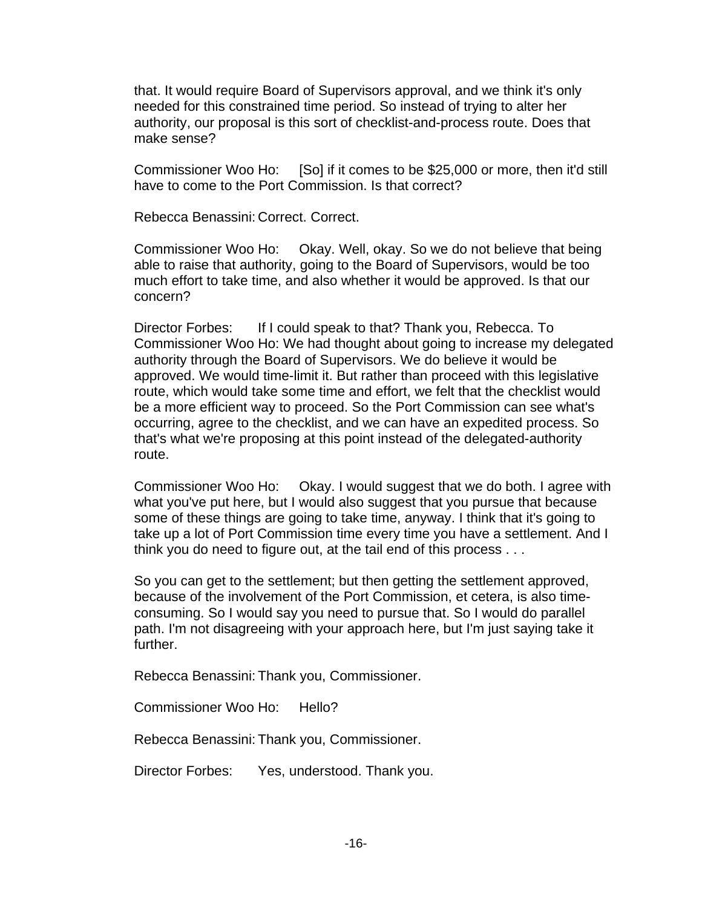that. It would require Board of Supervisors approval, and we think it's only needed for this constrained time period. So instead of trying to alter her authority, our proposal is this sort of checklist-and-process route. Does that make sense?

Commissioner Woo Ho: [So] if it comes to be $25,000 or more, then it'd still have to come to the Port Commission. Is that correct?

Rebecca Benassini: Correct. Correct.

Commissioner Woo Ho: Okay. Well, okay. So we do not believe that being able to raise that authority, going to the Board of Supervisors, would be too much effort to take time, and also whether it would be approved. Is that our concern?

Director Forbes: If I could speak to that? Thank you, Rebecca. To Commissioner Woo Ho: We had thought about going to increase my delegated authority through the Board of Supervisors. We do believe it would be approved. We would time-limit it. But rather than proceed with this legislative route, which would take some time and effort, we felt that the checklist would be a more efficient way to proceed. So the Port Commission can see what's occurring, agree to the checklist, and we can have an expedited process. So that's what we're proposing at this point instead of the delegated-authority route.

Commissioner Woo Ho: Okay. I would suggest that we do both. I agree with what you've put here, but I would also suggest that you pursue that because some of these things are going to take time, anyway. I think that it's going to take up a lot of Port Commission time every time you have a settlement. And I think you do need to figure out, at the tail end of this process . . .

So you can get to the settlement; but then getting the settlement approved, because of the involvement of the Port Commission, et cetera, is also time-consuming. So I would say you need to pursue that. So I would do parallel path. I'm not disagreeing with your approach here, but I'm just saying take it further.

Rebecca Benassini: Thank you, Commissioner.

Commissioner Woo Ho: Hello?

Rebecca Benassini: Thank you, Commissioner.

Director Forbes: Yes, understood. Thank you.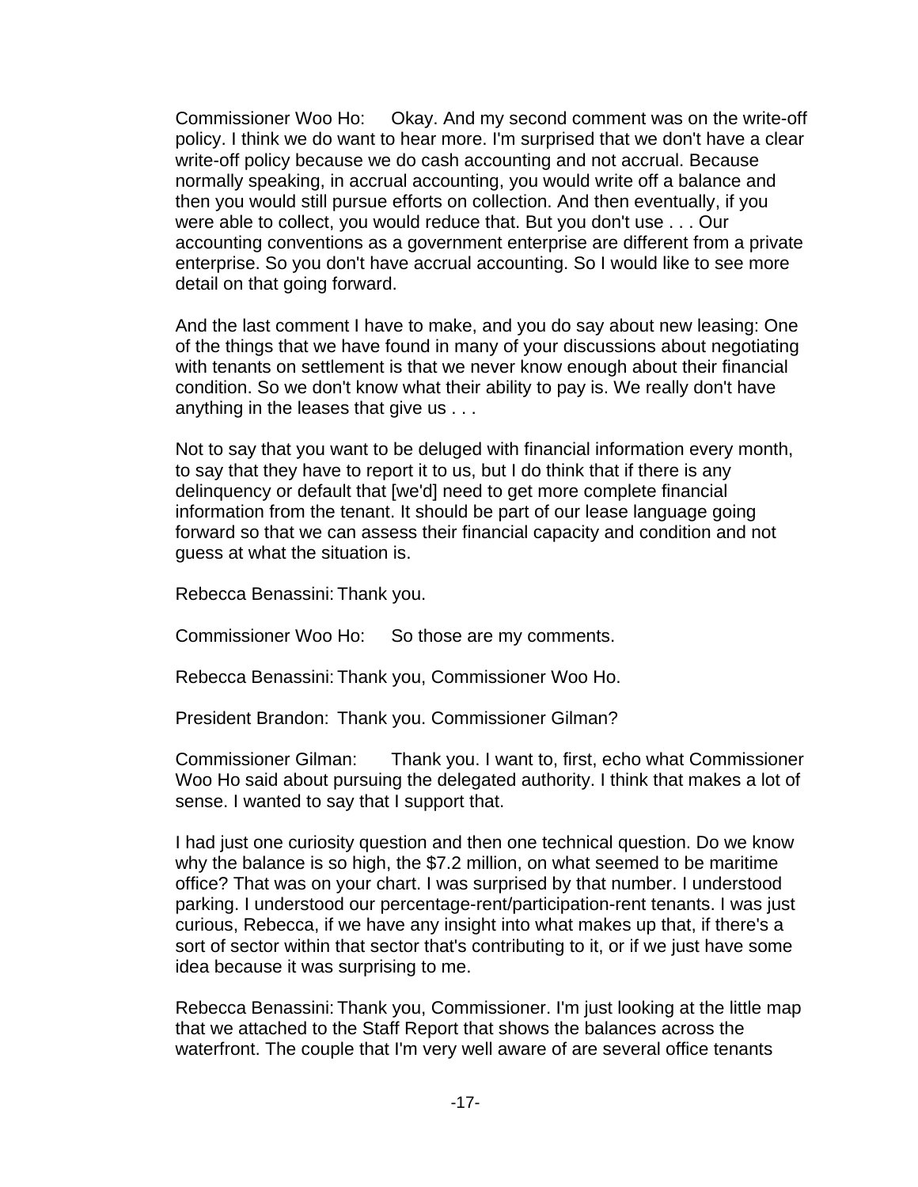Commissioner Woo Ho: Okay. And my second comment was on the write-off policy. I think we do want to hear more. I'm surprised that we don't have a clear write-off policy because we do cash accounting and not accrual. Because normally speaking, in accrual accounting, you would write off a balance and then you would still pursue efforts on collection. And then eventually, if you were able to collect, you would reduce that. But you don't use . . . Our accounting conventions as a government enterprise are different from a private enterprise. So you don't have accrual accounting. So I would like to see more detail on that going forward.

And the last comment I have to make, and you do say about new leasing: One of the things that we have found in many of your discussions about negotiating with tenants on settlement is that we never know enough about their financial condition. So we don't know what their ability to pay is. We really don't have anything in the leases that give us . . .

Not to say that you want to be deluged with financial information every month, to say that they have to report it to us, but I do think that if there is any delinquency or default that [we'd] need to get more complete financial information from the tenant. It should be part of our lease language going forward so that we can assess their financial capacity and condition and not guess at what the situation is.

Rebecca Benassini: Thank you.

Commissioner Woo Ho: So those are my comments.

Rebecca Benassini: Thank you, Commissioner Woo Ho.

President Brandon: Thank you. Commissioner Gilman?

Commissioner Gilman: Thank you. I want to, first, echo what Commissioner Woo Ho said about pursuing the delegated authority. I think that makes a lot of sense. I wanted to say that I support that.

I had just one curiosity question and then one technical question. Do we know why the balance is so high, the $7.2 million, on what seemed to be maritime office? That was on your chart. I was surprised by that number. I understood parking. I understood our percentage-rent/participation-rent tenants. I was just curious, Rebecca, if we have any insight into what makes up that, if there's a sort of sector within that sector that's contributing to it, or if we just have some idea because it was surprising to me.

Rebecca Benassini: Thank you, Commissioner. I'm just looking at the little map that we attached to the Staff Report that shows the balances across the waterfront. The couple that I'm very well aware of are several office tenants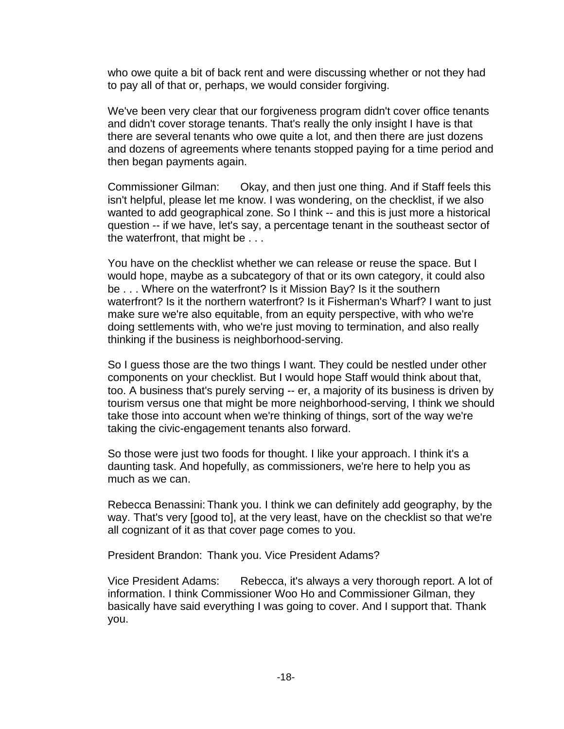who owe quite a bit of back rent and were discussing whether or not they had to pay all of that or, perhaps, we would consider forgiving.

We've been very clear that our forgiveness program didn't cover office tenants and didn't cover storage tenants. That's really the only insight I have is that there are several tenants who owe quite a lot, and then there are just dozens and dozens of agreements where tenants stopped paying for a time period and then began payments again.

Commissioner Gilman: Okay, and then just one thing. And if Staff feels this isn't helpful, please let me know. I was wondering, on the checklist, if we also wanted to add geographical zone. So I think -- and this is just more a historical question -- if we have, let's say, a percentage tenant in the southeast sector of the waterfront, that might be . . .

You have on the checklist whether we can release or reuse the space. But I would hope, maybe as a subcategory of that or its own category, it could also be . . . Where on the waterfront? Is it Mission Bay? Is it the southern waterfront? Is it the northern waterfront? Is it Fisherman's Wharf? I want to just make sure we're also equitable, from an equity perspective, with who we're doing settlements with, who we're just moving to termination, and also really thinking if the business is neighborhood-serving.

So I guess those are the two things I want. They could be nestled under other components on your checklist. But I would hope Staff would think about that, too. A business that's purely serving -- er, a majority of its business is driven by tourism versus one that might be more neighborhood-serving, I think we should take those into account when we're thinking of things, sort of the way we're taking the civic-engagement tenants also forward.

So those were just two foods for thought. I like your approach. I think it's a daunting task. And hopefully, as commissioners, we're here to help you as much as we can.

Rebecca Benassini: Thank you. I think we can definitely add geography, by the way. That's very [good to], at the very least, have on the checklist so that we're all cognizant of it as that cover page comes to you.

President Brandon: Thank you. Vice President Adams?

Vice President Adams: Rebecca, it's always a very thorough report. A lot of information. I think Commissioner Woo Ho and Commissioner Gilman, they basically have said everything I was going to cover. And I support that. Thank you.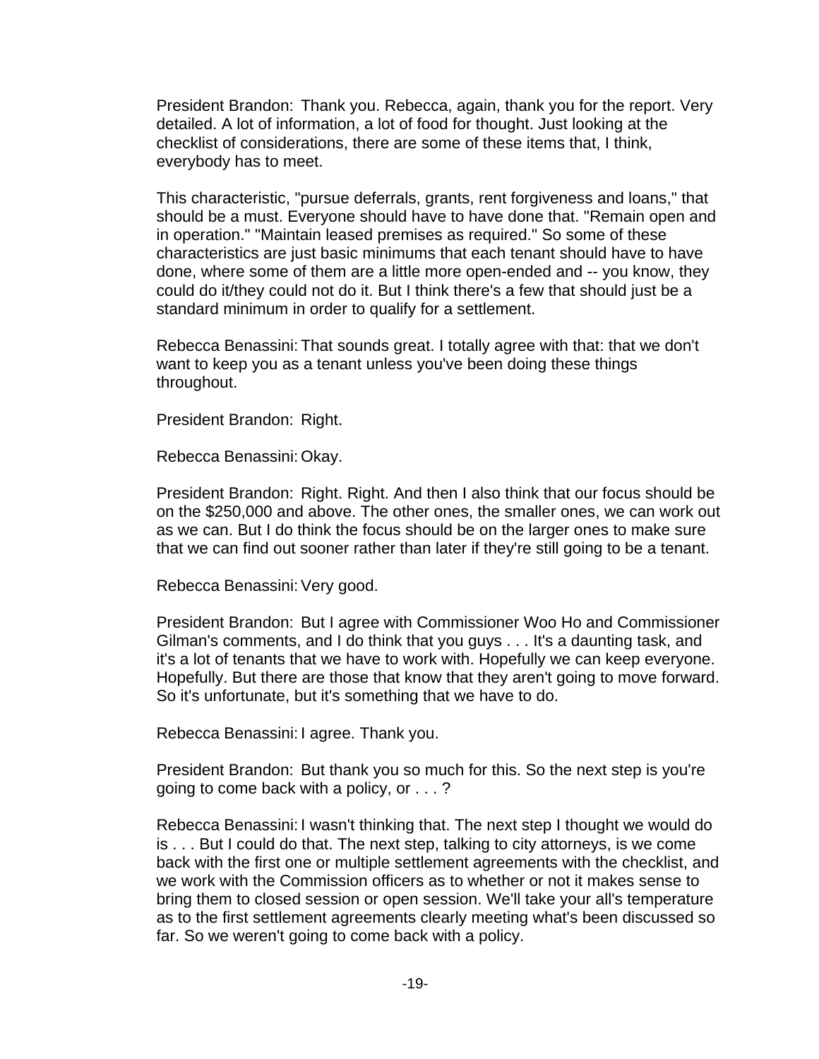President Brandon: Thank you. Rebecca, again, thank you for the report. Very detailed. A lot of information, a lot of food for thought. Just looking at the checklist of considerations, there are some of these items that, I think, everybody has to meet.

This characteristic, "pursue deferrals, grants, rent forgiveness and loans," that should be a must. Everyone should have to have done that. "Remain open and in operation." "Maintain leased premises as required." So some of these characteristics are just basic minimums that each tenant should have to have done, where some of them are a little more open-ended and -- you know, they could do it/they could not do it. But I think there's a few that should just be a standard minimum in order to qualify for a settlement.

Rebecca Benassini: That sounds great. I totally agree with that: that we don't want to keep you as a tenant unless you've been doing these things throughout.

President Brandon: Right.

Rebecca Benassini: Okay.

President Brandon: Right. Right. And then I also think that our focus should be on the $250,000 and above. The other ones, the smaller ones, we can work out as we can. But I do think the focus should be on the larger ones to make sure that we can find out sooner rather than later if they're still going to be a tenant.

Rebecca Benassini: Very good.

President Brandon: But I agree with Commissioner Woo Ho and Commissioner Gilman's comments, and I do think that you guys . . . It's a daunting task, and it's a lot of tenants that we have to work with. Hopefully we can keep everyone. Hopefully. But there are those that know that they aren't going to move forward. So it's unfortunate, but it's something that we have to do.

Rebecca Benassini: I agree. Thank you.

President Brandon: But thank you so much for this. So the next step is you're going to come back with a policy, or . . . ?

Rebecca Benassini: I wasn't thinking that. The next step I thought we would do is . . . But I could do that. The next step, talking to city attorneys, is we come back with the first one or multiple settlement agreements with the checklist, and we work with the Commission officers as to whether or not it makes sense to bring them to closed session or open session. We'll take your all's temperature as to the first settlement agreements clearly meeting what's been discussed so far. So we weren't going to come back with a policy.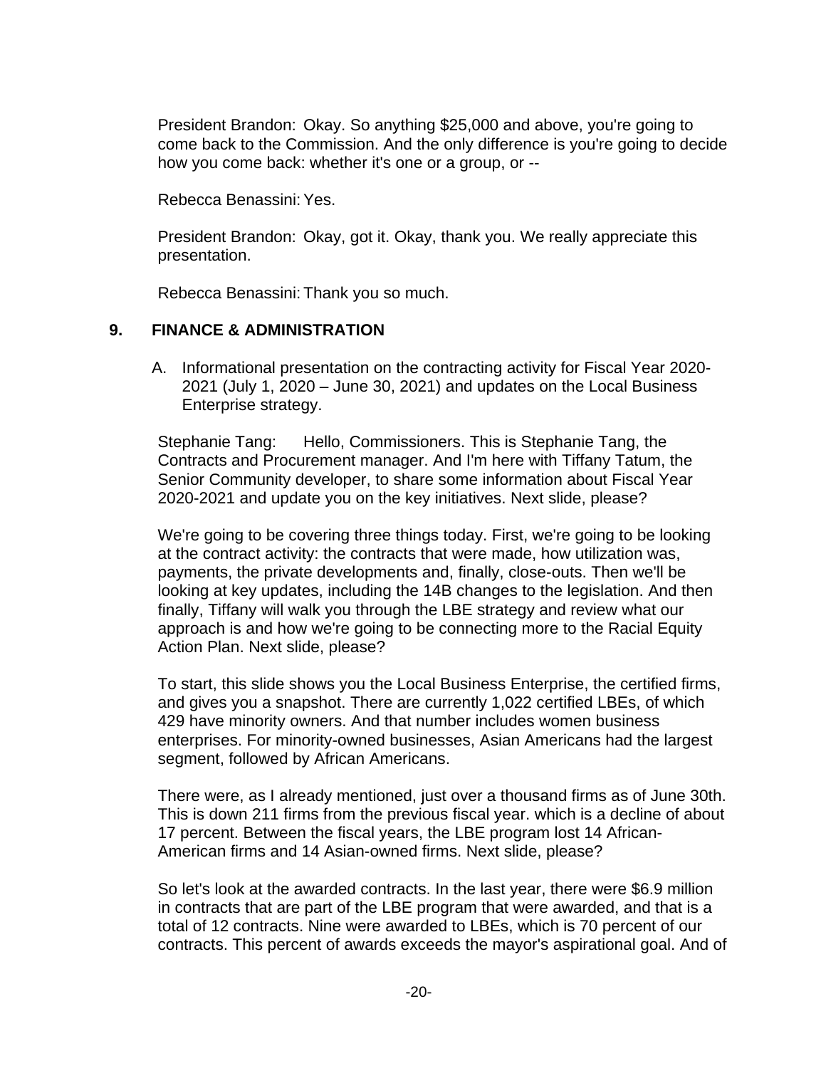President Brandon: Okay. So anything $25,000 and above, you're going to come back to the Commission. And the only difference is you're going to decide how you come back: whether it's one or a group, or --

Rebecca Benassini: Yes.

President Brandon: Okay, got it. Okay, thank you. We really appreciate this presentation.

Rebecca Benassini: Thank you so much.

## 9. FINANCE & ADMINISTRATION

A. Informational presentation on the contracting activity for Fiscal Year 2020-2021 (July 1, 2020 – June 30, 2021) and updates on the Local Business Enterprise strategy.

Stephanie Tang: Hello, Commissioners. This is Stephanie Tang, the Contracts and Procurement manager. And I'm here with Tiffany Tatum, the Senior Community developer, to share some information about Fiscal Year 2020-2021 and update you on the key initiatives. Next slide, please?

We're going to be covering three things today. First, we're going to be looking at the contract activity: the contracts that were made, how utilization was, payments, the private developments and, finally, close-outs. Then we'll be looking at key updates, including the 14B changes to the legislation. And then finally, Tiffany will walk you through the LBE strategy and review what our approach is and how we're going to be connecting more to the Racial Equity Action Plan. Next slide, please?

To start, this slide shows you the Local Business Enterprise, the certified firms, and gives you a snapshot. There are currently 1,022 certified LBEs, of which 429 have minority owners. And that number includes women business enterprises. For minority-owned businesses, Asian Americans had the largest segment, followed by African Americans.

There were, as I already mentioned, just over a thousand firms as of June 30th. This is down 211 firms from the previous fiscal year. which is a decline of about 17 percent. Between the fiscal years, the LBE program lost 14 African-American firms and 14 Asian-owned firms. Next slide, please?

So let's look at the awarded contracts. In the last year, there were $6.9 million in contracts that are part of the LBE program that were awarded, and that is a total of 12 contracts. Nine were awarded to LBEs, which is 70 percent of our contracts. This percent of awards exceeds the mayor's aspirational goal. And of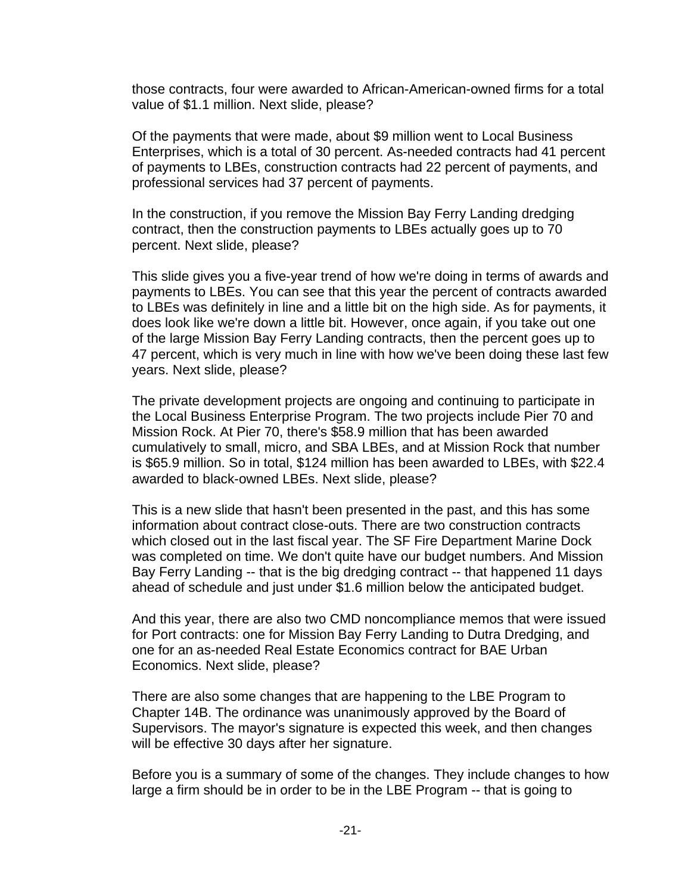those contracts, four were awarded to African-American-owned firms for a total value of $1.1 million. Next slide, please?

Of the payments that were made, about $9 million went to Local Business Enterprises, which is a total of 30 percent. As-needed contracts had 41 percent of payments to LBEs, construction contracts had 22 percent of payments, and professional services had 37 percent of payments.

In the construction, if you remove the Mission Bay Ferry Landing dredging contract, then the construction payments to LBEs actually goes up to 70 percent. Next slide, please?

This slide gives you a five-year trend of how we're doing in terms of awards and payments to LBEs. You can see that this year the percent of contracts awarded to LBEs was definitely in line and a little bit on the high side. As for payments, it does look like we're down a little bit. However, once again, if you take out one of the large Mission Bay Ferry Landing contracts, then the percent goes up to 47 percent, which is very much in line with how we've been doing these last few years. Next slide, please?

The private development projects are ongoing and continuing to participate in the Local Business Enterprise Program. The two projects include Pier 70 and Mission Rock. At Pier 70, there's $58.9 million that has been awarded cumulatively to small, micro, and SBA LBEs, and at Mission Rock that number is $65.9 million. So in total, $124 million has been awarded to LBEs, with $22.4 awarded to black-owned LBEs. Next slide, please?

This is a new slide that hasn't been presented in the past, and this has some information about contract close-outs. There are two construction contracts which closed out in the last fiscal year. The SF Fire Department Marine Dock was completed on time. We don't quite have our budget numbers. And Mission Bay Ferry Landing -- that is the big dredging contract -- that happened 11 days ahead of schedule and just under $1.6 million below the anticipated budget.

And this year, there are also two CMD noncompliance memos that were issued for Port contracts: one for Mission Bay Ferry Landing to Dutra Dredging, and one for an as-needed Real Estate Economics contract for BAE Urban Economics. Next slide, please?

There are also some changes that are happening to the LBE Program to Chapter 14B. The ordinance was unanimously approved by the Board of Supervisors. The mayor's signature is expected this week, and then changes will be effective 30 days after her signature.

Before you is a summary of some of the changes. They include changes to how large a firm should be in order to be in the LBE Program -- that is going to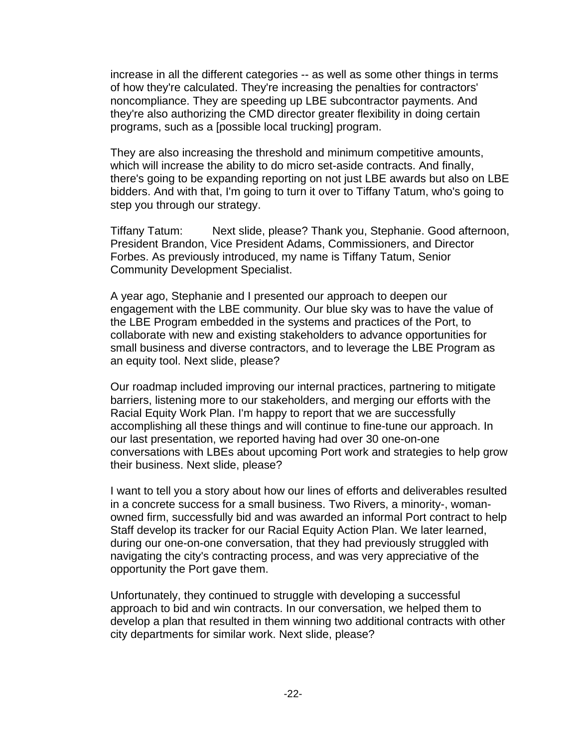increase in all the different categories -- as well as some other things in terms of how they're calculated. They're increasing the penalties for contractors' noncompliance. They are speeding up LBE subcontractor payments. And they're also authorizing the CMD director greater flexibility in doing certain programs, such as a [possible local trucking] program.

They are also increasing the threshold and minimum competitive amounts, which will increase the ability to do micro set-aside contracts. And finally, there's going to be expanding reporting on not just LBE awards but also on LBE bidders. And with that, I'm going to turn it over to Tiffany Tatum, who's going to step you through our strategy.

Tiffany Tatum: Next slide, please? Thank you, Stephanie. Good afternoon, President Brandon, Vice President Adams, Commissioners, and Director Forbes. As previously introduced, my name is Tiffany Tatum, Senior Community Development Specialist.

A year ago, Stephanie and I presented our approach to deepen our engagement with the LBE community. Our blue sky was to have the value of the LBE Program embedded in the systems and practices of the Port, to collaborate with new and existing stakeholders to advance opportunities for small business and diverse contractors, and to leverage the LBE Program as an equity tool. Next slide, please?

Our roadmap included improving our internal practices, partnering to mitigate barriers, listening more to our stakeholders, and merging our efforts with the Racial Equity Work Plan. I'm happy to report that we are successfully accomplishing all these things and will continue to fine-tune our approach. In our last presentation, we reported having had over 30 one-on-one conversations with LBEs about upcoming Port work and strategies to help grow their business. Next slide, please?

I want to tell you a story about how our lines of efforts and deliverables resulted in a concrete success for a small business. Two Rivers, a minority-, woman-owned firm, successfully bid and was awarded an informal Port contract to help Staff develop its tracker for our Racial Equity Action Plan. We later learned, during our one-on-one conversation, that they had previously struggled with navigating the city's contracting process, and was very appreciative of the opportunity the Port gave them.

Unfortunately, they continued to struggle with developing a successful approach to bid and win contracts. In our conversation, we helped them to develop a plan that resulted in them winning two additional contracts with other city departments for similar work. Next slide, please?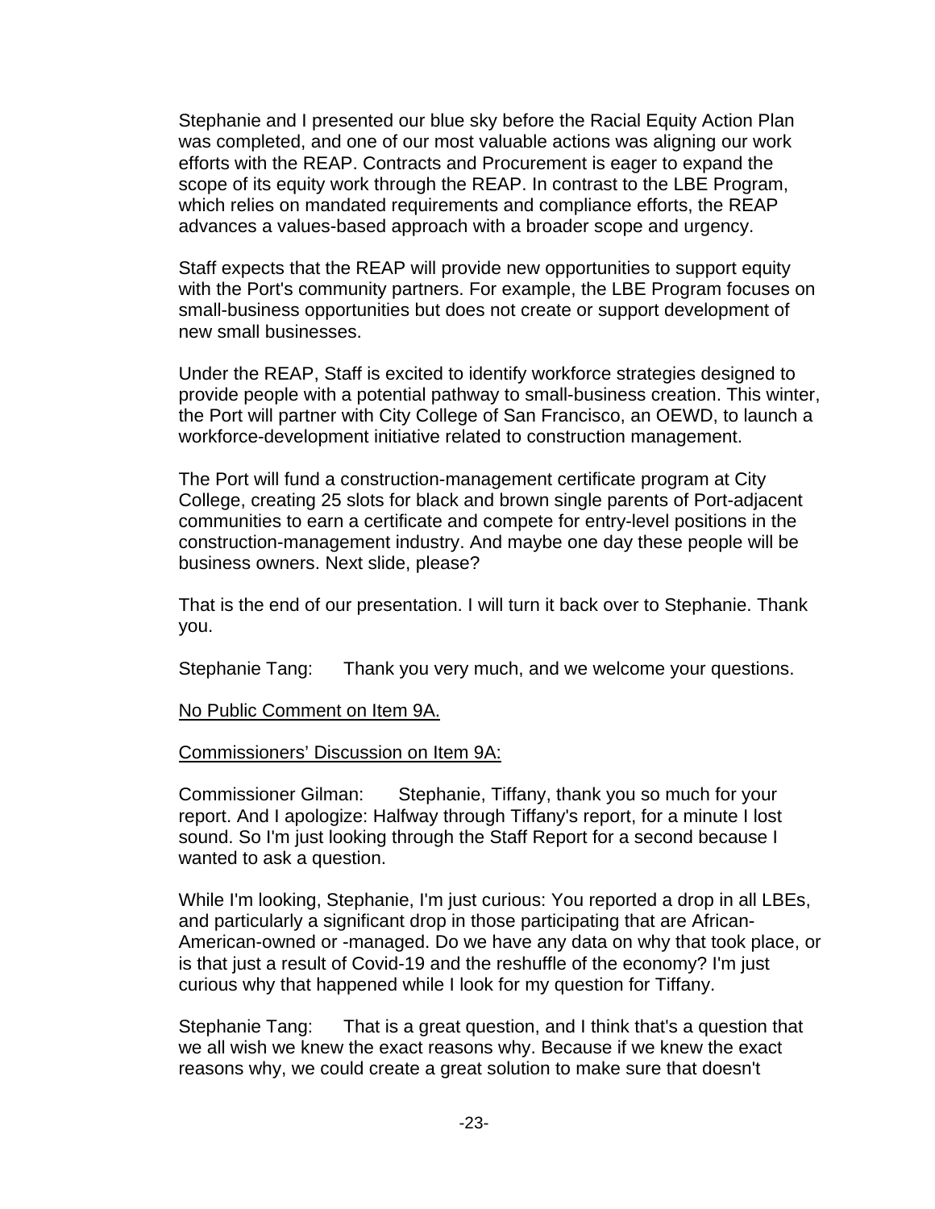Stephanie and I presented our blue sky before the Racial Equity Action Plan was completed, and one of our most valuable actions was aligning our work efforts with the REAP. Contracts and Procurement is eager to expand the scope of its equity work through the REAP. In contrast to the LBE Program, which relies on mandated requirements and compliance efforts, the REAP advances a values-based approach with a broader scope and urgency.

Staff expects that the REAP will provide new opportunities to support equity with the Port's community partners. For example, the LBE Program focuses on small-business opportunities but does not create or support development of new small businesses.

Under the REAP, Staff is excited to identify workforce strategies designed to provide people with a potential pathway to small-business creation. This winter, the Port will partner with City College of San Francisco, an OEWD, to launch a workforce-development initiative related to construction management.

The Port will fund a construction-management certificate program at City College, creating 25 slots for black and brown single parents of Port-adjacent communities to earn a certificate and compete for entry-level positions in the construction-management industry. And maybe one day these people will be business owners. Next slide, please?

That is the end of our presentation. I will turn it back over to Stephanie. Thank you.

Stephanie Tang: Thank you very much, and we welcome your questions.

<u>No Public Comment on Item 9A.</u>

<u>Commissioners' Discussion on Item 9A:</u>

Commissioner Gilman: Stephanie, Tiffany, thank you so much for your report. And I apologize: Halfway through Tiffany's report, for a minute I lost sound. So I'm just looking through the Staff Report for a second because I wanted to ask a question.

While I'm looking, Stephanie, I'm just curious: You reported a drop in all LBEs, and particularly a significant drop in those participating that are African-American-owned or -managed. Do we have any data on why that took place, or is that just a result of Covid-19 and the reshuffle of the economy? I'm just curious why that happened while I look for my question for Tiffany.

Stephanie Tang: That is a great question, and I think that's a question that we all wish we knew the exact reasons why. Because if we knew the exact reasons why, we could create a great solution to make sure that doesn't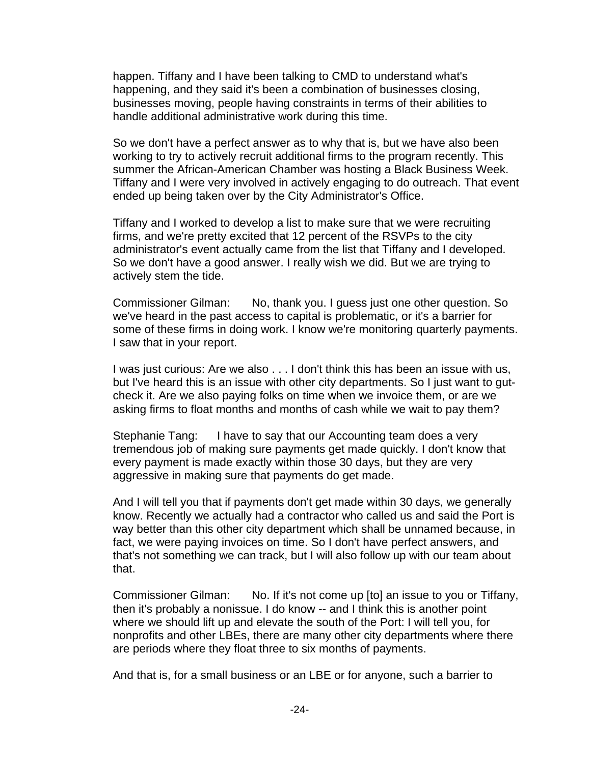happen. Tiffany and I have been talking to CMD to understand what's happening, and they said it's been a combination of businesses closing, businesses moving, people having constraints in terms of their abilities to handle additional administrative work during this time.

So we don't have a perfect answer as to why that is, but we have also been working to try to actively recruit additional firms to the program recently. This summer the African-American Chamber was hosting a Black Business Week. Tiffany and I were very involved in actively engaging to do outreach. That event ended up being taken over by the City Administrator's Office.

Tiffany and I worked to develop a list to make sure that we were recruiting firms, and we're pretty excited that 12 percent of the RSVPs to the city administrator's event actually came from the list that Tiffany and I developed. So we don't have a good answer. I really wish we did. But we are trying to actively stem the tide.

Commissioner Gilman: No, thank you. I guess just one other question. So we've heard in the past access to capital is problematic, or it's a barrier for some of these firms in doing work. I know we're monitoring quarterly payments. I saw that in your report.

I was just curious: Are we also . . . I don't think this has been an issue with us, but I've heard this is an issue with other city departments. So I just want to gut-check it. Are we also paying folks on time when we invoice them, or are we asking firms to float months and months of cash while we wait to pay them?

Stephanie Tang: I have to say that our Accounting team does a very tremendous job of making sure payments get made quickly. I don't know that every payment is made exactly within those 30 days, but they are very aggressive in making sure that payments do get made.

And I will tell you that if payments don't get made within 30 days, we generally know. Recently we actually had a contractor who called us and said the Port is way better than this other city department which shall be unnamed because, in fact, we were paying invoices on time. So I don't have perfect answers, and that's not something we can track, but I will also follow up with our team about that.

Commissioner Gilman: No. If it's not come up [to] an issue to you or Tiffany, then it's probably a nonissue. I do know -- and I think this is another point where we should lift up and elevate the south of the Port: I will tell you, for nonprofits and other LBEs, there are many other city departments where there are periods where they float three to six months of payments.

And that is, for a small business or an LBE or for anyone, such a barrier to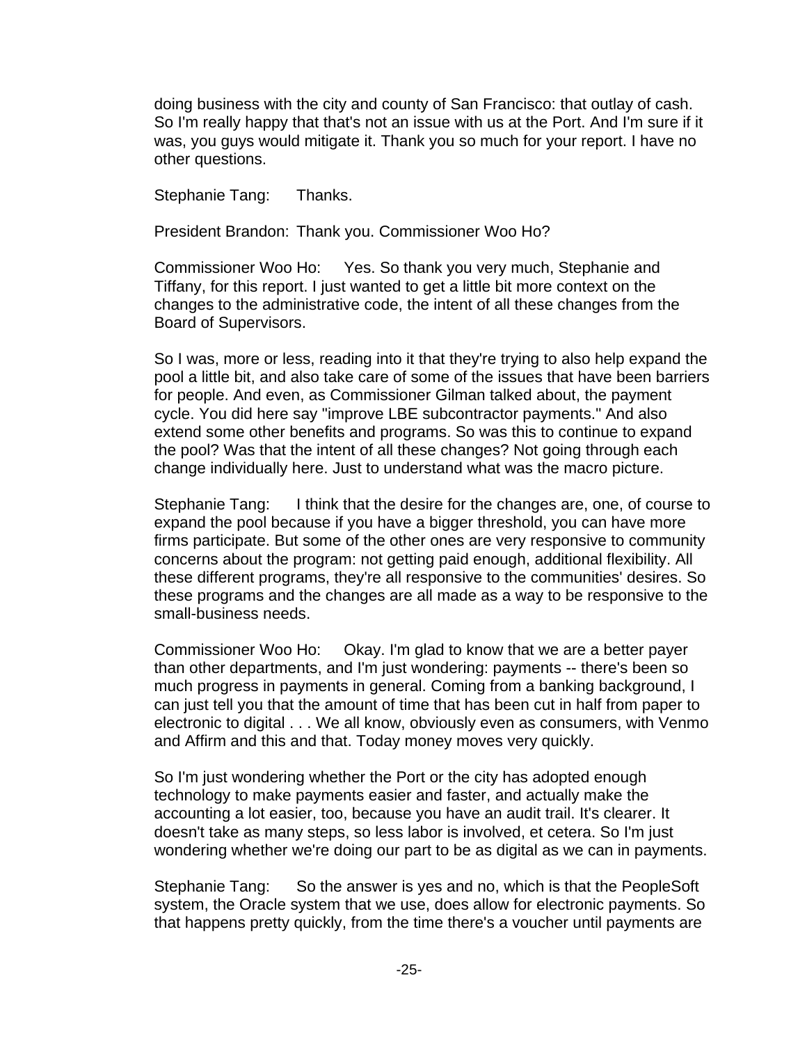doing business with the city and county of San Francisco: that outlay of cash. So I'm really happy that that's not an issue with us at the Port. And I'm sure if it was, you guys would mitigate it. Thank you so much for your report. I have no other questions.

Stephanie Tang: Thanks.

President Brandon: Thank you. Commissioner Woo Ho?

Commissioner Woo Ho: Yes. So thank you very much, Stephanie and Tiffany, for this report. I just wanted to get a little bit more context on the changes to the administrative code, the intent of all these changes from the Board of Supervisors.

So I was, more or less, reading into it that they're trying to also help expand the pool a little bit, and also take care of some of the issues that have been barriers for people. And even, as Commissioner Gilman talked about, the payment cycle. You did here say "improve LBE subcontractor payments." And also extend some other benefits and programs. So was this to continue to expand the pool? Was that the intent of all these changes? Not going through each change individually here. Just to understand what was the macro picture.

Stephanie Tang: I think that the desire for the changes are, one, of course to expand the pool because if you have a bigger threshold, you can have more firms participate. But some of the other ones are very responsive to community concerns about the program: not getting paid enough, additional flexibility. All these different programs, they're all responsive to the communities' desires. So these programs and the changes are all made as a way to be responsive to the small-business needs.

Commissioner Woo Ho: Okay. I'm glad to know that we are a better payer than other departments, and I'm just wondering: payments -- there's been so much progress in payments in general. Coming from a banking background, I can just tell you that the amount of time that has been cut in half from paper to electronic to digital . . . We all know, obviously even as consumers, with Venmo and Affirm and this and that. Today money moves very quickly.

So I'm just wondering whether the Port or the city has adopted enough technology to make payments easier and faster, and actually make the accounting a lot easier, too, because you have an audit trail. It's clearer. It doesn't take as many steps, so less labor is involved, et cetera. So I'm just wondering whether we're doing our part to be as digital as we can in payments.

Stephanie Tang: So the answer is yes and no, which is that the PeopleSoft system, the Oracle system that we use, does allow for electronic payments. So that happens pretty quickly, from the time there's a voucher until payments are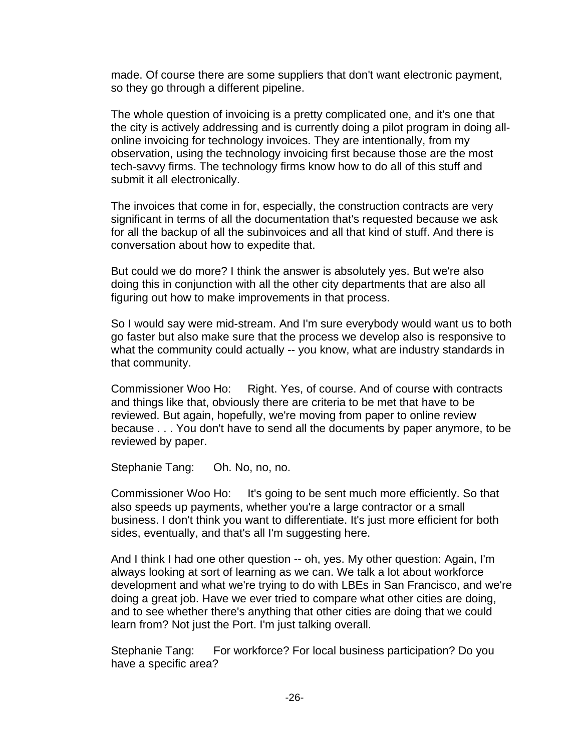made. Of course there are some suppliers that don't want electronic payment, so they go through a different pipeline.

The whole question of invoicing is a pretty complicated one, and it's one that the city is actively addressing and is currently doing a pilot program in doing all-online invoicing for technology invoices. They are intentionally, from my observation, using the technology invoicing first because those are the most tech-savvy firms. The technology firms know how to do all of this stuff and submit it all electronically.

The invoices that come in for, especially, the construction contracts are very significant in terms of all the documentation that's requested because we ask for all the backup of all the subinvoices and all that kind of stuff. And there is conversation about how to expedite that.

But could we do more? I think the answer is absolutely yes. But we're also doing this in conjunction with all the other city departments that are also all figuring out how to make improvements in that process.

So I would say were mid-stream. And I'm sure everybody would want us to both go faster but also make sure that the process we develop also is responsive to what the community could actually -- you know, what are industry standards in that community.

Commissioner Woo Ho: Right. Yes, of course. And of course with contracts and things like that, obviously there are criteria to be met that have to be reviewed. But again, hopefully, we're moving from paper to online review because . . . You don't have to send all the documents by paper anymore, to be reviewed by paper.

Stephanie Tang: Oh. No, no, no.

Commissioner Woo Ho: It's going to be sent much more efficiently. So that also speeds up payments, whether you're a large contractor or a small business. I don't think you want to differentiate. It's just more efficient for both sides, eventually, and that's all I'm suggesting here.

And I think I had one other question -- oh, yes. My other question: Again, I'm always looking at sort of learning as we can. We talk a lot about workforce development and what we're trying to do with LBEs in San Francisco, and we're doing a great job. Have we ever tried to compare what other cities are doing, and to see whether there's anything that other cities are doing that we could learn from? Not just the Port. I'm just talking overall.

Stephanie Tang: For workforce? For local business participation? Do you have a specific area?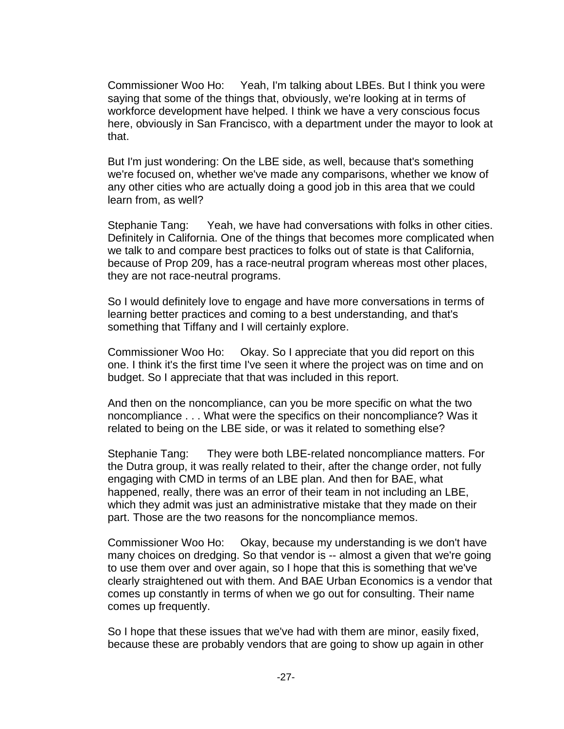Commissioner Woo Ho: Yeah, I'm talking about LBEs. But I think you were saying that some of the things that, obviously, we're looking at in terms of workforce development have helped. I think we have a very conscious focus here, obviously in San Francisco, with a department under the mayor to look at that.

But I'm just wondering: On the LBE side, as well, because that's something we're focused on, whether we've made any comparisons, whether we know of any other cities who are actually doing a good job in this area that we could learn from, as well?

Stephanie Tang: Yeah, we have had conversations with folks in other cities. Definitely in California. One of the things that becomes more complicated when we talk to and compare best practices to folks out of state is that California, because of Prop 209, has a race-neutral program whereas most other places, they are not race-neutral programs.

So I would definitely love to engage and have more conversations in terms of learning better practices and coming to a best understanding, and that's something that Tiffany and I will certainly explore.

Commissioner Woo Ho: Okay. So I appreciate that you did report on this one. I think it's the first time I've seen it where the project was on time and on budget. So I appreciate that that was included in this report.

And then on the noncompliance, can you be more specific on what the two noncompliance . . . What were the specifics on their noncompliance? Was it related to being on the LBE side, or was it related to something else?

Stephanie Tang: They were both LBE-related noncompliance matters. For the Dutra group, it was really related to their, after the change order, not fully engaging with CMD in terms of an LBE plan. And then for BAE, what happened, really, there was an error of their team in not including an LBE, which they admit was just an administrative mistake that they made on their part. Those are the two reasons for the noncompliance memos.

Commissioner Woo Ho: Okay, because my understanding is we don't have many choices on dredging. So that vendor is -- almost a given that we're going to use them over and over again, so I hope that this is something that we've clearly straightened out with them. And BAE Urban Economics is a vendor that comes up constantly in terms of when we go out for consulting. Their name comes up frequently.

So I hope that these issues that we've had with them are minor, easily fixed, because these are probably vendors that are going to show up again in other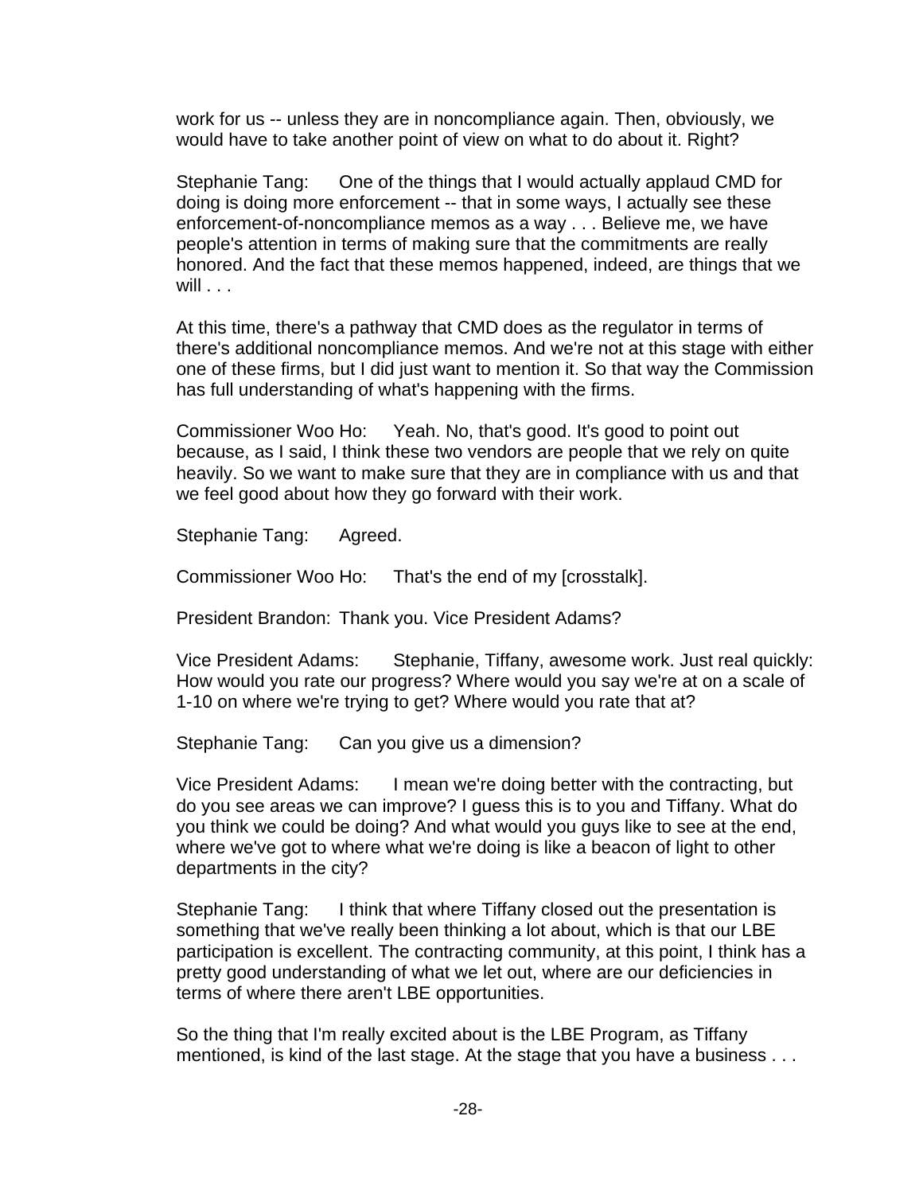work for us -- unless they are in noncompliance again. Then, obviously, we would have to take another point of view on what to do about it. Right?

Stephanie Tang: One of the things that I would actually applaud CMD for doing is doing more enforcement -- that in some ways, I actually see these enforcement-of-noncompliance memos as a way . . . Believe me, we have people's attention in terms of making sure that the commitments are really honored. And the fact that these memos happened, indeed, are things that we will . . .

At this time, there's a pathway that CMD does as the regulator in terms of there's additional noncompliance memos. And we're not at this stage with either one of these firms, but I did just want to mention it. So that way the Commission has full understanding of what's happening with the firms.

Commissioner Woo Ho: Yeah. No, that's good. It's good to point out because, as I said, I think these two vendors are people that we rely on quite heavily. So we want to make sure that they are in compliance with us and that we feel good about how they go forward with their work.

Stephanie Tang: Agreed.

Commissioner Woo Ho: That's the end of my [crosstalk].

President Brandon: Thank you. Vice President Adams?

Vice President Adams: Stephanie, Tiffany, awesome work. Just real quickly: How would you rate our progress? Where would you say we're at on a scale of 1-10 on where we're trying to get? Where would you rate that at?

Stephanie Tang: Can you give us a dimension?

Vice President Adams: I mean we're doing better with the contracting, but do you see areas we can improve? I guess this is to you and Tiffany. What do you think we could be doing? And what would you guys like to see at the end, where we've got to where what we're doing is like a beacon of light to other departments in the city?

Stephanie Tang: I think that where Tiffany closed out the presentation is something that we've really been thinking a lot about, which is that our LBE participation is excellent. The contracting community, at this point, I think has a pretty good understanding of what we let out, where are our deficiencies in terms of where there aren't LBE opportunities.

So the thing that I'm really excited about is the LBE Program, as Tiffany mentioned, is kind of the last stage. At the stage that you have a business . . .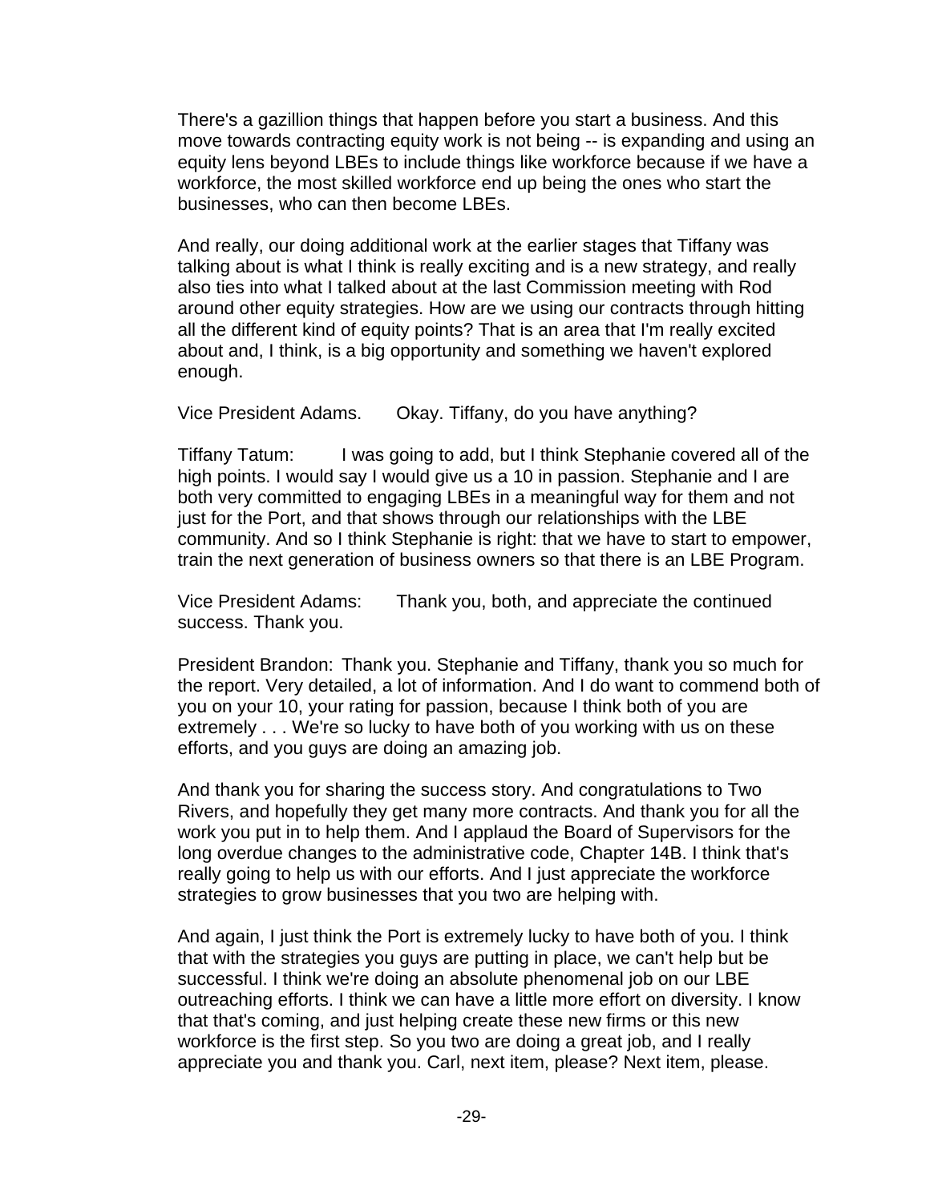There's a gazillion things that happen before you start a business. And this move towards contracting equity work is not being -- is expanding and using an equity lens beyond LBEs to include things like workforce because if we have a workforce, the most skilled workforce end up being the ones who start the businesses, who can then become LBEs.

And really, our doing additional work at the earlier stages that Tiffany was talking about is what I think is really exciting and is a new strategy, and really also ties into what I talked about at the last Commission meeting with Rod around other equity strategies. How are we using our contracts through hitting all the different kind of equity points? That is an area that I'm really excited about and, I think, is a big opportunity and something we haven't explored enough.

Vice President Adams. Okay. Tiffany, do you have anything?

Tiffany Tatum: I was going to add, but I think Stephanie covered all of the high points. I would say I would give us a 10 in passion. Stephanie and I are both very committed to engaging LBEs in a meaningful way for them and not just for the Port, and that shows through our relationships with the LBE community. And so I think Stephanie is right: that we have to start to empower, train the next generation of business owners so that there is an LBE Program.

Vice President Adams: Thank you, both, and appreciate the continued success. Thank you.

President Brandon: Thank you. Stephanie and Tiffany, thank you so much for the report. Very detailed, a lot of information. And I do want to commend both of you on your 10, your rating for passion, because I think both of you are extremely . . . We're so lucky to have both of you working with us on these efforts, and you guys are doing an amazing job.

And thank you for sharing the success story. And congratulations to Two Rivers, and hopefully they get many more contracts. And thank you for all the work you put in to help them. And I applaud the Board of Supervisors for the long overdue changes to the administrative code, Chapter 14B. I think that's really going to help us with our efforts. And I just appreciate the workforce strategies to grow businesses that you two are helping with.

And again, I just think the Port is extremely lucky to have both of you. I think that with the strategies you guys are putting in place, we can't help but be successful. I think we're doing an absolute phenomenal job on our LBE outreaching efforts. I think we can have a little more effort on diversity. I know that that's coming, and just helping create these new firms or this new workforce is the first step. So you two are doing a great job, and I really appreciate you and thank you. Carl, next item, please? Next item, please.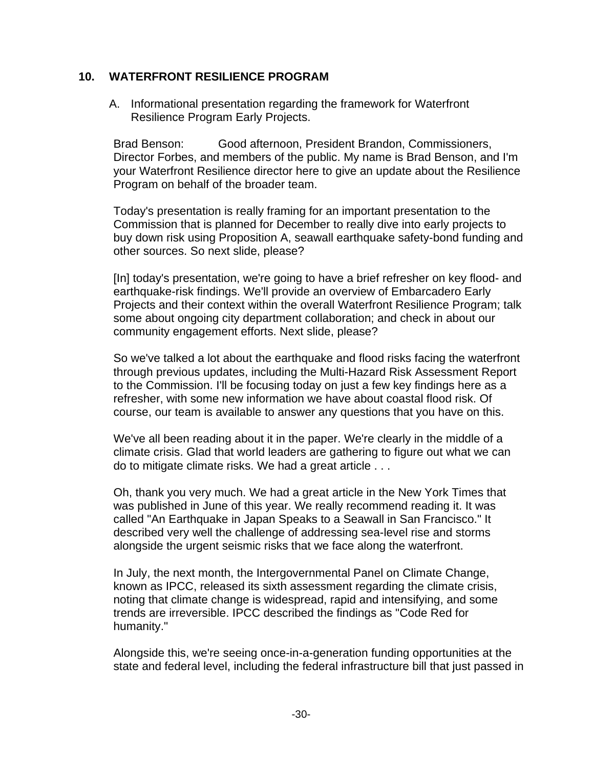## 10. WATERFRONT RESILIENCE PROGRAM

A. Informational presentation regarding the framework for Waterfront Resilience Program Early Projects.

Brad Benson: Good afternoon, President Brandon, Commissioners, Director Forbes, and members of the public. My name is Brad Benson, and I'm your Waterfront Resilience director here to give an update about the Resilience Program on behalf of the broader team.

Today's presentation is really framing for an important presentation to the Commission that is planned for December to really dive into early projects to buy down risk using Proposition A, seawall earthquake safety-bond funding and other sources. So next slide, please?

[In] today's presentation, we're going to have a brief refresher on key flood- and earthquake-risk findings. We'll provide an overview of Embarcadero Early Projects and their context within the overall Waterfront Resilience Program; talk some about ongoing city department collaboration; and check in about our community engagement efforts. Next slide, please?

So we've talked a lot about the earthquake and flood risks facing the waterfront through previous updates, including the Multi-Hazard Risk Assessment Report to the Commission. I'll be focusing today on just a few key findings here as a refresher, with some new information we have about coastal flood risk. Of course, our team is available to answer any questions that you have on this.

We've all been reading about it in the paper. We're clearly in the middle of a climate crisis. Glad that world leaders are gathering to figure out what we can do to mitigate climate risks. We had a great article . . .

Oh, thank you very much. We had a great article in the New York Times that was published in June of this year. We really recommend reading it. It was called "An Earthquake in Japan Speaks to a Seawall in San Francisco." It described very well the challenge of addressing sea-level rise and storms alongside the urgent seismic risks that we face along the waterfront.

In July, the next month, the Intergovernmental Panel on Climate Change, known as IPCC, released its sixth assessment regarding the climate crisis, noting that climate change is widespread, rapid and intensifying, and some trends are irreversible. IPCC described the findings as "Code Red for humanity."

Alongside this, we're seeing once-in-a-generation funding opportunities at the state and federal level, including the federal infrastructure bill that just passed in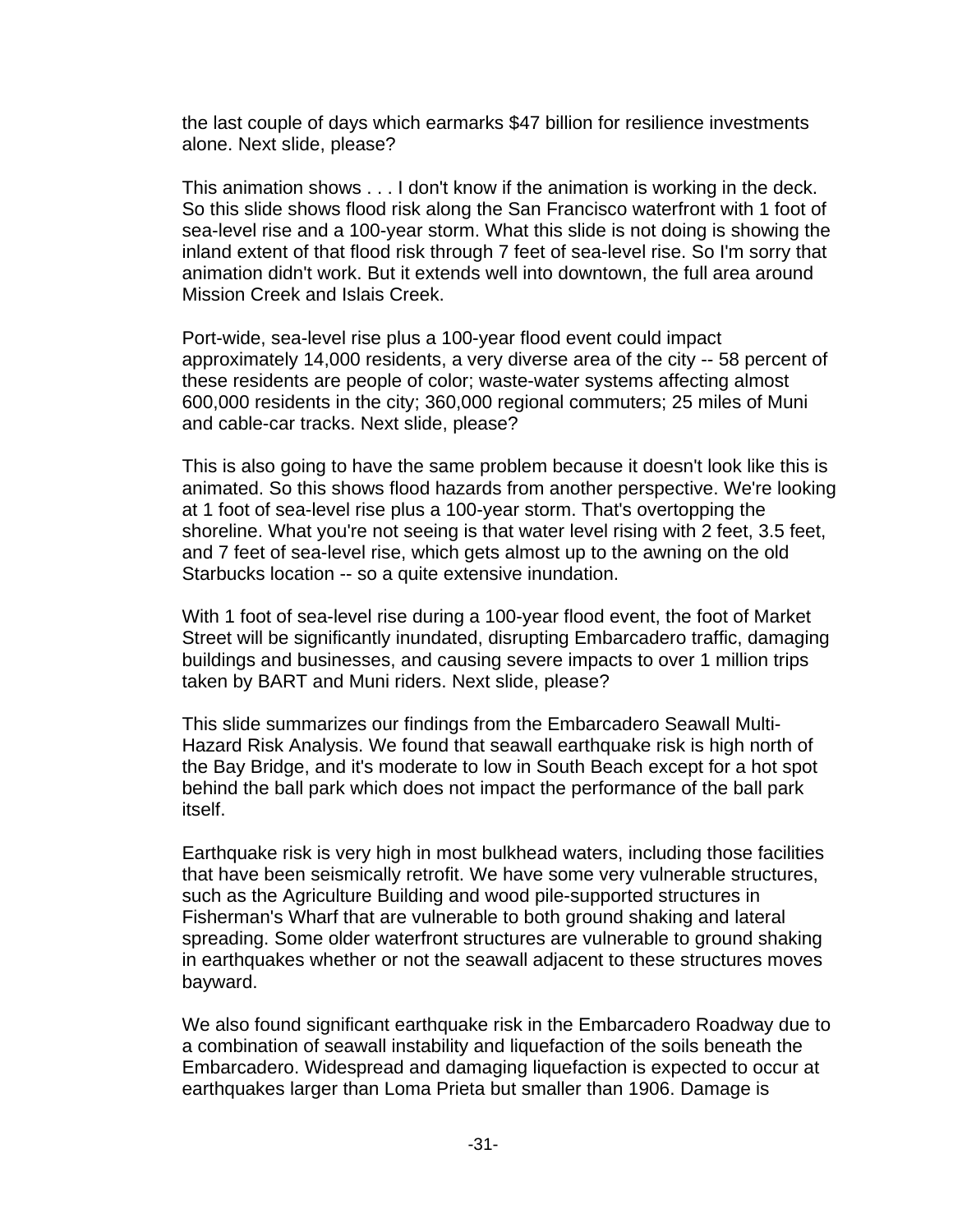the last couple of days which earmarks $47 billion for resilience investments alone. Next slide, please?

This animation shows . . . I don't know if the animation is working in the deck. So this slide shows flood risk along the San Francisco waterfront with 1 foot of sea-level rise and a 100-year storm. What this slide is not doing is showing the inland extent of that flood risk through 7 feet of sea-level rise. So I'm sorry that animation didn't work. But it extends well into downtown, the full area around Mission Creek and Islais Creek.

Port-wide, sea-level rise plus a 100-year flood event could impact approximately 14,000 residents, a very diverse area of the city -- 58 percent of these residents are people of color; waste-water systems affecting almost 600,000 residents in the city; 360,000 regional commuters; 25 miles of Muni and cable-car tracks. Next slide, please?

This is also going to have the same problem because it doesn't look like this is animated. So this shows flood hazards from another perspective. We're looking at 1 foot of sea-level rise plus a 100-year storm. That's overtopping the shoreline. What you're not seeing is that water level rising with 2 feet, 3.5 feet, and 7 feet of sea-level rise, which gets almost up to the awning on the old Starbucks location -- so a quite extensive inundation.

With 1 foot of sea-level rise during a 100-year flood event, the foot of Market Street will be significantly inundated, disrupting Embarcadero traffic, damaging buildings and businesses, and causing severe impacts to over 1 million trips taken by BART and Muni riders. Next slide, please?

This slide summarizes our findings from the Embarcadero Seawall Multi-Hazard Risk Analysis. We found that seawall earthquake risk is high north of the Bay Bridge, and it's moderate to low in South Beach except for a hot spot behind the ball park which does not impact the performance of the ball park itself.

Earthquake risk is very high in most bulkhead waters, including those facilities that have been seismically retrofit. We have some very vulnerable structures, such as the Agriculture Building and wood pile-supported structures in Fisherman's Wharf that are vulnerable to both ground shaking and lateral spreading. Some older waterfront structures are vulnerable to ground shaking in earthquakes whether or not the seawall adjacent to these structures moves bayward.

We also found significant earthquake risk in the Embarcadero Roadway due to a combination of seawall instability and liquefaction of the soils beneath the Embarcadero. Widespread and damaging liquefaction is expected to occur at earthquakes larger than Loma Prieta but smaller than 1906. Damage is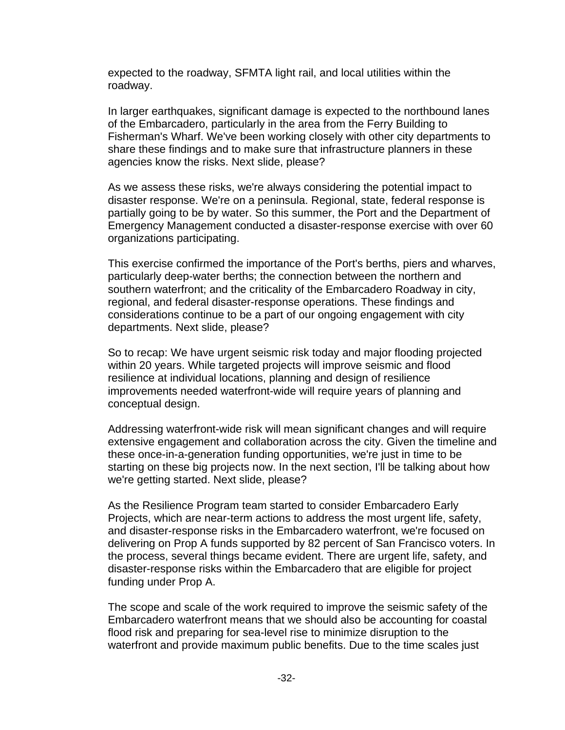expected to the roadway, SFMTA light rail, and local utilities within the roadway.

In larger earthquakes, significant damage is expected to the northbound lanes of the Embarcadero, particularly in the area from the Ferry Building to Fisherman's Wharf. We've been working closely with other city departments to share these findings and to make sure that infrastructure planners in these agencies know the risks. Next slide, please?

As we assess these risks, we're always considering the potential impact to disaster response. We're on a peninsula. Regional, state, federal response is partially going to be by water. So this summer, the Port and the Department of Emergency Management conducted a disaster-response exercise with over 60 organizations participating.

This exercise confirmed the importance of the Port's berths, piers and wharves, particularly deep-water berths; the connection between the northern and southern waterfront; and the criticality of the Embarcadero Roadway in city, regional, and federal disaster-response operations. These findings and considerations continue to be a part of our ongoing engagement with city departments. Next slide, please?

So to recap: We have urgent seismic risk today and major flooding projected within 20 years. While targeted projects will improve seismic and flood resilience at individual locations, planning and design of resilience improvements needed waterfront-wide will require years of planning and conceptual design.

Addressing waterfront-wide risk will mean significant changes and will require extensive engagement and collaboration across the city. Given the timeline and these once-in-a-generation funding opportunities, we're just in time to be starting on these big projects now. In the next section, I'll be talking about how we're getting started. Next slide, please?

As the Resilience Program team started to consider Embarcadero Early Projects, which are near-term actions to address the most urgent life, safety, and disaster-response risks in the Embarcadero waterfront, we're focused on delivering on Prop A funds supported by 82 percent of San Francisco voters. In the process, several things became evident. There are urgent life, safety, and disaster-response risks within the Embarcadero that are eligible for project funding under Prop A.

The scope and scale of the work required to improve the seismic safety of the Embarcadero waterfront means that we should also be accounting for coastal flood risk and preparing for sea-level rise to minimize disruption to the waterfront and provide maximum public benefits. Due to the time scales just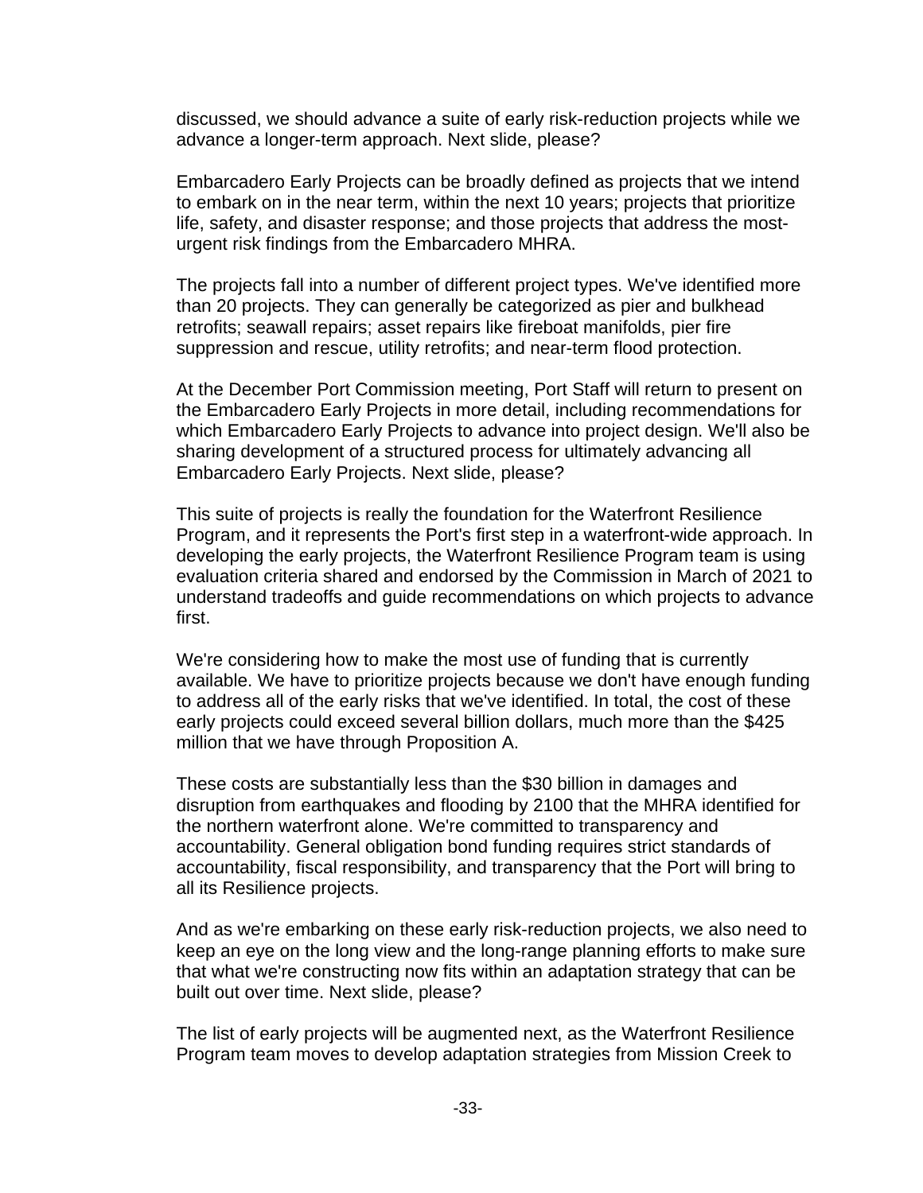discussed, we should advance a suite of early risk-reduction projects while we advance a longer-term approach. Next slide, please?

Embarcadero Early Projects can be broadly defined as projects that we intend to embark on in the near term, within the next 10 years; projects that prioritize life, safety, and disaster response; and those projects that address the most-urgent risk findings from the Embarcadero MHRA.

The projects fall into a number of different project types. We've identified more than 20 projects. They can generally be categorized as pier and bulkhead retrofits; seawall repairs; asset repairs like fireboat manifolds, pier fire suppression and rescue, utility retrofits; and near-term flood protection.

At the December Port Commission meeting, Port Staff will return to present on the Embarcadero Early Projects in more detail, including recommendations for which Embarcadero Early Projects to advance into project design. We'll also be sharing development of a structured process for ultimately advancing all Embarcadero Early Projects. Next slide, please?

This suite of projects is really the foundation for the Waterfront Resilience Program, and it represents the Port's first step in a waterfront-wide approach. In developing the early projects, the Waterfront Resilience Program team is using evaluation criteria shared and endorsed by the Commission in March of 2021 to understand tradeoffs and guide recommendations on which projects to advance first.

We're considering how to make the most use of funding that is currently available. We have to prioritize projects because we don't have enough funding to address all of the early risks that we've identified. In total, the cost of these early projects could exceed several billion dollars, much more than the $425 million that we have through Proposition A.

These costs are substantially less than the $30 billion in damages and disruption from earthquakes and flooding by 2100 that the MHRA identified for the northern waterfront alone. We're committed to transparency and accountability. General obligation bond funding requires strict standards of accountability, fiscal responsibility, and transparency that the Port will bring to all its Resilience projects.

And as we're embarking on these early risk-reduction projects, we also need to keep an eye on the long view and the long-range planning efforts to make sure that what we're constructing now fits within an adaptation strategy that can be built out over time. Next slide, please?

The list of early projects will be augmented next, as the Waterfront Resilience Program team moves to develop adaptation strategies from Mission Creek to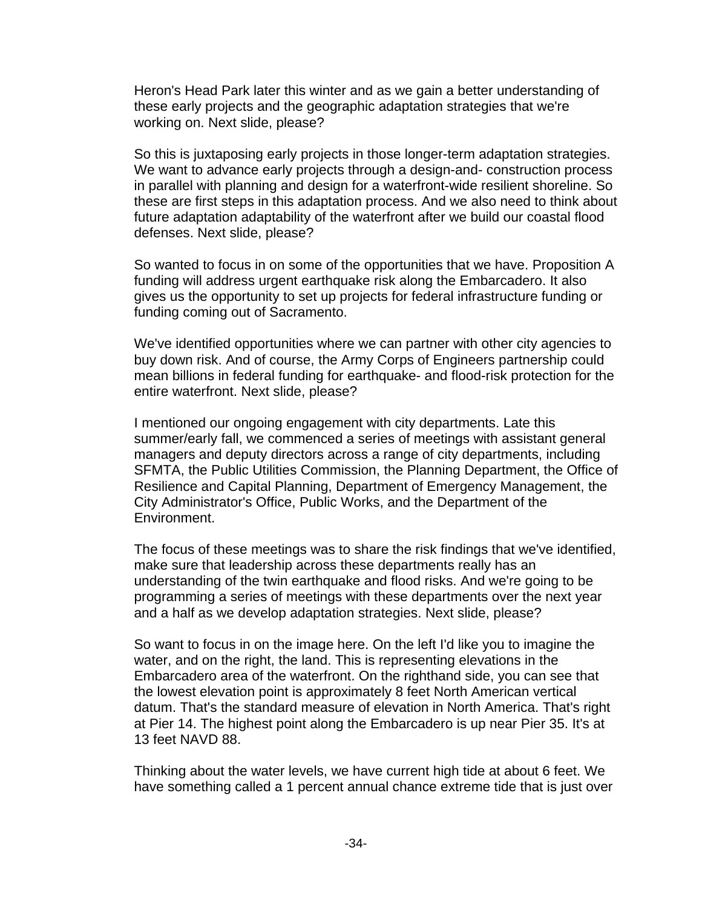Heron's Head Park later this winter and as we gain a better understanding of these early projects and the geographic adaptation strategies that we're working on. Next slide, please?

So this is juxtaposing early projects in those longer-term adaptation strategies. We want to advance early projects through a design-and- construction process in parallel with planning and design for a waterfront-wide resilient shoreline. So these are first steps in this adaptation process. And we also need to think about future adaptation adaptability of the waterfront after we build our coastal flood defenses. Next slide, please?

So wanted to focus in on some of the opportunities that we have. Proposition A funding will address urgent earthquake risk along the Embarcadero. It also gives us the opportunity to set up projects for federal infrastructure funding or funding coming out of Sacramento.

We've identified opportunities where we can partner with other city agencies to buy down risk. And of course, the Army Corps of Engineers partnership could mean billions in federal funding for earthquake- and flood-risk protection for the entire waterfront. Next slide, please?

I mentioned our ongoing engagement with city departments. Late this summer/early fall, we commenced a series of meetings with assistant general managers and deputy directors across a range of city departments, including SFMTA, the Public Utilities Commission, the Planning Department, the Office of Resilience and Capital Planning, Department of Emergency Management, the City Administrator's Office, Public Works, and the Department of the Environment.

The focus of these meetings was to share the risk findings that we've identified, make sure that leadership across these departments really has an understanding of the twin earthquake and flood risks. And we're going to be programming a series of meetings with these departments over the next year and a half as we develop adaptation strategies. Next slide, please?

So want to focus in on the image here. On the left I'd like you to imagine the water, and on the right, the land. This is representing elevations in the Embarcadero area of the waterfront. On the righthand side, you can see that the lowest elevation point is approximately 8 feet North American vertical datum. That's the standard measure of elevation in North America. That's right at Pier 14. The highest point along the Embarcadero is up near Pier 35. It's at 13 feet NAVD 88.

Thinking about the water levels, we have current high tide at about 6 feet. We have something called a 1 percent annual chance extreme tide that is just over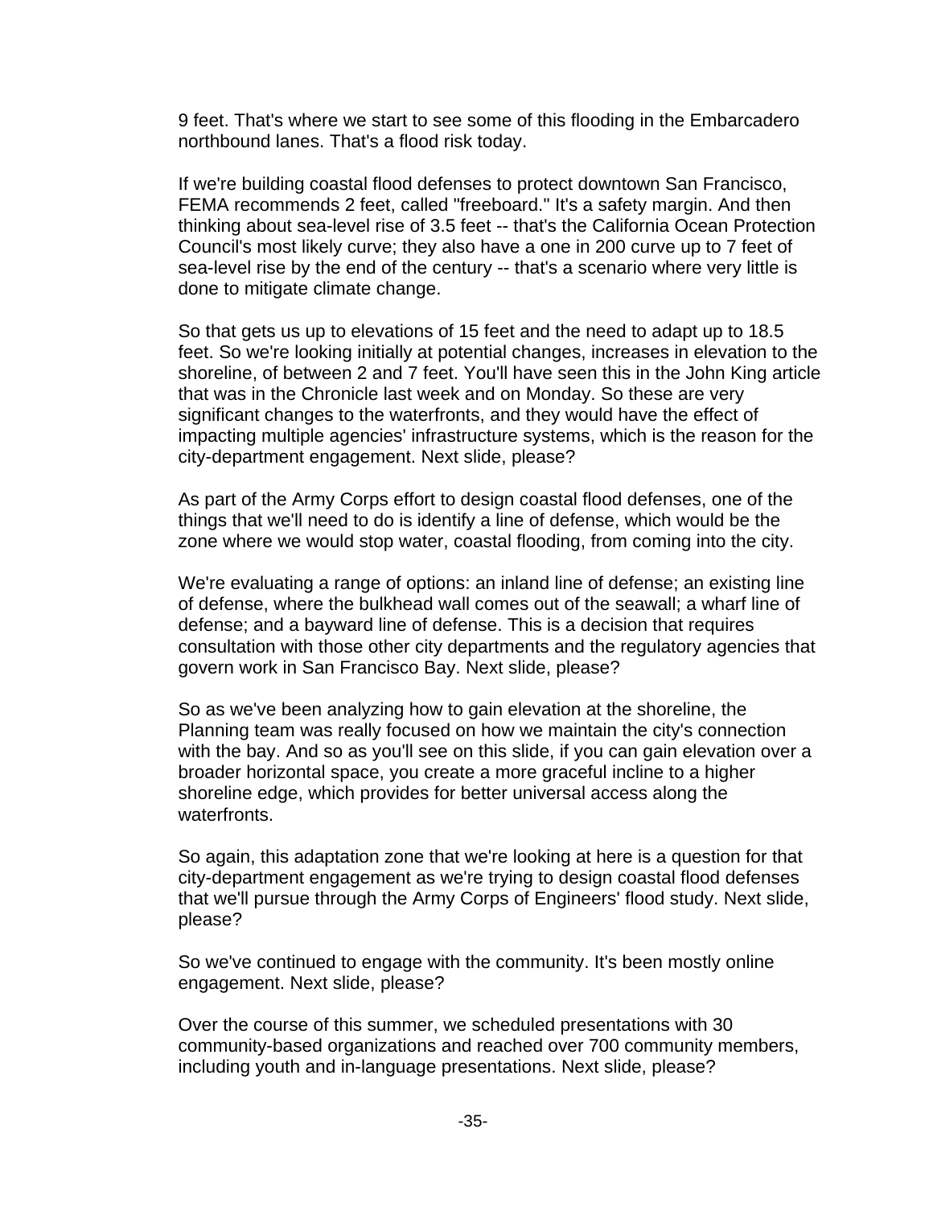9 feet. That's where we start to see some of this flooding in the Embarcadero northbound lanes. That's a flood risk today.

If we're building coastal flood defenses to protect downtown San Francisco, FEMA recommends 2 feet, called "freeboard." It's a safety margin. And then thinking about sea-level rise of 3.5 feet -- that's the California Ocean Protection Council's most likely curve; they also have a one in 200 curve up to 7 feet of sea-level rise by the end of the century -- that's a scenario where very little is done to mitigate climate change.

So that gets us up to elevations of 15 feet and the need to adapt up to 18.5 feet. So we're looking initially at potential changes, increases in elevation to the shoreline, of between 2 and 7 feet. You'll have seen this in the John King article that was in the Chronicle last week and on Monday. So these are very significant changes to the waterfronts, and they would have the effect of impacting multiple agencies' infrastructure systems, which is the reason for the city-department engagement. Next slide, please?

As part of the Army Corps effort to design coastal flood defenses, one of the things that we'll need to do is identify a line of defense, which would be the zone where we would stop water, coastal flooding, from coming into the city.

We're evaluating a range of options: an inland line of defense; an existing line of defense, where the bulkhead wall comes out of the seawall; a wharf line of defense; and a bayward line of defense. This is a decision that requires consultation with those other city departments and the regulatory agencies that govern work in San Francisco Bay. Next slide, please?

So as we've been analyzing how to gain elevation at the shoreline, the Planning team was really focused on how we maintain the city's connection with the bay. And so as you'll see on this slide, if you can gain elevation over a broader horizontal space, you create a more graceful incline to a higher shoreline edge, which provides for better universal access along the waterfronts.

So again, this adaptation zone that we're looking at here is a question for that city-department engagement as we're trying to design coastal flood defenses that we'll pursue through the Army Corps of Engineers' flood study. Next slide, please?

So we've continued to engage with the community. It's been mostly online engagement. Next slide, please?

Over the course of this summer, we scheduled presentations with 30 community-based organizations and reached over 700 community members, including youth and in-language presentations. Next slide, please?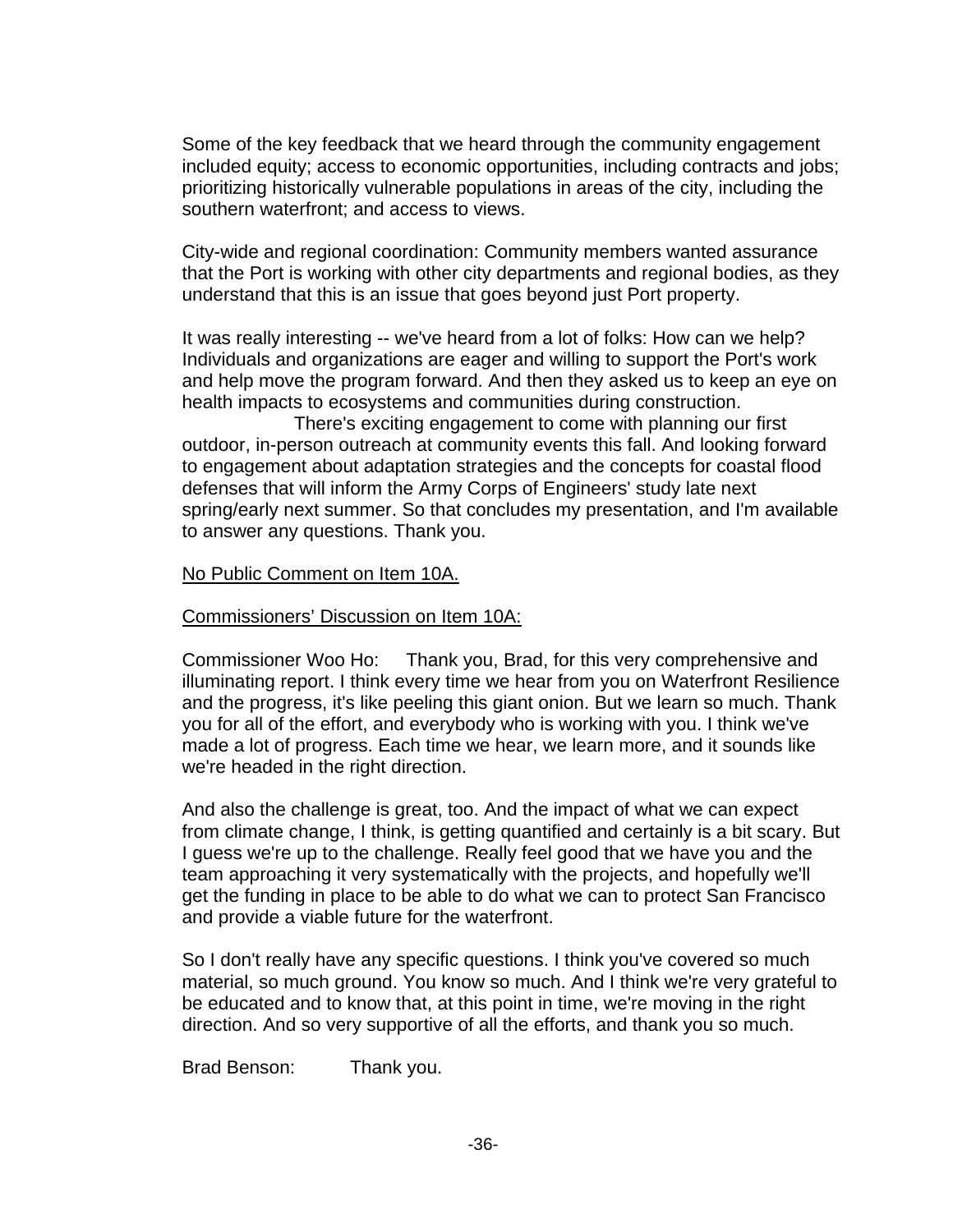Some of the key feedback that we heard through the community engagement included equity; access to economic opportunities, including contracts and jobs; prioritizing historically vulnerable populations in areas of the city, including the southern waterfront; and access to views.

City-wide and regional coordination: Community members wanted assurance that the Port is working with other city departments and regional bodies, as they understand that this is an issue that goes beyond just Port property.

It was really interesting -- we've heard from a lot of folks: How can we help? Individuals and organizations are eager and willing to support the Port's work and help move the program forward. And then they asked us to keep an eye on health impacts to ecosystems and communities during construction.

There's exciting engagement to come with planning our first outdoor, in-person outreach at community events this fall. And looking forward to engagement about adaptation strategies and the concepts for coastal flood defenses that will inform the Army Corps of Engineers' study late next spring/early next summer. So that concludes my presentation, and I'm available to answer any questions. Thank you.

<u>No Public Comment on Item 10A.</u>

<u>Commissioners' Discussion on Item 10A:</u>

Commissioner Woo Ho: Thank you, Brad, for this very comprehensive and illuminating report. I think every time we hear from you on Waterfront Resilience and the progress, it's like peeling this giant onion. But we learn so much. Thank you for all of the effort, and everybody who is working with you. I think we've made a lot of progress. Each time we hear, we learn more, and it sounds like we're headed in the right direction.

And also the challenge is great, too. And the impact of what we can expect from climate change, I think, is getting quantified and certainly is a bit scary. But I guess we're up to the challenge. Really feel good that we have you and the team approaching it very systematically with the projects, and hopefully we'll get the funding in place to be able to do what we can to protect San Francisco and provide a viable future for the waterfront.

So I don't really have any specific questions. I think you've covered so much material, so much ground. You know so much. And I think we're very grateful to be educated and to know that, at this point in time, we're moving in the right direction. And so very supportive of all the efforts, and thank you so much.

Brad Benson: Thank you.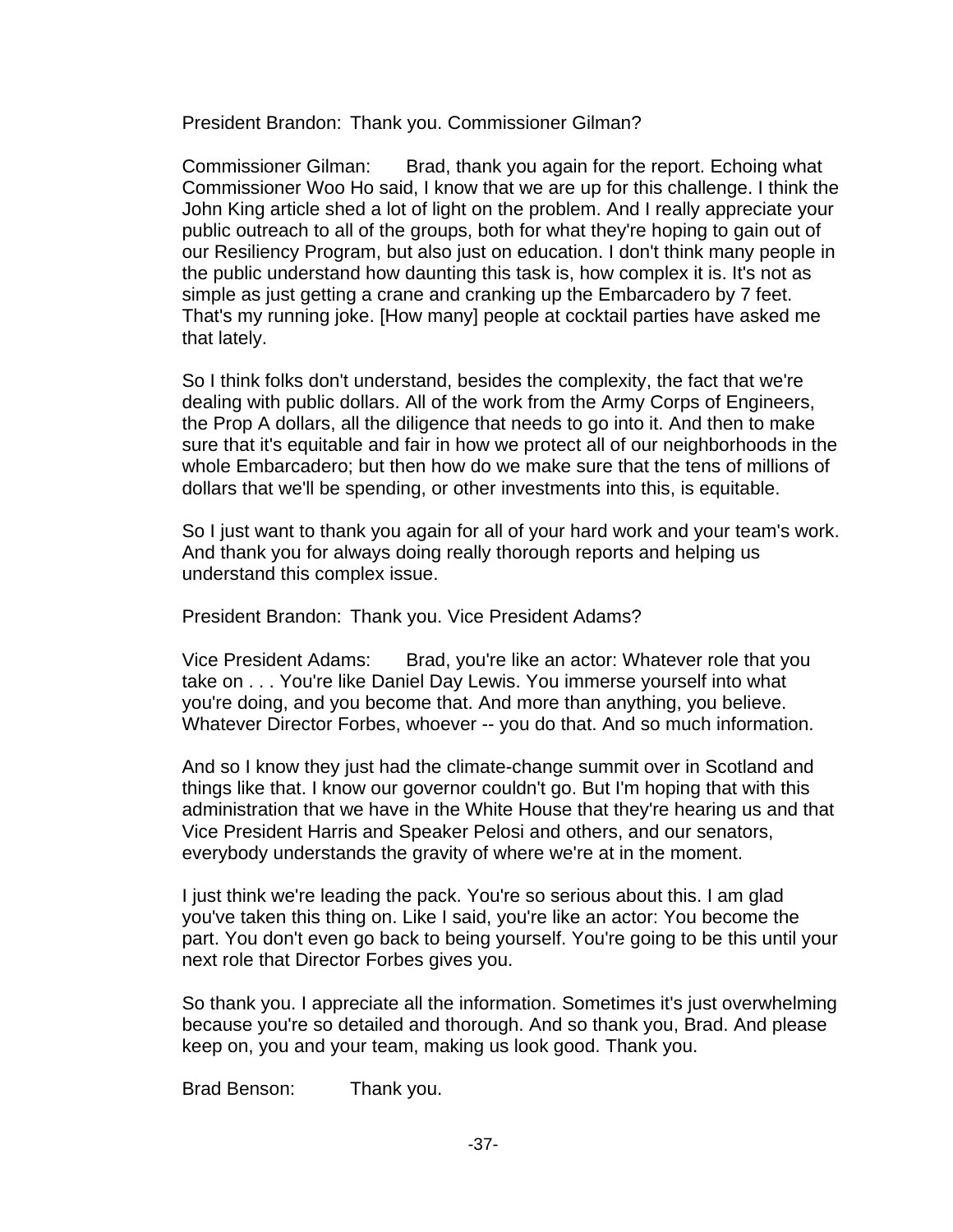President Brandon: Thank you. Commissioner Gilman?

Commissioner Gilman: Brad, thank you again for the report. Echoing what Commissioner Woo Ho said, I know that we are up for this challenge. I think the John King article shed a lot of light on the problem. And I really appreciate your public outreach to all of the groups, both for what they're hoping to gain out of our Resiliency Program, but also just on education. I don't think many people in the public understand how daunting this task is, how complex it is. It's not as simple as just getting a crane and cranking up the Embarcadero by 7 feet. That's my running joke. [How many] people at cocktail parties have asked me that lately.

So I think folks don't understand, besides the complexity, the fact that we're dealing with public dollars. All of the work from the Army Corps of Engineers, the Prop A dollars, all the diligence that needs to go into it. And then to make sure that it's equitable and fair in how we protect all of our neighborhoods in the whole Embarcadero; but then how do we make sure that the tens of millions of dollars that we'll be spending, or other investments into this, is equitable.

So I just want to thank you again for all of your hard work and your team's work. And thank you for always doing really thorough reports and helping us understand this complex issue.

President Brandon: Thank you. Vice President Adams?

Vice President Adams: Brad, you're like an actor: Whatever role that you take on . . . You're like Daniel Day Lewis. You immerse yourself into what you're doing, and you become that. And more than anything, you believe. Whatever Director Forbes, whoever -- you do that. And so much information.

And so I know they just had the climate-change summit over in Scotland and things like that. I know our governor couldn't go. But I'm hoping that with this administration that we have in the White House that they're hearing us and that Vice President Harris and Speaker Pelosi and others, and our senators, everybody understands the gravity of where we're at in the moment.

I just think we're leading the pack. You're so serious about this. I am glad you've taken this thing on. Like I said, you're like an actor: You become the part. You don't even go back to being yourself. You're going to be this until your next role that Director Forbes gives you.

So thank you. I appreciate all the information. Sometimes it's just overwhelming because you're so detailed and thorough. And so thank you, Brad. And please keep on, you and your team, making us look good. Thank you.

Brad Benson: Thank you.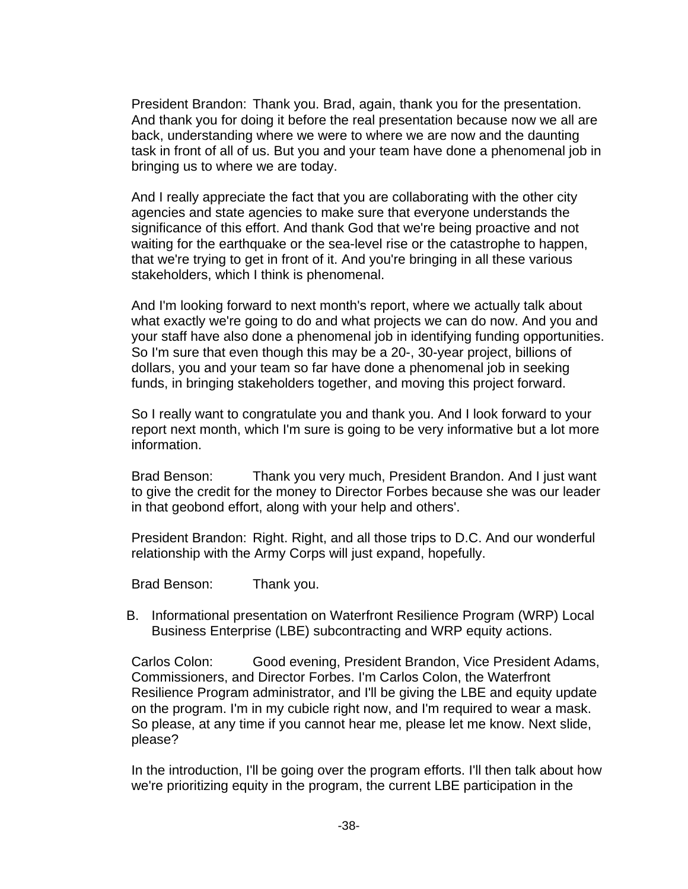President Brandon: Thank you. Brad, again, thank you for the presentation. And thank you for doing it before the real presentation because now we all are back, understanding where we were to where we are now and the daunting task in front of all of us. But you and your team have done a phenomenal job in bringing us to where we are today.

And I really appreciate the fact that you are collaborating with the other city agencies and state agencies to make sure that everyone understands the significance of this effort. And thank God that we're being proactive and not waiting for the earthquake or the sea-level rise or the catastrophe to happen, that we're trying to get in front of it. And you're bringing in all these various stakeholders, which I think is phenomenal.

And I'm looking forward to next month's report, where we actually talk about what exactly we're going to do and what projects we can do now. And you and your staff have also done a phenomenal job in identifying funding opportunities. So I'm sure that even though this may be a 20-, 30-year project, billions of dollars, you and your team so far have done a phenomenal job in seeking funds, in bringing stakeholders together, and moving this project forward.

So I really want to congratulate you and thank you. And I look forward to your report next month, which I'm sure is going to be very informative but a lot more information.

Brad Benson: Thank you very much, President Brandon. And I just want to give the credit for the money to Director Forbes because she was our leader in that geobond effort, along with your help and others'.

President Brandon: Right. Right, and all those trips to D.C. And our wonderful relationship with the Army Corps will just expand, hopefully.

Brad Benson: Thank you.

B. Informational presentation on Waterfront Resilience Program (WRP) Local Business Enterprise (LBE) subcontracting and WRP equity actions.

Carlos Colon: Good evening, President Brandon, Vice President Adams, Commissioners, and Director Forbes. I'm Carlos Colon, the Waterfront Resilience Program administrator, and I'll be giving the LBE and equity update on the program. I'm in my cubicle right now, and I'm required to wear a mask. So please, at any time if you cannot hear me, please let me know. Next slide, please?

In the introduction, I'll be going over the program efforts. I'll then talk about how we're prioritizing equity in the program, the current LBE participation in the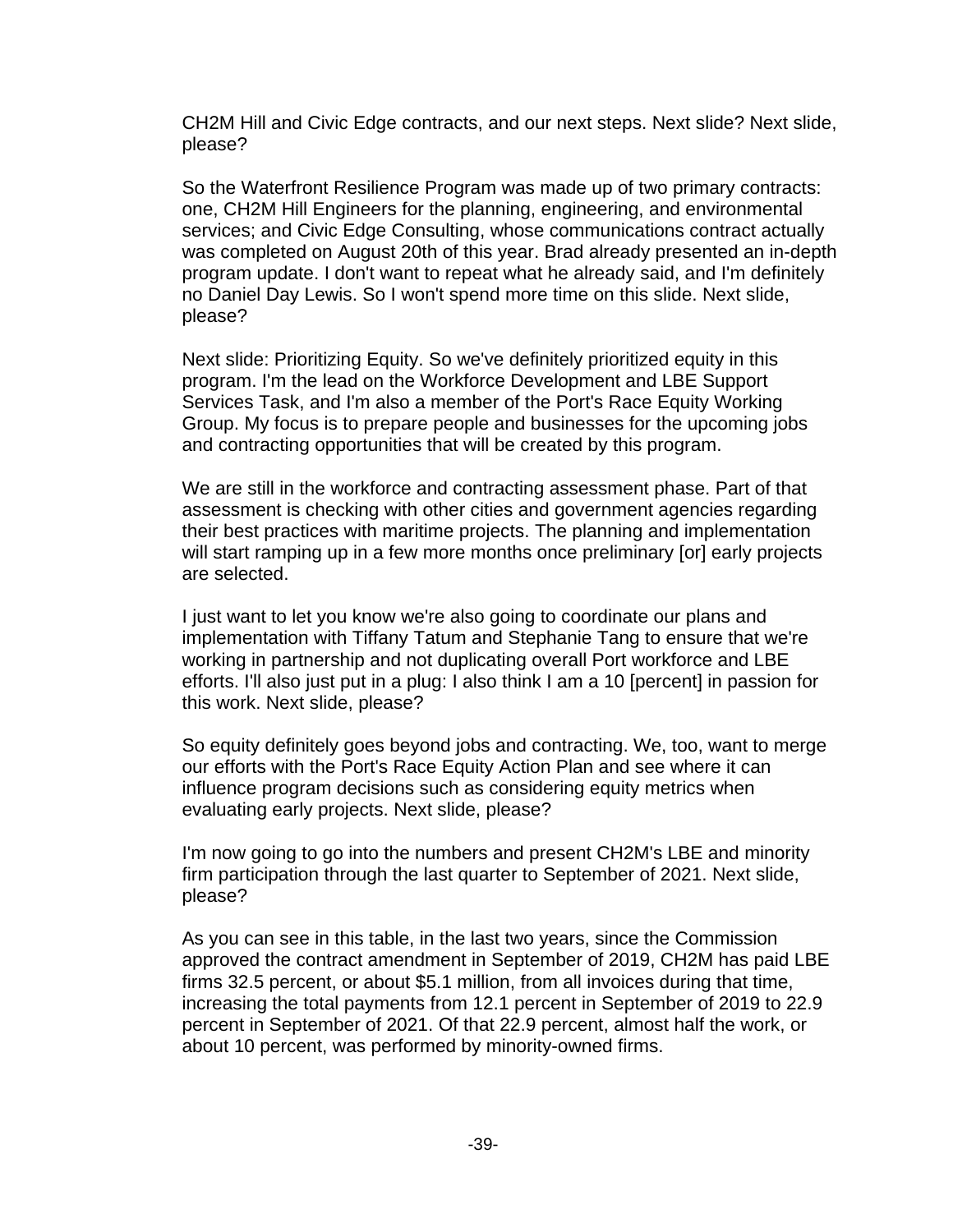CH2M Hill and Civic Edge contracts, and our next steps. Next slide? Next slide, please?

So the Waterfront Resilience Program was made up of two primary contracts: one, CH2M Hill Engineers for the planning, engineering, and environmental services; and Civic Edge Consulting, whose communications contract actually was completed on August 20th of this year. Brad already presented an in-depth program update. I don't want to repeat what he already said, and I'm definitely no Daniel Day Lewis. So I won't spend more time on this slide. Next slide, please?

Next slide: Prioritizing Equity. So we've definitely prioritized equity in this program. I'm the lead on the Workforce Development and LBE Support Services Task, and I'm also a member of the Port's Race Equity Working Group. My focus is to prepare people and businesses for the upcoming jobs and contracting opportunities that will be created by this program.

We are still in the workforce and contracting assessment phase. Part of that assessment is checking with other cities and government agencies regarding their best practices with maritime projects. The planning and implementation will start ramping up in a few more months once preliminary [or] early projects are selected.

I just want to let you know we're also going to coordinate our plans and implementation with Tiffany Tatum and Stephanie Tang to ensure that we're working in partnership and not duplicating overall Port workforce and LBE efforts. I'll also just put in a plug: I also think I am a 10 [percent] in passion for this work. Next slide, please?

So equity definitely goes beyond jobs and contracting. We, too, want to merge our efforts with the Port's Race Equity Action Plan and see where it can influence program decisions such as considering equity metrics when evaluating early projects. Next slide, please?

I'm now going to go into the numbers and present CH2M's LBE and minority firm participation through the last quarter to September of 2021. Next slide, please?

As you can see in this table, in the last two years, since the Commission approved the contract amendment in September of 2019, CH2M has paid LBE firms 32.5 percent, or about $5.1 million, from all invoices during that time, increasing the total payments from 12.1 percent in September of 2019 to 22.9 percent in September of 2021. Of that 22.9 percent, almost half the work, or about 10 percent, was performed by minority-owned firms.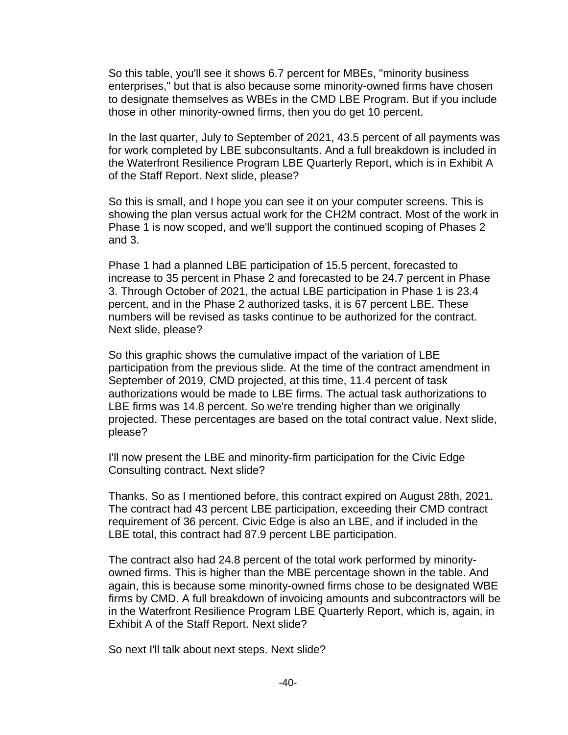So this table, you'll see it shows 6.7 percent for MBEs, "minority business enterprises," but that is also because some minority-owned firms have chosen to designate themselves as WBEs in the CMD LBE Program. But if you include those in other minority-owned firms, then you do get 10 percent.

In the last quarter, July to September of 2021, 43.5 percent of all payments was for work completed by LBE subconsultants. And a full breakdown is included in the Waterfront Resilience Program LBE Quarterly Report, which is in Exhibit A of the Staff Report. Next slide, please?

So this is small, and I hope you can see it on your computer screens. This is showing the plan versus actual work for the CH2M contract. Most of the work in Phase 1 is now scoped, and we'll support the continued scoping of Phases 2 and 3.

Phase 1 had a planned LBE participation of 15.5 percent, forecasted to increase to 35 percent in Phase 2 and forecasted to be 24.7 percent in Phase 3. Through October of 2021, the actual LBE participation in Phase 1 is 23.4 percent, and in the Phase 2 authorized tasks, it is 67 percent LBE. These numbers will be revised as tasks continue to be authorized for the contract. Next slide, please?

So this graphic shows the cumulative impact of the variation of LBE participation from the previous slide. At the time of the contract amendment in September of 2019, CMD projected, at this time, 11.4 percent of task authorizations would be made to LBE firms. The actual task authorizations to LBE firms was 14.8 percent. So we're trending higher than we originally projected. These percentages are based on the total contract value. Next slide, please?

I'll now present the LBE and minority-firm participation for the Civic Edge Consulting contract. Next slide?

Thanks. So as I mentioned before, this contract expired on August 28th, 2021. The contract had 43 percent LBE participation, exceeding their CMD contract requirement of 36 percent. Civic Edge is also an LBE, and if included in the LBE total, this contract had 87.9 percent LBE participation.

The contract also had 24.8 percent of the total work performed by minority-owned firms. This is higher than the MBE percentage shown in the table. And again, this is because some minority-owned firms chose to be designated WBE firms by CMD. A full breakdown of invoicing amounts and subcontractors will be in the Waterfront Resilience Program LBE Quarterly Report, which is, again, in Exhibit A of the Staff Report. Next slide?

So next I'll talk about next steps. Next slide?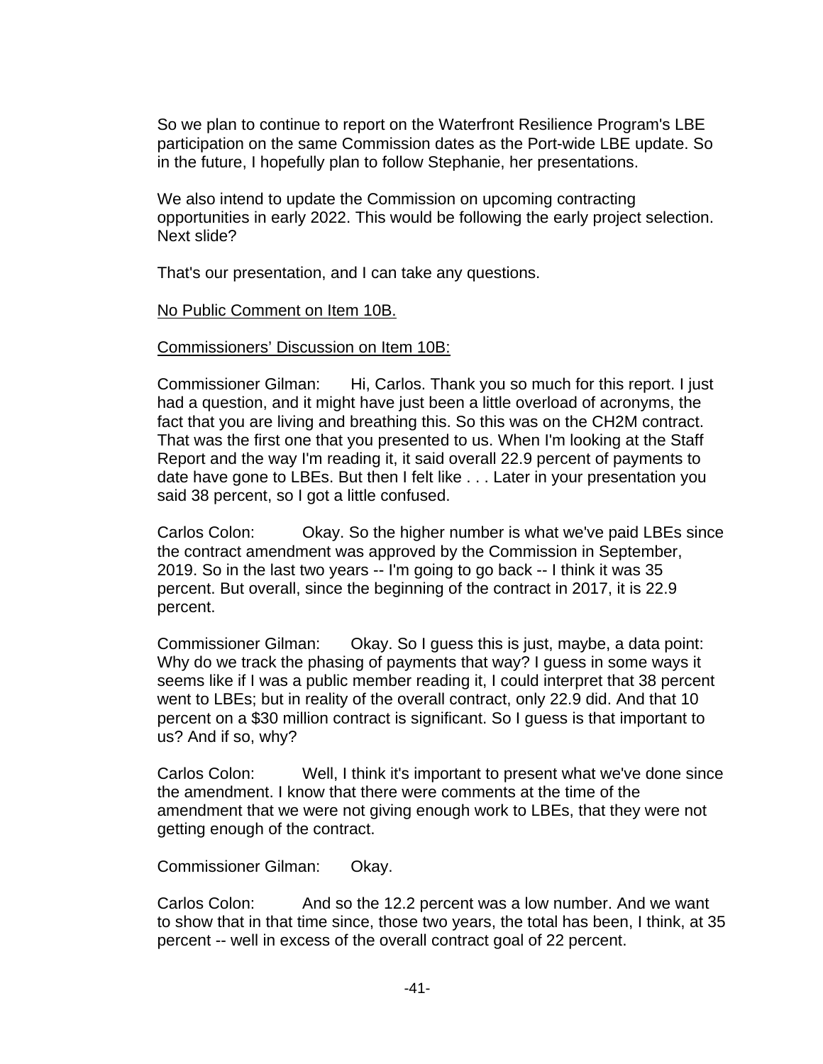So we plan to continue to report on the Waterfront Resilience Program's LBE participation on the same Commission dates as the Port-wide LBE update. So in the future, I hopefully plan to follow Stephanie, her presentations.

We also intend to update the Commission on upcoming contracting opportunities in early 2022. This would be following the early project selection. Next slide?

That's our presentation, and I can take any questions.

<u>No Public Comment on Item 10B.</u>

<u>Commissioners' Discussion on Item 10B:</u>

Commissioner Gilman: Hi, Carlos. Thank you so much for this report. I just had a question, and it might have just been a little overload of acronyms, the fact that you are living and breathing this. So this was on the CH2M contract. That was the first one that you presented to us. When I'm looking at the Staff Report and the way I'm reading it, it said overall 22.9 percent of payments to date have gone to LBEs. But then I felt like . . . Later in your presentation you said 38 percent, so I got a little confused.

Carlos Colon: Okay. So the higher number is what we've paid LBEs since the contract amendment was approved by the Commission in September, 2019. So in the last two years -- I'm going to go back -- I think it was 35 percent. But overall, since the beginning of the contract in 2017, it is 22.9 percent.

Commissioner Gilman: Okay. So I guess this is just, maybe, a data point: Why do we track the phasing of payments that way? I guess in some ways it seems like if I was a public member reading it, I could interpret that 38 percent went to LBEs; but in reality of the overall contract, only 22.9 did. And that 10 percent on a $30 million contract is significant. So I guess is that important to us? And if so, why?

Carlos Colon: Well, I think it's important to present what we've done since the amendment. I know that there were comments at the time of the amendment that we were not giving enough work to LBEs, that they were not getting enough of the contract.

Commissioner Gilman: Okay.

Carlos Colon: And so the 12.2 percent was a low number. And we want to show that in that time since, those two years, the total has been, I think, at 35 percent -- well in excess of the overall contract goal of 22 percent.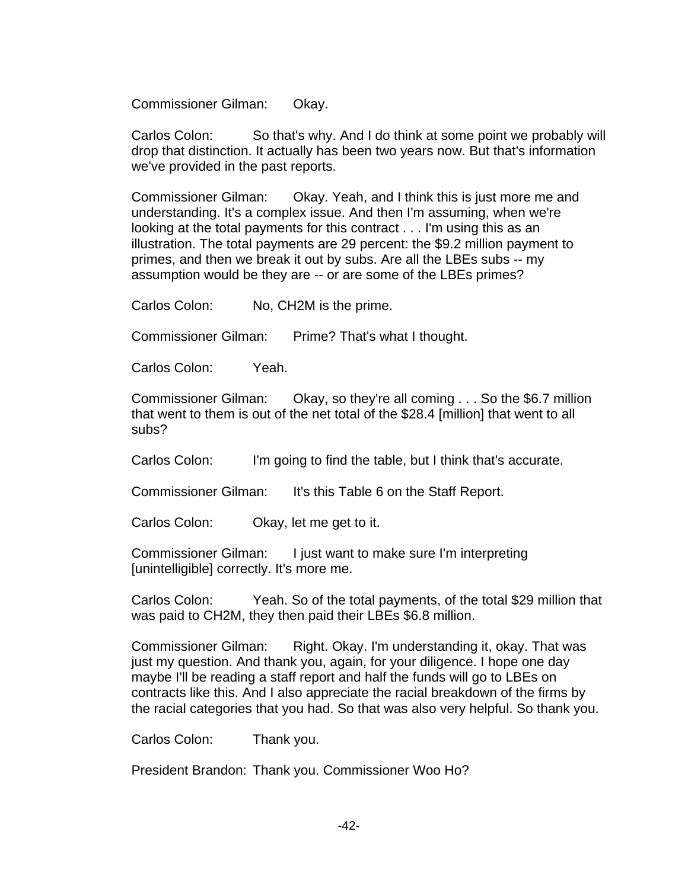Commissioner Gilman: Okay.

Carlos Colon: So that's why. And I do think at some point we probably will drop that distinction. It actually has been two years now. But that's information we've provided in the past reports.

Commissioner Gilman: Okay. Yeah, and I think this is just more me and understanding. It's a complex issue. And then I'm assuming, when we're looking at the total payments for this contract . . . I'm using this as an illustration. The total payments are 29 percent: the $9.2 million payment to primes, and then we break it out by subs. Are all the LBEs subs -- my assumption would be they are -- or are some of the LBEs primes?

Carlos Colon: No, CH2M is the prime.

Commissioner Gilman: Prime? That's what I thought.

Carlos Colon: Yeah.

Commissioner Gilman: Okay, so they're all coming . . . So the $6.7 million that went to them is out of the net total of the $28.4 [million] that went to all subs?

Carlos Colon: I'm going to find the table, but I think that's accurate.

Commissioner Gilman: It's this Table 6 on the Staff Report.

Carlos Colon: Okay, let me get to it.

Commissioner Gilman: I just want to make sure I'm interpreting [unintelligible] correctly. It's more me.

Carlos Colon: Yeah. So of the total payments, of the total $29 million that was paid to CH2M, they then paid their LBEs $6.8 million.

Commissioner Gilman: Right. Okay. I'm understanding it, okay. That was just my question. And thank you, again, for your diligence. I hope one day maybe I'll be reading a staff report and half the funds will go to LBEs on contracts like this. And I also appreciate the racial breakdown of the firms by the racial categories that you had. So that was also very helpful. So thank you.

Carlos Colon: Thank you.

President Brandon: Thank you. Commissioner Woo Ho?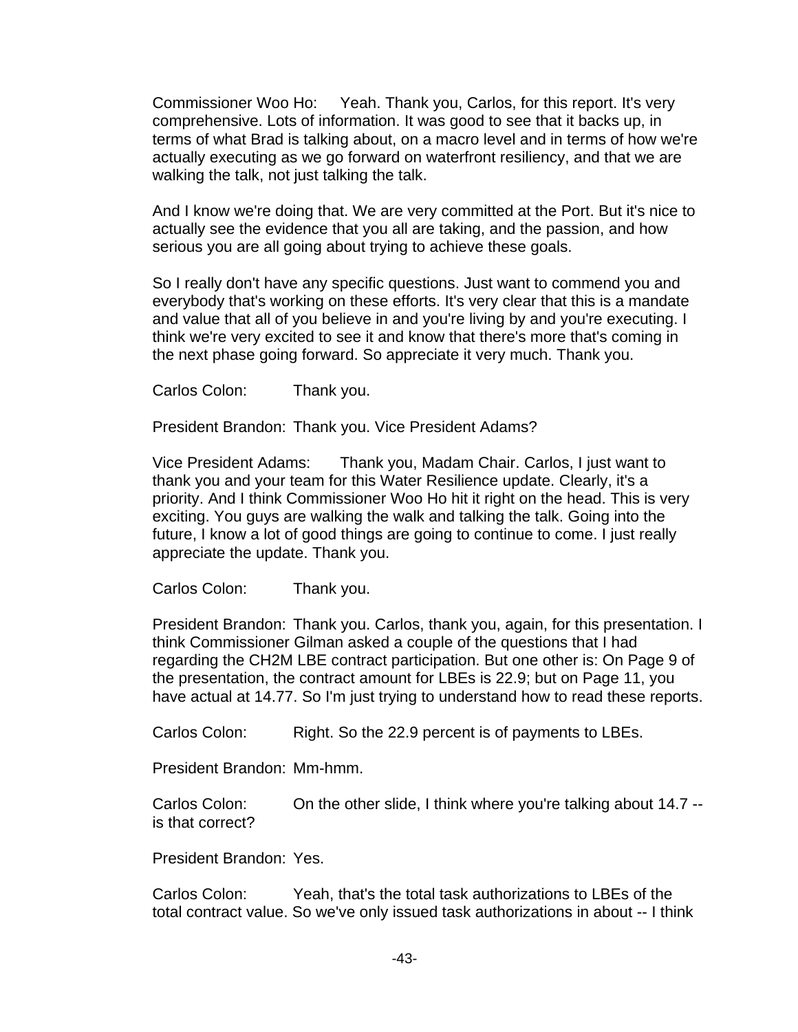Commissioner Woo Ho: Yeah. Thank you, Carlos, for this report. It's very comprehensive. Lots of information. It was good to see that it backs up, in terms of what Brad is talking about, on a macro level and in terms of how we're actually executing as we go forward on waterfront resiliency, and that we are walking the talk, not just talking the talk.

And I know we're doing that. We are very committed at the Port. But it's nice to actually see the evidence that you all are taking, and the passion, and how serious you are all going about trying to achieve these goals.

So I really don't have any specific questions. Just want to commend you and everybody that's working on these efforts. It's very clear that this is a mandate and value that all of you believe in and you're living by and you're executing. I think we're very excited to see it and know that there's more that's coming in the next phase going forward. So appreciate it very much. Thank you.

Carlos Colon: Thank you.

President Brandon: Thank you. Vice President Adams?

Vice President Adams: Thank you, Madam Chair. Carlos, I just want to thank you and your team for this Water Resilience update. Clearly, it's a priority. And I think Commissioner Woo Ho hit it right on the head. This is very exciting. You guys are walking the walk and talking the talk. Going into the future, I know a lot of good things are going to continue to come. I just really appreciate the update. Thank you.

Carlos Colon: Thank you.

President Brandon: Thank you. Carlos, thank you, again, for this presentation. I think Commissioner Gilman asked a couple of the questions that I had regarding the CH2M LBE contract participation. But one other is: On Page 9 of the presentation, the contract amount for LBEs is 22.9; but on Page 11, you have actual at 14.77. So I'm just trying to understand how to read these reports.

Carlos Colon: Right. So the 22.9 percent is of payments to LBEs.

President Brandon: Mm-hmm.

Carlos Colon: On the other slide, I think where you're talking about 14.7 -- is that correct?

President Brandon: Yes.

Carlos Colon: Yeah, that's the total task authorizations to LBEs of the total contract value. So we've only issued task authorizations in about -- I think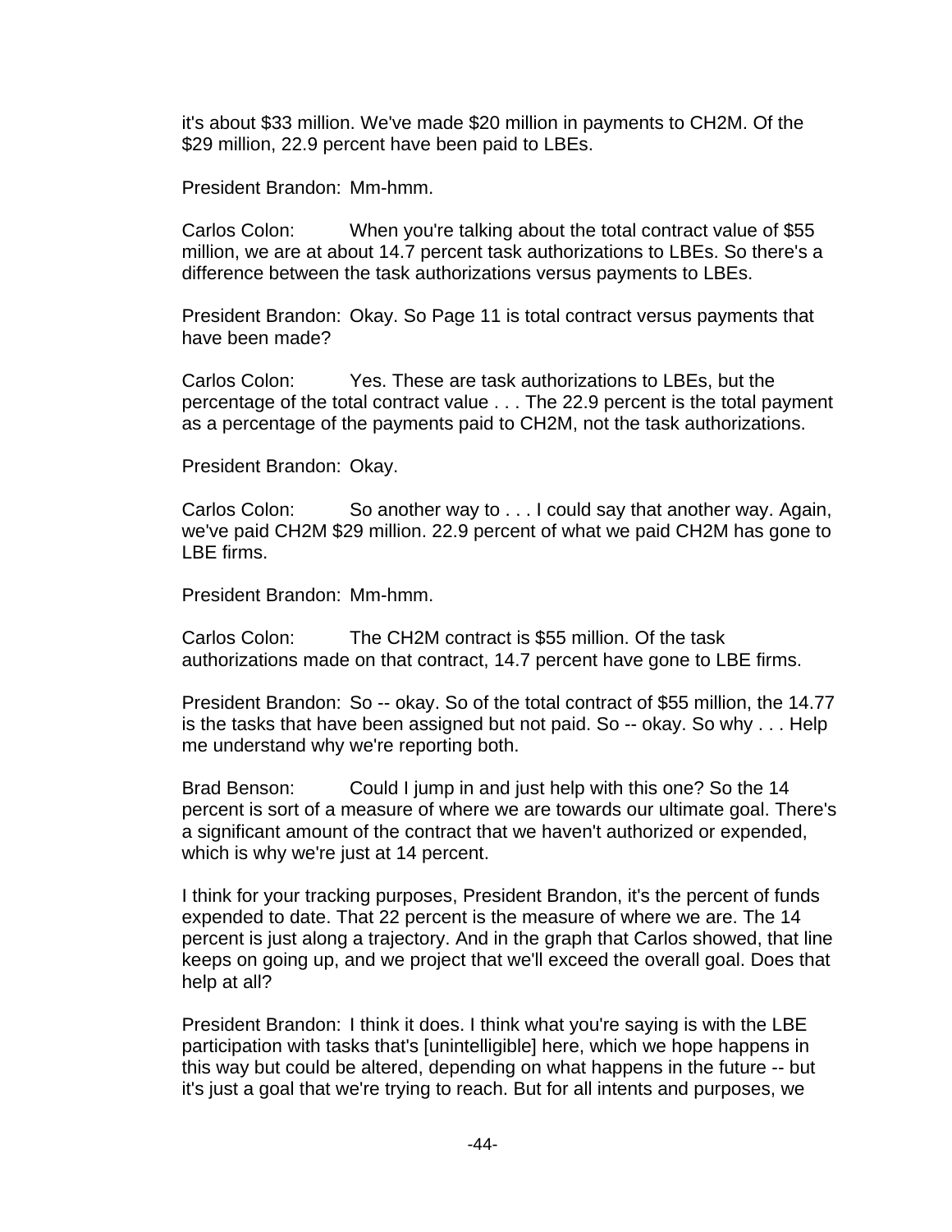it's about $33 million. We've made $20 million in payments to CH2M. Of the $29 million, 22.9 percent have been paid to LBEs.

President Brandon: Mm-hmm.

Carlos Colon: When you're talking about the total contract value of $55 million, we are at about 14.7 percent task authorizations to LBEs. So there's a difference between the task authorizations versus payments to LBEs.

President Brandon: Okay. So Page 11 is total contract versus payments that have been made?

Carlos Colon: Yes. These are task authorizations to LBEs, but the percentage of the total contract value . . . The 22.9 percent is the total payment as a percentage of the payments paid to CH2M, not the task authorizations.

President Brandon: Okay.

Carlos Colon: So another way to . . . I could say that another way. Again, we've paid CH2M $29 million. 22.9 percent of what we paid CH2M has gone to LBE firms.

President Brandon: Mm-hmm.

Carlos Colon: The CH2M contract is $55 million. Of the task authorizations made on that contract, 14.7 percent have gone to LBE firms.

President Brandon: So -- okay. So of the total contract of $55 million, the 14.77 is the tasks that have been assigned but not paid. So -- okay. So why . . . Help me understand why we're reporting both.

Brad Benson: Could I jump in and just help with this one? So the 14 percent is sort of a measure of where we are towards our ultimate goal. There's a significant amount of the contract that we haven't authorized or expended, which is why we're just at 14 percent.

I think for your tracking purposes, President Brandon, it's the percent of funds expended to date. That 22 percent is the measure of where we are. The 14 percent is just along a trajectory. And in the graph that Carlos showed, that line keeps on going up, and we project that we'll exceed the overall goal. Does that help at all?

President Brandon: I think it does. I think what you're saying is with the LBE participation with tasks that's [unintelligible] here, which we hope happens in this way but could be altered, depending on what happens in the future -- but it's just a goal that we're trying to reach. But for all intents and purposes, we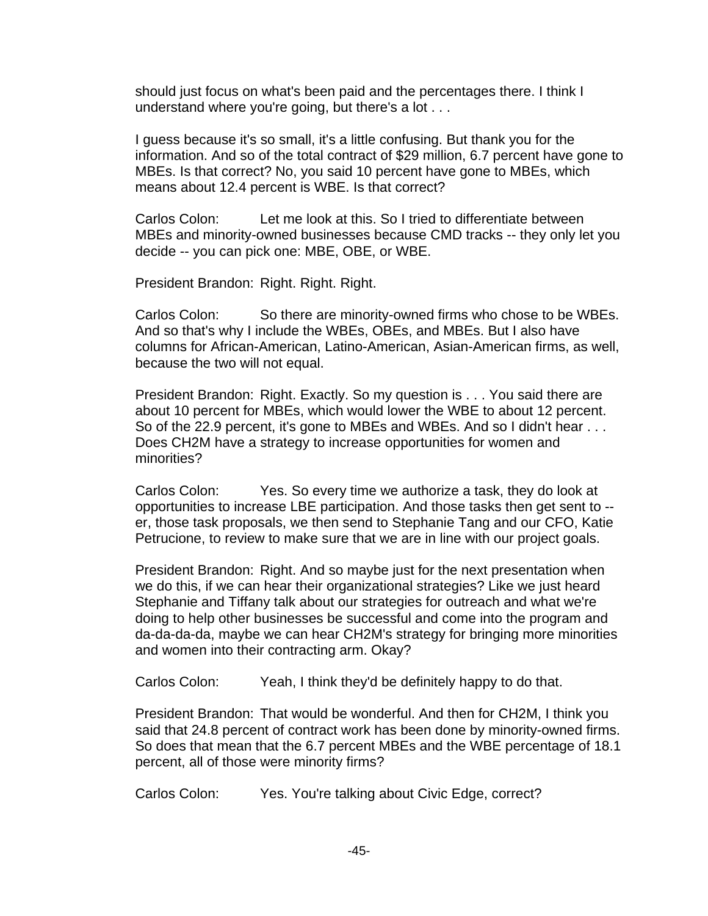should just focus on what's been paid and the percentages there. I think I understand where you're going, but there's a lot . . .

I guess because it's so small, it's a little confusing. But thank you for the information. And so of the total contract of $29 million, 6.7 percent have gone to MBEs. Is that correct? No, you said 10 percent have gone to MBEs, which means about 12.4 percent is WBE. Is that correct?

Carlos Colon: Let me look at this. So I tried to differentiate between MBEs and minority-owned businesses because CMD tracks -- they only let you decide -- you can pick one: MBE, OBE, or WBE.

President Brandon: Right. Right. Right.

Carlos Colon: So there are minority-owned firms who chose to be WBEs. And so that's why I include the WBEs, OBEs, and MBEs. But I also have columns for African-American, Latino-American, Asian-American firms, as well, because the two will not equal.

President Brandon: Right. Exactly. So my question is . . . You said there are about 10 percent for MBEs, which would lower the WBE to about 12 percent. So of the 22.9 percent, it's gone to MBEs and WBEs. And so I didn't hear . . . Does CH2M have a strategy to increase opportunities for women and minorities?

Carlos Colon: Yes. So every time we authorize a task, they do look at opportunities to increase LBE participation. And those tasks then get sent to -- er, those task proposals, we then send to Stephanie Tang and our CFO, Katie Petrucione, to review to make sure that we are in line with our project goals.

President Brandon: Right. And so maybe just for the next presentation when we do this, if we can hear their organizational strategies? Like we just heard Stephanie and Tiffany talk about our strategies for outreach and what we're doing to help other businesses be successful and come into the program and da-da-da-da, maybe we can hear CH2M's strategy for bringing more minorities and women into their contracting arm. Okay?

Carlos Colon: Yeah, I think they'd be definitely happy to do that.

President Brandon: That would be wonderful. And then for CH2M, I think you said that 24.8 percent of contract work has been done by minority-owned firms. So does that mean that the 6.7 percent MBEs and the WBE percentage of 18.1 percent, all of those were minority firms?

Carlos Colon: Yes. You're talking about Civic Edge, correct?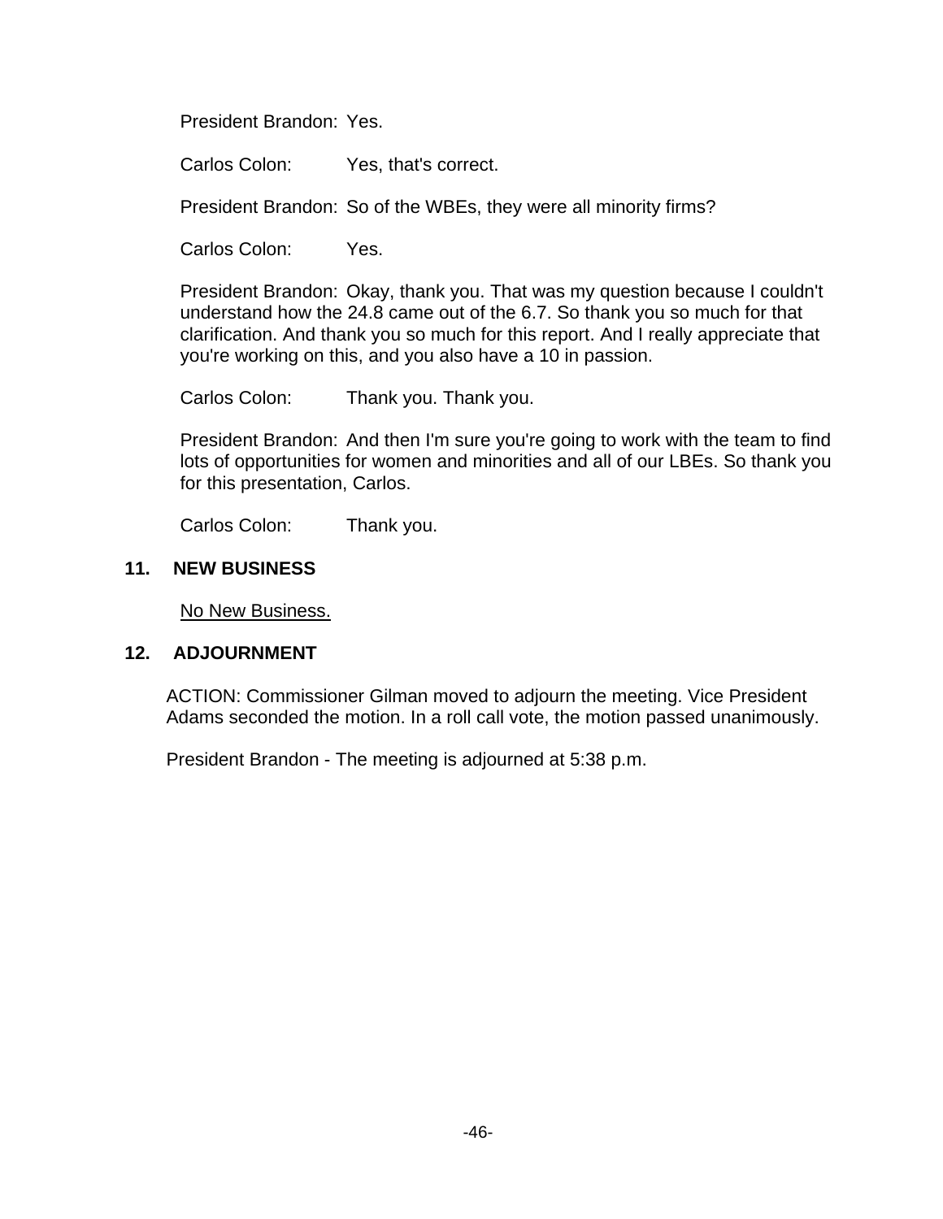President Brandon: Yes.

Carlos Colon: Yes, that's correct.

President Brandon: So of the WBEs, they were all minority firms?

Carlos Colon: Yes.

President Brandon: Okay, thank you. That was my question because I couldn't understand how the 24.8 came out of the 6.7. So thank you so much for that clarification. And thank you so much for this report. And I really appreciate that you're working on this, and you also have a 10 in passion.

Carlos Colon: Thank you. Thank you.

President Brandon: And then I'm sure you're going to work with the team to find lots of opportunities for women and minorities and all of our LBEs. So thank you for this presentation, Carlos.

Carlos Colon: Thank you.

## 11. NEW BUSINESS

No New Business.

## 12. ADJOURNMENT

ACTION: Commissioner Gilman moved to adjourn the meeting. Vice President Adams seconded the motion. In a roll call vote, the motion passed unanimously.

President Brandon - The meeting is adjourned at 5:38 p.m.